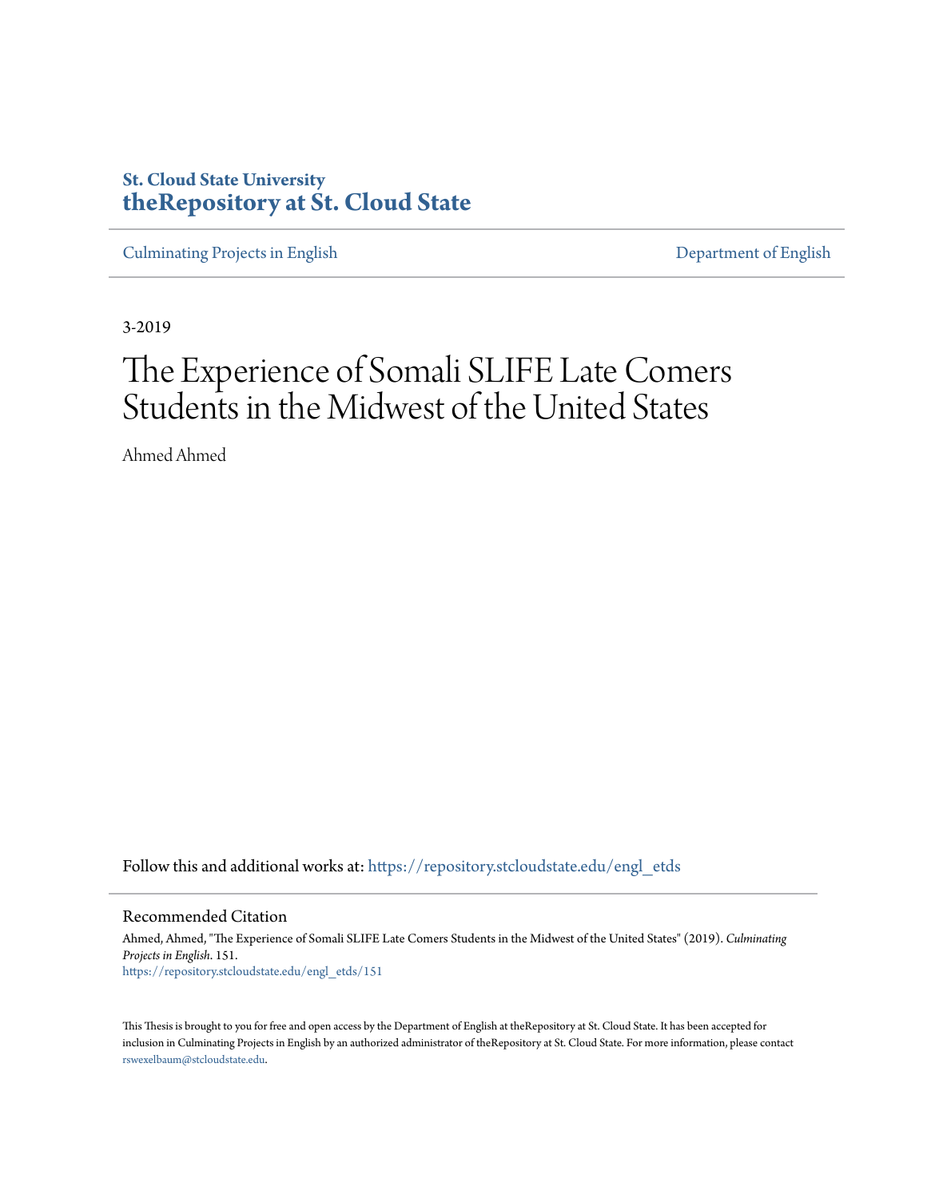**St. Cloud State University**
**theRepository at St. Cloud State**

Culminating Projects in English | Department of English

3-2019

# The Experience of Somali SLIFE Late Comers Students in the Midwest of the United States

Ahmed Ahmed

Follow this and additional works at: https://repository.stcloudstate.edu/engl_etds

## Recommended Citation

Ahmed, Ahmed, "The Experience of Somali SLIFE Late Comers Students in the Midwest of the United States" (2019). *Culminating Projects in English*. 151.
https://repository.stcloudstate.edu/engl_etds/151

This Thesis is brought to you for free and open access by the Department of English at theRepository at St. Cloud State. It has been accepted for inclusion in Culminating Projects in English by an authorized administrator of theRepository at St. Cloud State. For more information, please contact rswexelbaum@stcloudstate.edu.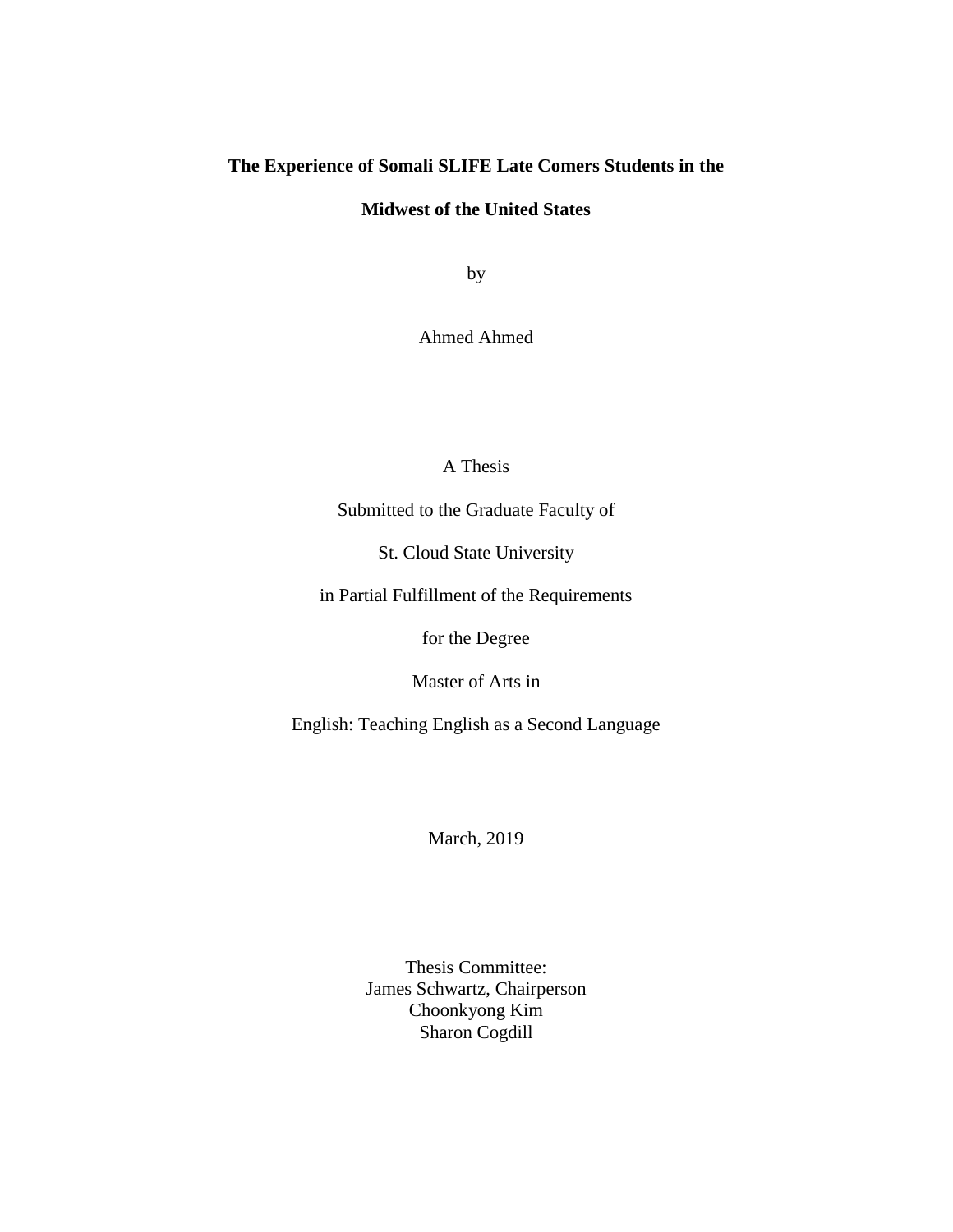**The Experience of Somali SLIFE Late Comers Students in the Midwest of the United States**

by

Ahmed Ahmed

A Thesis

Submitted to the Graduate Faculty of

St. Cloud State University

in Partial Fulfillment of the Requirements

for the Degree

Master of Arts in

English: Teaching English as a Second Language

March, 2019

Thesis Committee:
James Schwartz, Chairperson
Choonkyong Kim
Sharon Cogdill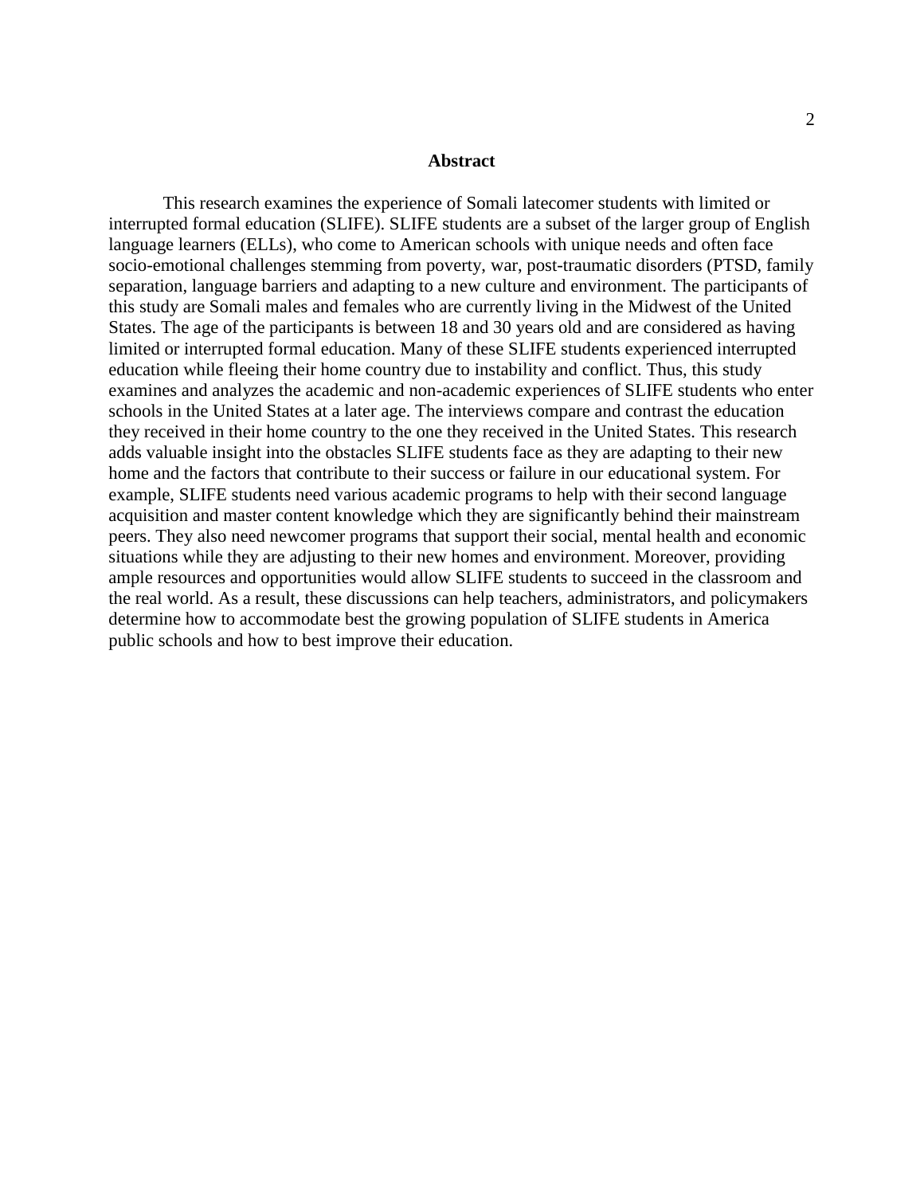# Abstract

This research examines the experience of Somali latecomer students with limited or interrupted formal education (SLIFE). SLIFE students are a subset of the larger group of English language learners (ELLs), who come to American schools with unique needs and often face socio-emotional challenges stemming from poverty, war, post-traumatic disorders (PTSD, family separation, language barriers and adapting to a new culture and environment. The participants of this study are Somali males and females who are currently living in the Midwest of the United States. The age of the participants is between 18 and 30 years old and are considered as having limited or interrupted formal education. Many of these SLIFE students experienced interrupted education while fleeing their home country due to instability and conflict. Thus, this study examines and analyzes the academic and non-academic experiences of SLIFE students who enter schools in the United States at a later age. The interviews compare and contrast the education they received in their home country to the one they received in the United States. This research adds valuable insight into the obstacles SLIFE students face as they are adapting to their new home and the factors that contribute to their success or failure in our educational system. For example, SLIFE students need various academic programs to help with their second language acquisition and master content knowledge which they are significantly behind their mainstream peers. They also need newcomer programs that support their social, mental health and economic situations while they are adjusting to their new homes and environment. Moreover, providing ample resources and opportunities would allow SLIFE students to succeed in the classroom and the real world. As a result, these discussions can help teachers, administrators, and policymakers determine how to accommodate best the growing population of SLIFE students in America public schools and how to best improve their education.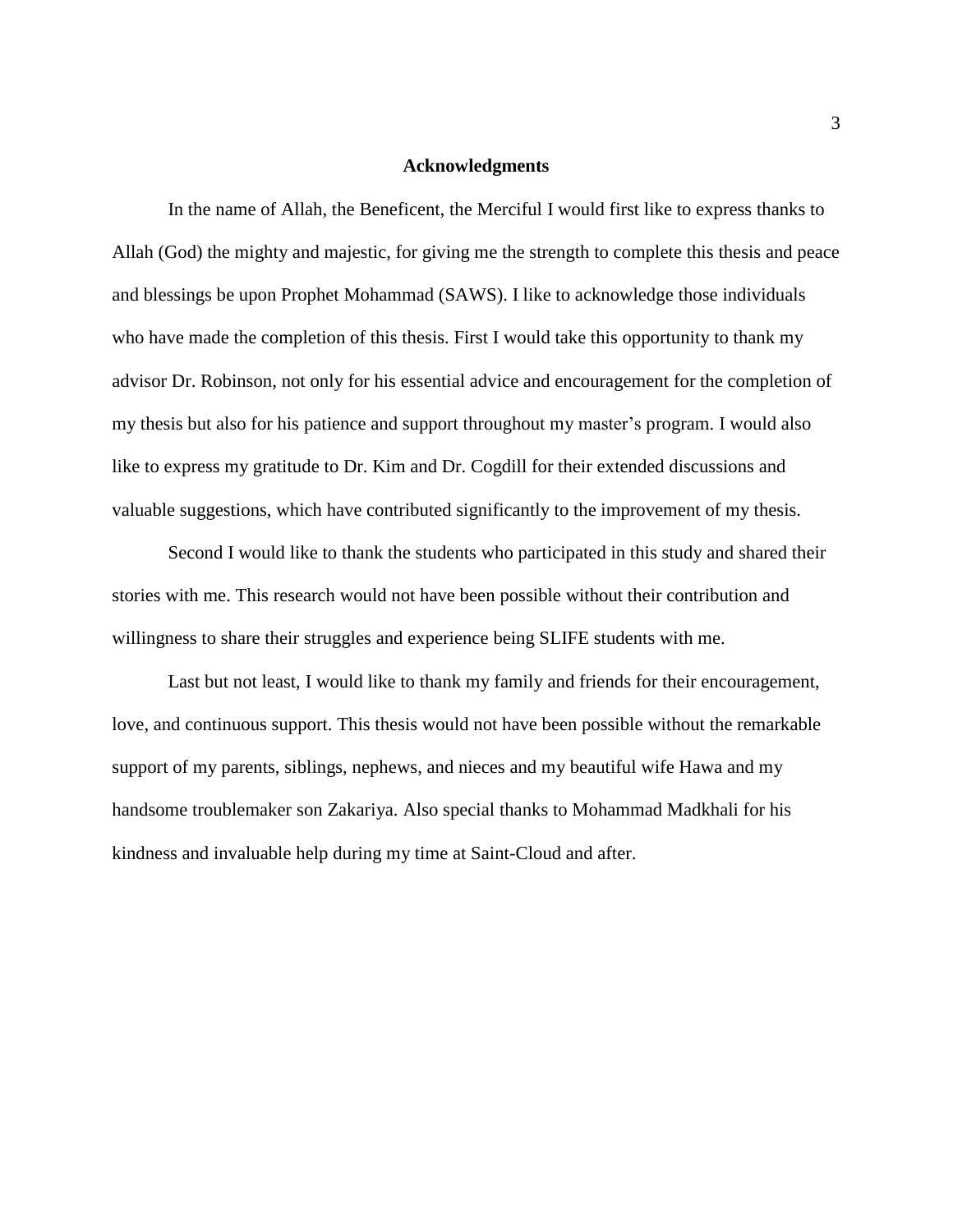## Acknowledgments

In the name of Allah, the Beneficent, the Merciful I would first like to express thanks to Allah (God) the mighty and majestic, for giving me the strength to complete this thesis and peace and blessings be upon Prophet Mohammad (SAWS). I like to acknowledge those individuals who have made the completion of this thesis. First I would take this opportunity to thank my advisor Dr. Robinson, not only for his essential advice and encouragement for the completion of my thesis but also for his patience and support throughout my master's program. I would also like to express my gratitude to Dr. Kim and Dr. Cogdill for their extended discussions and valuable suggestions, which have contributed significantly to the improvement of my thesis.

Second I would like to thank the students who participated in this study and shared their stories with me. This research would not have been possible without their contribution and willingness to share their struggles and experience being SLIFE students with me.

Last but not least, I would like to thank my family and friends for their encouragement, love, and continuous support. This thesis would not have been possible without the remarkable support of my parents, siblings, nephews, and nieces and my beautiful wife Hawa and my handsome troublemaker son Zakariya. Also special thanks to Mohammad Madkhali for his kindness and invaluable help during my time at Saint-Cloud and after.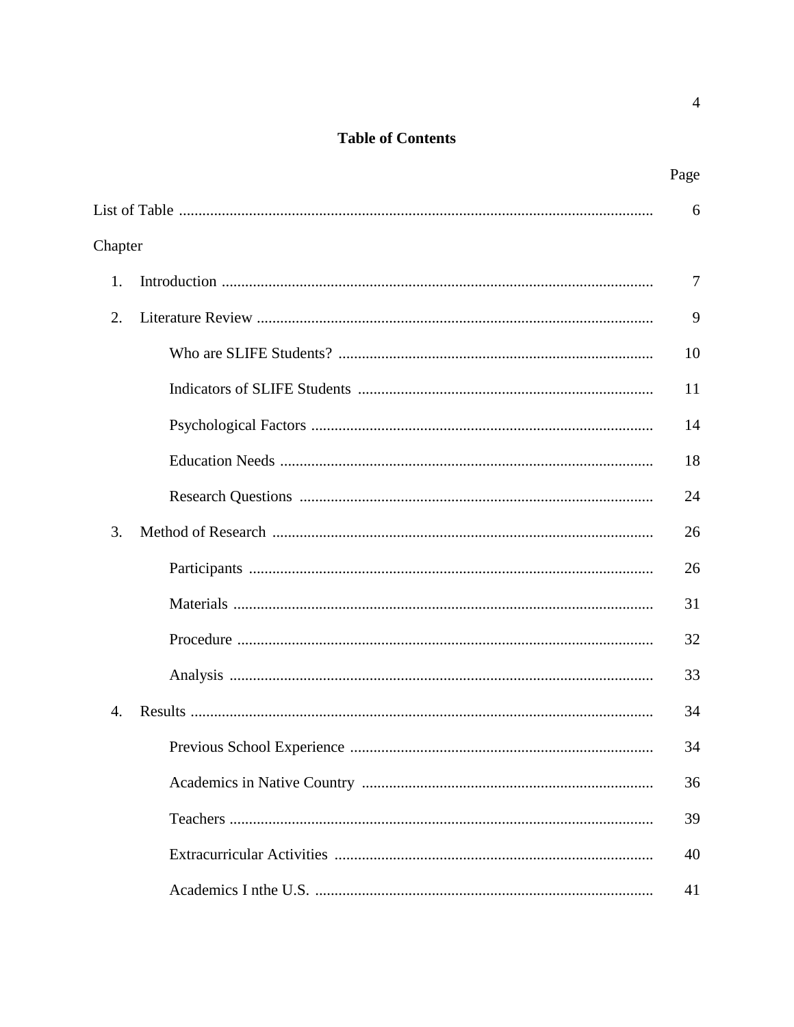**Table of Contents**

| | Page |
|---|---|
| List of Table | 6 |
| Chapter | |
| 1. Introduction | 7 |
| 2. Literature Review | 9 |
| Who are SLIFE Students? | 10 |
| Indicators of SLIFE Students | 11 |
| Psychological Factors | 14 |
| Education Needs | 18 |
| Research Questions | 24 |
| 3. Method of Research | 26 |
| Participants | 26 |
| Materials | 31 |
| Procedure | 32 |
| Analysis | 33 |
| 4. Results | 34 |
| Previous School Experience | 34 |
| Academics in Native Country | 36 |
| Teachers | 39 |
| Extracurricular Activities | 40 |
| Academics I nthe U.S. | 41 |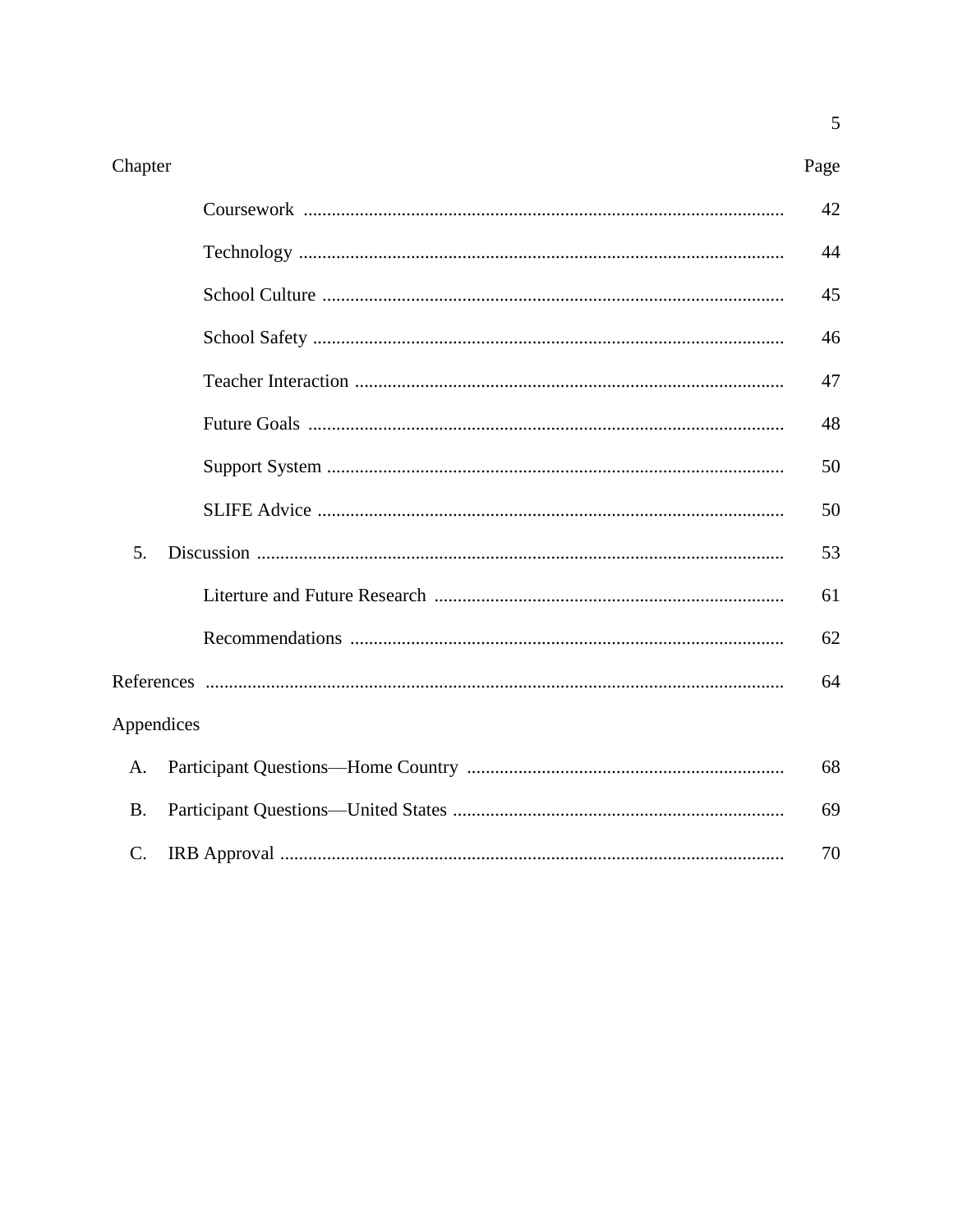| Chapter | | Page |
|---|---|---|
| | Coursework | 42 |
| | Technology | 44 |
| | School Culture | 45 |
| | School Safety | 46 |
| | Teacher Interaction | 47 |
| | Future Goals | 48 |
| | Support System | 50 |
| | SLIFE Advice | 50 |
| 5. | Discussion | 53 |
| | Literture and Future Research | 61 |
| | Recommendations | 62 |
| References | | 64 |
| Appendices | | |
| A. | Participant Questions—Home Country | 68 |
| B. | Participant Questions—United States | 69 |
| C. | IRB Approval | 70 |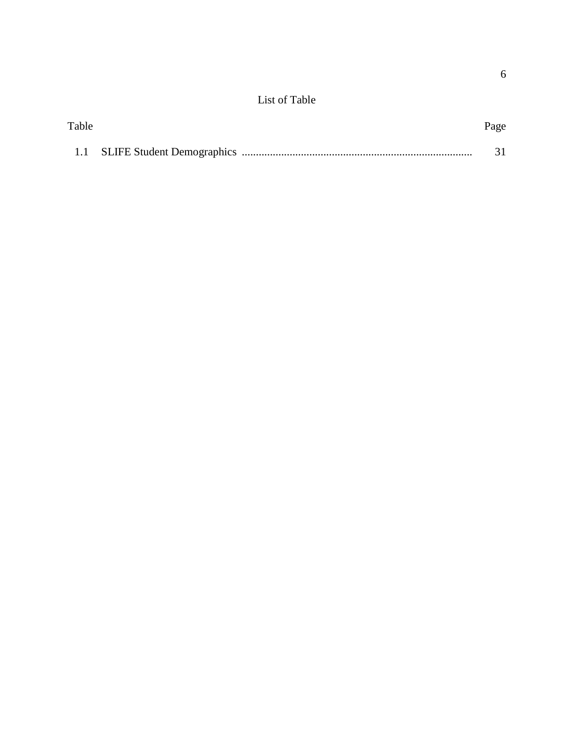# List of Table

| Table | | Page |
|---|---|---|
| 1.1 | SLIFE Student Demographics | 31 |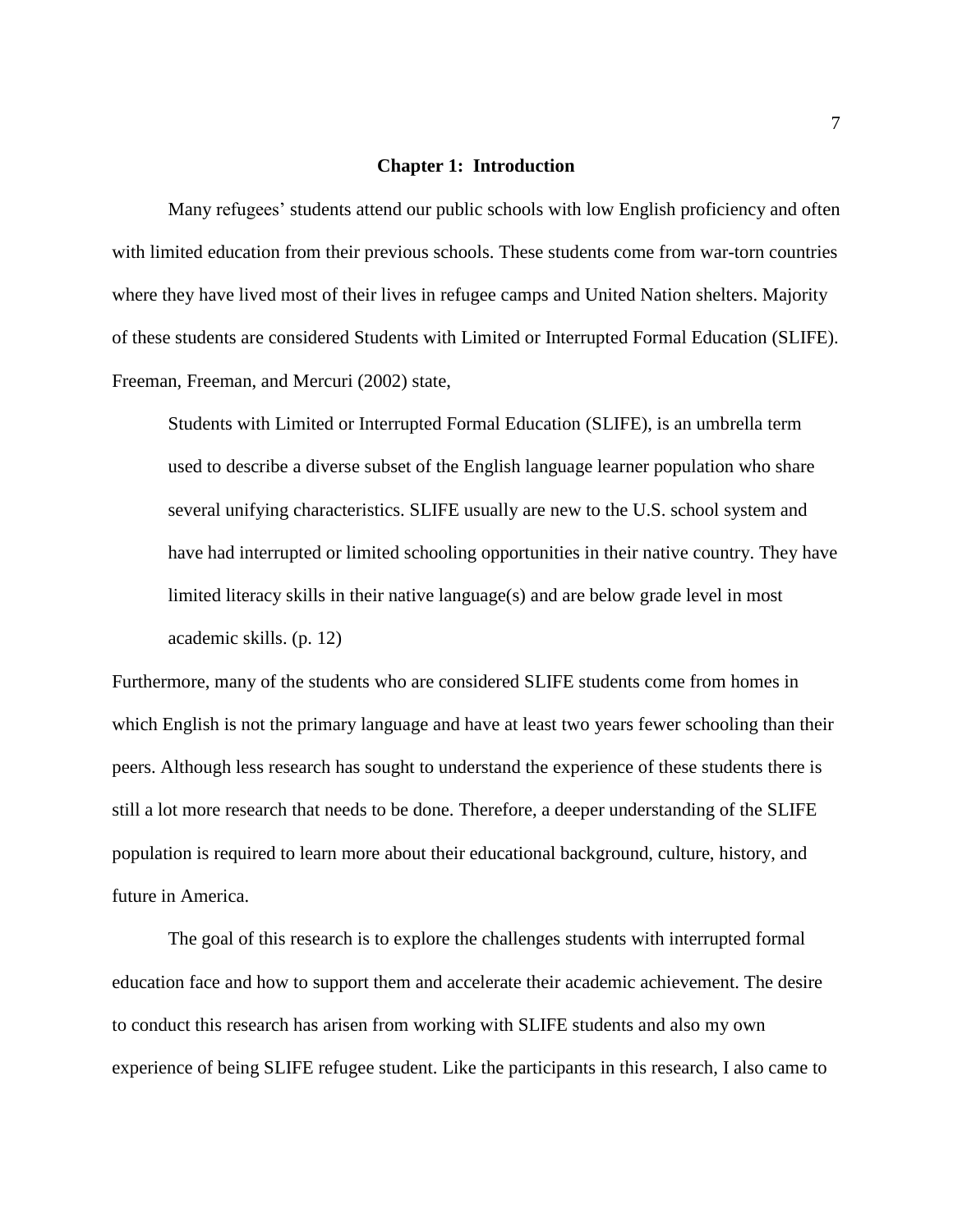# Chapter 1: Introduction

Many refugees' students attend our public schools with low English proficiency and often with limited education from their previous schools. These students come from war-torn countries where they have lived most of their lives in refugee camps and United Nation shelters. Majority of these students are considered Students with Limited or Interrupted Formal Education (SLIFE). Freeman, Freeman, and Mercuri (2002) state,

> Students with Limited or Interrupted Formal Education (SLIFE), is an umbrella term used to describe a diverse subset of the English language learner population who share several unifying characteristics. SLIFE usually are new to the U.S. school system and have had interrupted or limited schooling opportunities in their native country. They have limited literacy skills in their native language(s) and are below grade level in most academic skills. (p. 12)

Furthermore, many of the students who are considered SLIFE students come from homes in which English is not the primary language and have at least two years fewer schooling than their peers. Although less research has sought to understand the experience of these students there is still a lot more research that needs to be done. Therefore, a deeper understanding of the SLIFE population is required to learn more about their educational background, culture, history, and future in America.

The goal of this research is to explore the challenges students with interrupted formal education face and how to support them and accelerate their academic achievement. The desire to conduct this research has arisen from working with SLIFE students and also my own experience of being SLIFE refugee student. Like the participants in this research, I also came to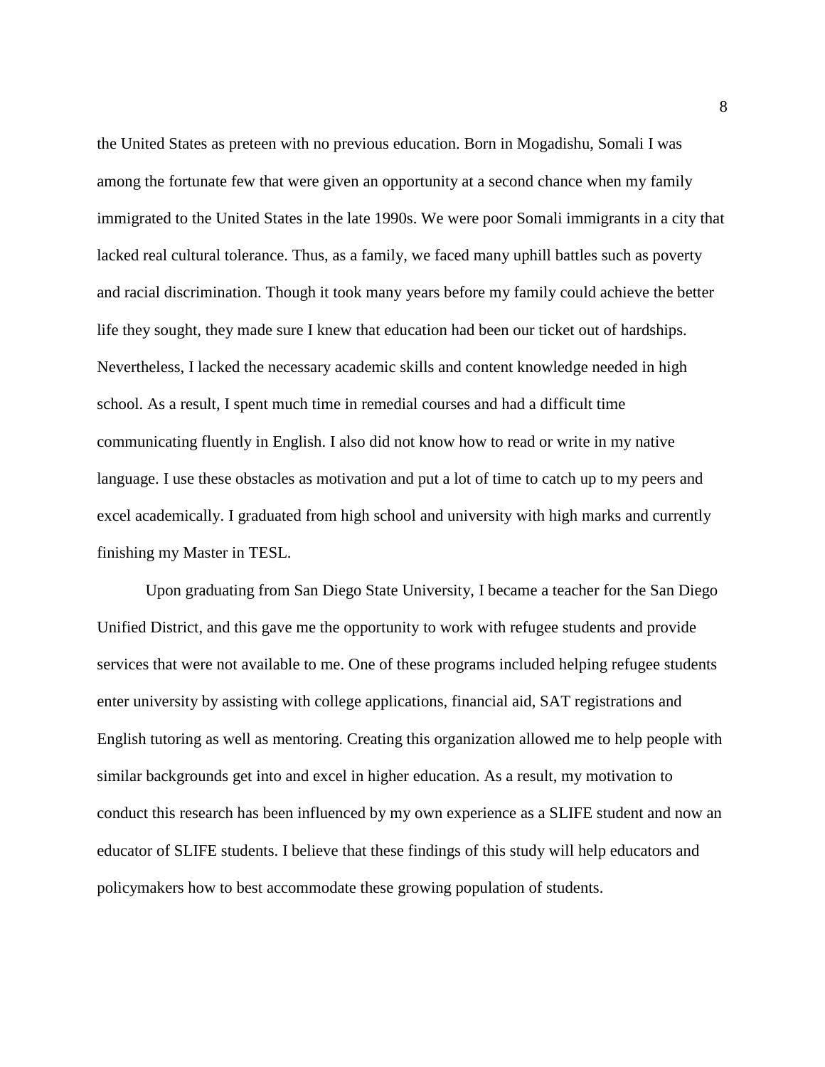the United States as preteen with no previous education. Born in Mogadishu, Somali I was among the fortunate few that were given an opportunity at a second chance when my family immigrated to the United States in the late 1990s. We were poor Somali immigrants in a city that lacked real cultural tolerance. Thus, as a family, we faced many uphill battles such as poverty and racial discrimination. Though it took many years before my family could achieve the better life they sought, they made sure I knew that education had been our ticket out of hardships. Nevertheless, I lacked the necessary academic skills and content knowledge needed in high school. As a result, I spent much time in remedial courses and had a difficult time communicating fluently in English. I also did not know how to read or write in my native language. I use these obstacles as motivation and put a lot of time to catch up to my peers and excel academically. I graduated from high school and university with high marks and currently finishing my Master in TESL.

Upon graduating from San Diego State University, I became a teacher for the San Diego Unified District, and this gave me the opportunity to work with refugee students and provide services that were not available to me. One of these programs included helping refugee students enter university by assisting with college applications, financial aid, SAT registrations and English tutoring as well as mentoring. Creating this organization allowed me to help people with similar backgrounds get into and excel in higher education. As a result, my motivation to conduct this research has been influenced by my own experience as a SLIFE student and now an educator of SLIFE students. I believe that these findings of this study will help educators and policymakers how to best accommodate these growing population of students.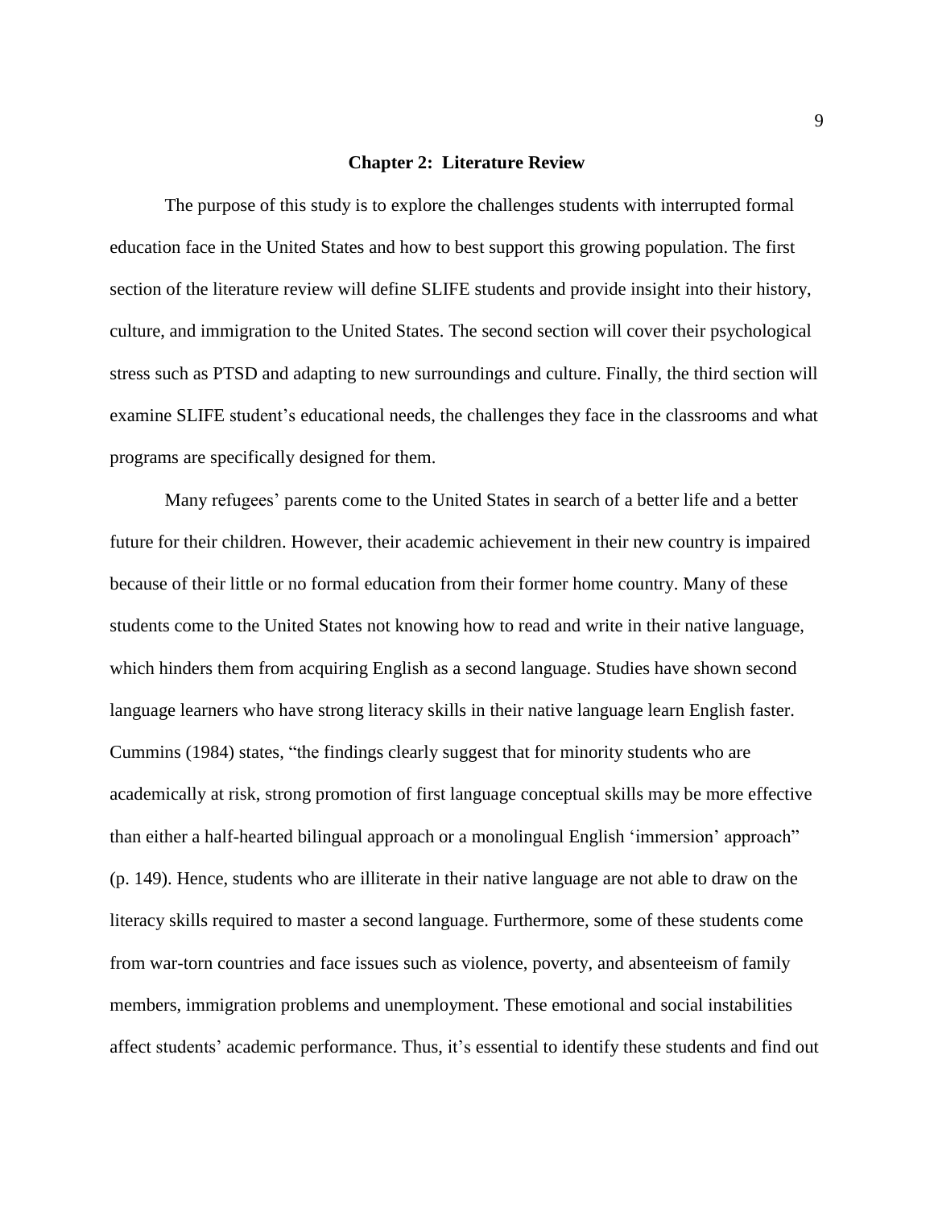## Chapter 2: Literature Review

The purpose of this study is to explore the challenges students with interrupted formal education face in the United States and how to best support this growing population. The first section of the literature review will define SLIFE students and provide insight into their history, culture, and immigration to the United States. The second section will cover their psychological stress such as PTSD and adapting to new surroundings and culture. Finally, the third section will examine SLIFE student's educational needs, the challenges they face in the classrooms and what programs are specifically designed for them.

Many refugees' parents come to the United States in search of a better life and a better future for their children. However, their academic achievement in their new country is impaired because of their little or no formal education from their former home country. Many of these students come to the United States not knowing how to read and write in their native language, which hinders them from acquiring English as a second language. Studies have shown second language learners who have strong literacy skills in their native language learn English faster. Cummins (1984) states, "the findings clearly suggest that for minority students who are academically at risk, strong promotion of first language conceptual skills may be more effective than either a half-hearted bilingual approach or a monolingual English 'immersion' approach" (p. 149). Hence, students who are illiterate in their native language are not able to draw on the literacy skills required to master a second language. Furthermore, some of these students come from war-torn countries and face issues such as violence, poverty, and absenteeism of family members, immigration problems and unemployment. These emotional and social instabilities affect students' academic performance. Thus, it's essential to identify these students and find out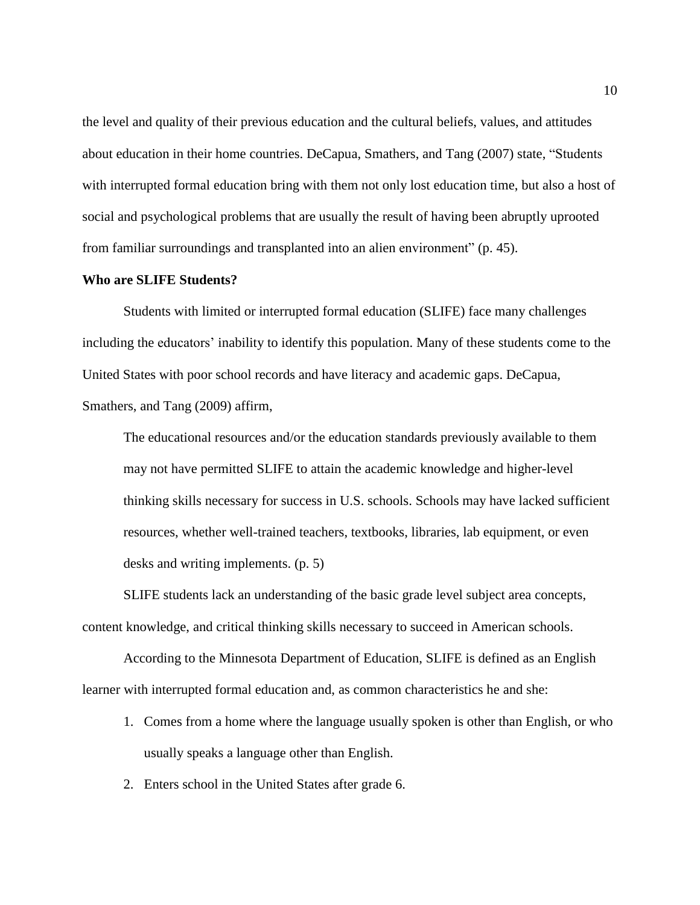the level and quality of their previous education and the cultural beliefs, values, and attitudes about education in their home countries. DeCapua, Smathers, and Tang (2007) state, "Students with interrupted formal education bring with them not only lost education time, but also a host of social and psychological problems that are usually the result of having been abruptly uprooted from familiar surroundings and transplanted into an alien environment" (p. 45).

**Who are SLIFE Students?**

Students with limited or interrupted formal education (SLIFE) face many challenges including the educators' inability to identify this population. Many of these students come to the United States with poor school records and have literacy and academic gaps. DeCapua, Smathers, and Tang (2009) affirm,

> The educational resources and/or the education standards previously available to them may not have permitted SLIFE to attain the academic knowledge and higher-level thinking skills necessary for success in U.S. schools. Schools may have lacked sufficient resources, whether well-trained teachers, textbooks, libraries, lab equipment, or even desks and writing implements. (p. 5)

SLIFE students lack an understanding of the basic grade level subject area concepts, content knowledge, and critical thinking skills necessary to succeed in American schools.

According to the Minnesota Department of Education, SLIFE is defined as an English learner with interrupted formal education and, as common characteristics he and she:

1. Comes from a home where the language usually spoken is other than English, or who usually speaks a language other than English.
2. Enters school in the United States after grade 6.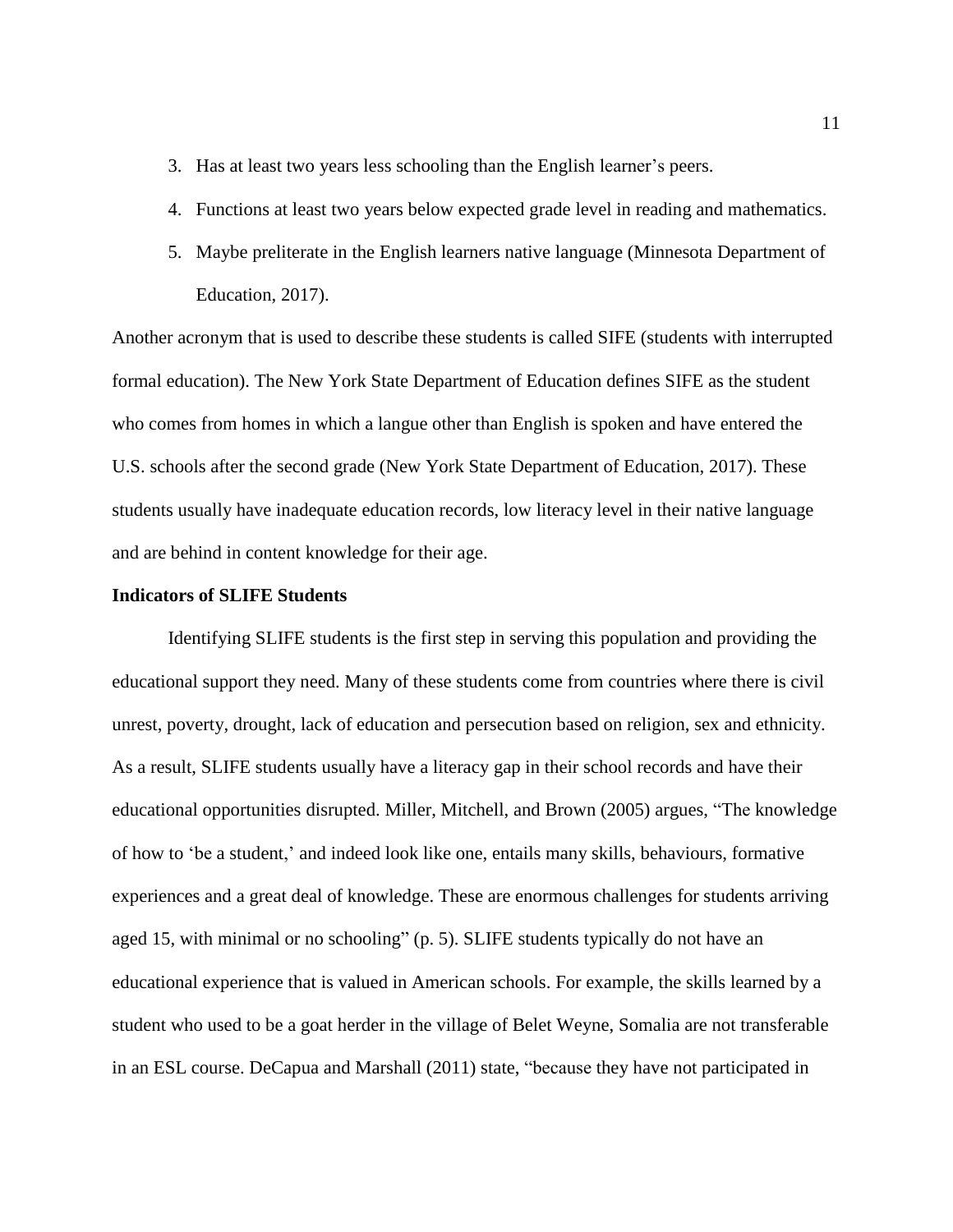3. Has at least two years less schooling than the English learner's peers.
4. Functions at least two years below expected grade level in reading and mathematics.
5. Maybe preliterate in the English learners native language (Minnesota Department of Education, 2017).

Another acronym that is used to describe these students is called SIFE (students with interrupted formal education). The New York State Department of Education defines SIFE as the student who comes from homes in which a langue other than English is spoken and have entered the U.S. schools after the second grade (New York State Department of Education, 2017). These students usually have inadequate education records, low literacy level in their native language and are behind in content knowledge for their age.

**Indicators of SLIFE Students**

Identifying SLIFE students is the first step in serving this population and providing the educational support they need. Many of these students come from countries where there is civil unrest, poverty, drought, lack of education and persecution based on religion, sex and ethnicity. As a result, SLIFE students usually have a literacy gap in their school records and have their educational opportunities disrupted. Miller, Mitchell, and Brown (2005) argues, "The knowledge of how to 'be a student,' and indeed look like one, entails many skills, behaviours, formative experiences and a great deal of knowledge. These are enormous challenges for students arriving aged 15, with minimal or no schooling" (p. 5). SLIFE students typically do not have an educational experience that is valued in American schools. For example, the skills learned by a student who used to be a goat herder in the village of Belet Weyne, Somalia are not transferable in an ESL course. DeCapua and Marshall (2011) state, "because they have not participated in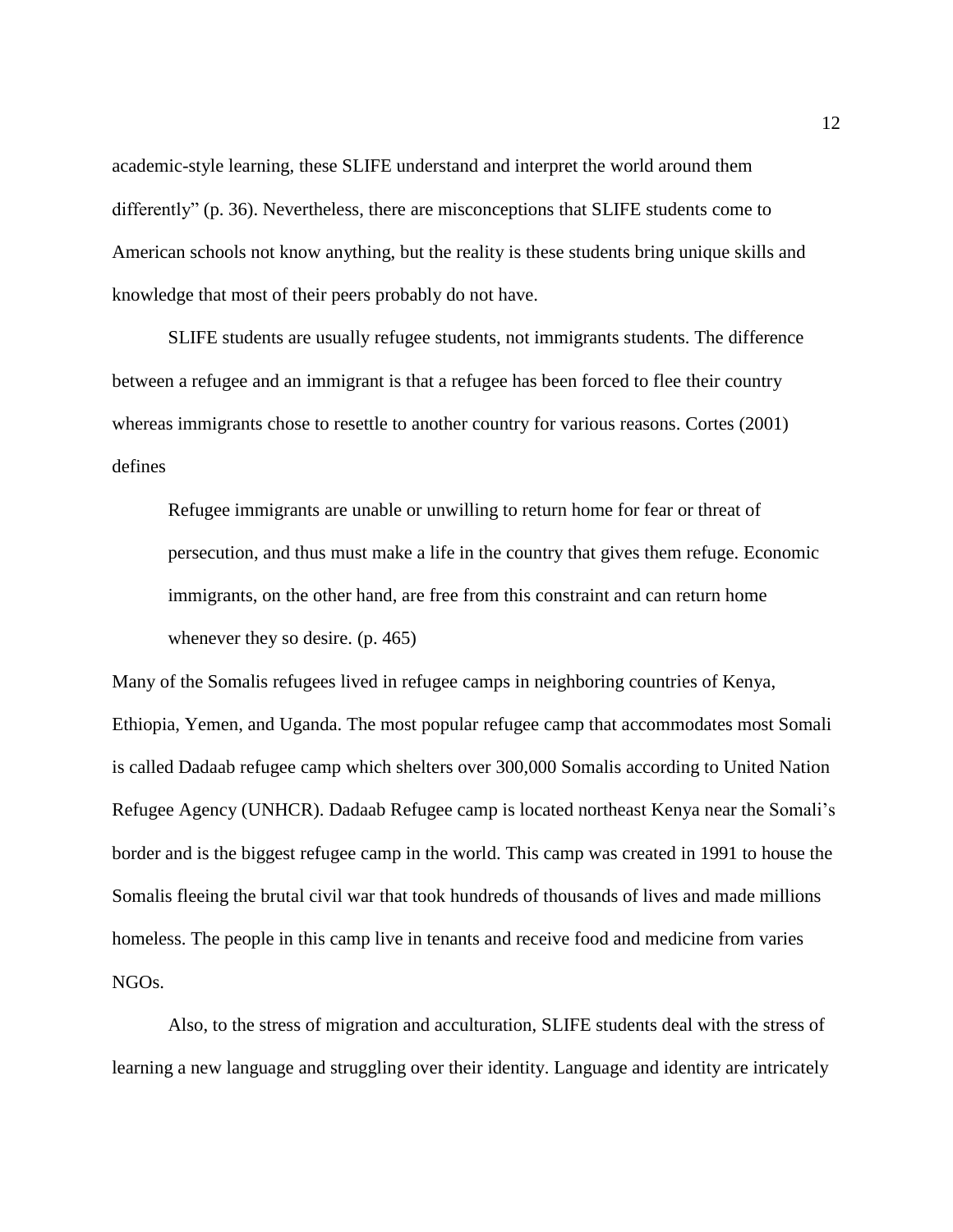academic-style learning, these SLIFE understand and interpret the world around them differently" (p. 36). Nevertheless, there are misconceptions that SLIFE students come to American schools not know anything, but the reality is these students bring unique skills and knowledge that most of their peers probably do not have.

SLIFE students are usually refugee students, not immigrants students. The difference between a refugee and an immigrant is that a refugee has been forced to flee their country whereas immigrants chose to resettle to another country for various reasons. Cortes (2001) defines

> Refugee immigrants are unable or unwilling to return home for fear or threat of persecution, and thus must make a life in the country that gives them refuge. Economic immigrants, on the other hand, are free from this constraint and can return home whenever they so desire. (p. 465)

Many of the Somalis refugees lived in refugee camps in neighboring countries of Kenya, Ethiopia, Yemen, and Uganda. The most popular refugee camp that accommodates most Somali is called Dadaab refugee camp which shelters over 300,000 Somalis according to United Nation Refugee Agency (UNHCR). Dadaab Refugee camp is located northeast Kenya near the Somali's border and is the biggest refugee camp in the world. This camp was created in 1991 to house the Somalis fleeing the brutal civil war that took hundreds of thousands of lives and made millions homeless. The people in this camp live in tenants and receive food and medicine from varies NGOs.

Also, to the stress of migration and acculturation, SLIFE students deal with the stress of learning a new language and struggling over their identity. Language and identity are intricately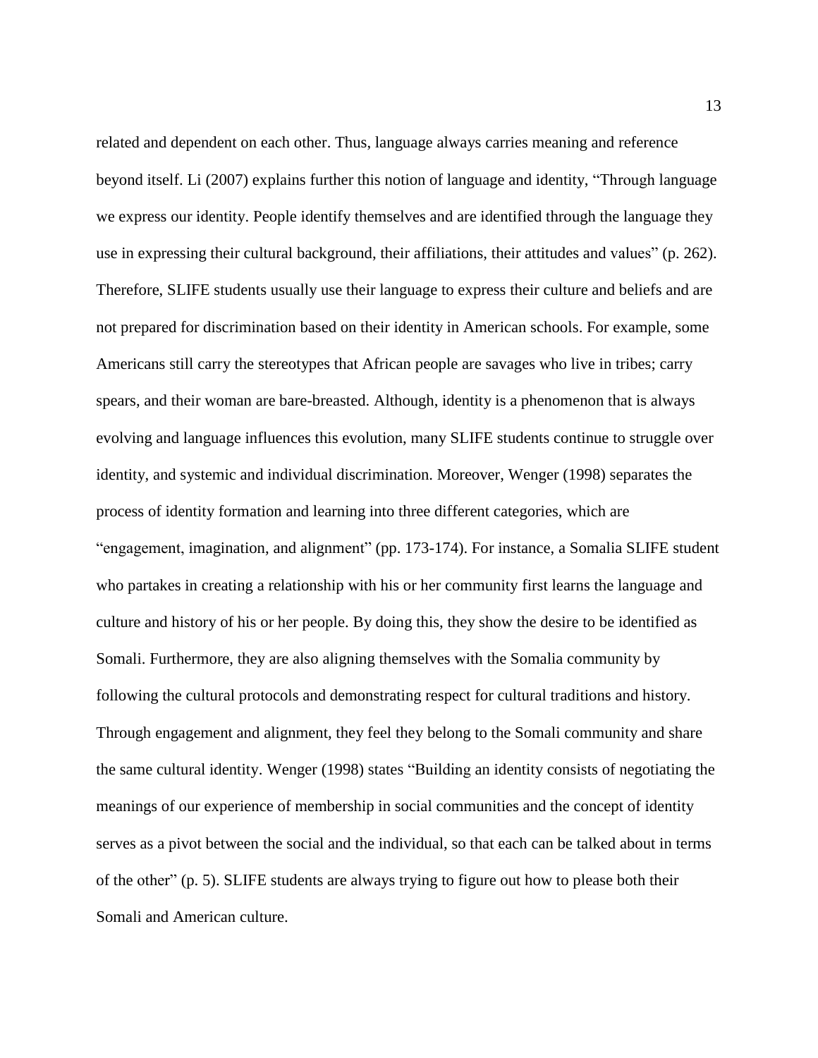related and dependent on each other. Thus, language always carries meaning and reference beyond itself. Li (2007) explains further this notion of language and identity, "Through language we express our identity. People identify themselves and are identified through the language they use in expressing their cultural background, their affiliations, their attitudes and values" (p. 262). Therefore, SLIFE students usually use their language to express their culture and beliefs and are not prepared for discrimination based on their identity in American schools. For example, some Americans still carry the stereotypes that African people are savages who live in tribes; carry spears, and their woman are bare-breasted. Although, identity is a phenomenon that is always evolving and language influences this evolution, many SLIFE students continue to struggle over identity, and systemic and individual discrimination. Moreover, Wenger (1998) separates the process of identity formation and learning into three different categories, which are "engagement, imagination, and alignment" (pp. 173-174). For instance, a Somalia SLIFE student who partakes in creating a relationship with his or her community first learns the language and culture and history of his or her people. By doing this, they show the desire to be identified as Somali. Furthermore, they are also aligning themselves with the Somalia community by following the cultural protocols and demonstrating respect for cultural traditions and history. Through engagement and alignment, they feel they belong to the Somali community and share the same cultural identity. Wenger (1998) states "Building an identity consists of negotiating the meanings of our experience of membership in social communities and the concept of identity serves as a pivot between the social and the individual, so that each can be talked about in terms of the other" (p. 5). SLIFE students are always trying to figure out how to please both their Somali and American culture.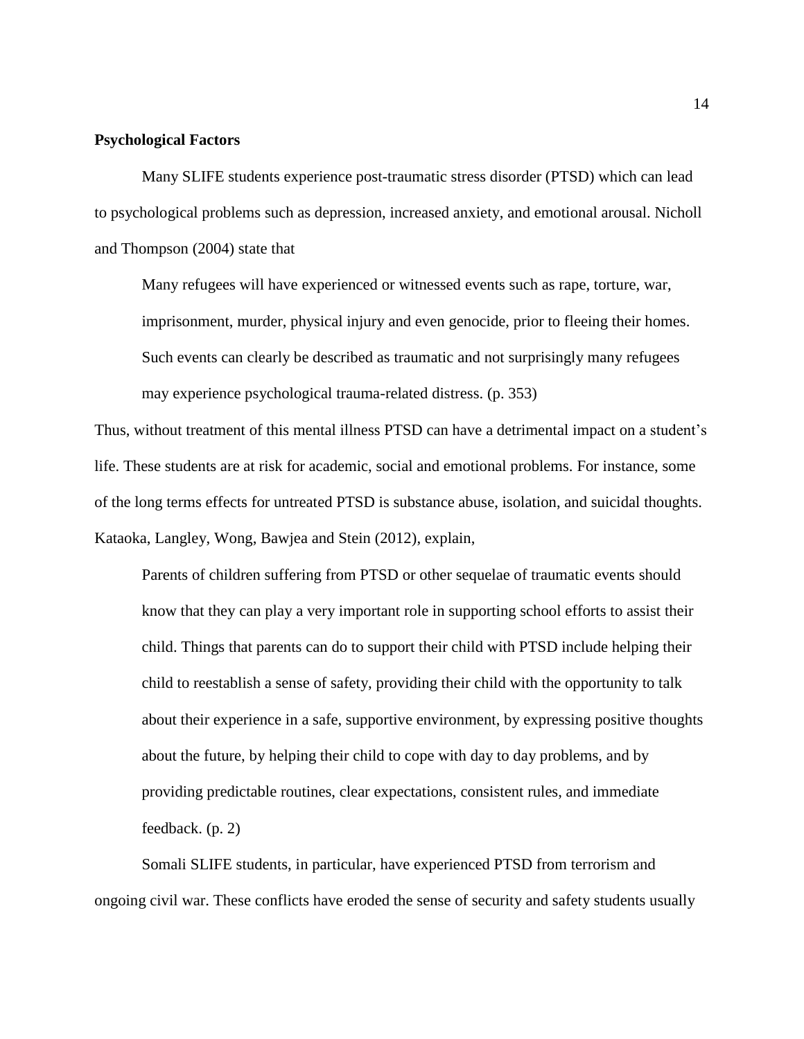**Psychological Factors**

Many SLIFE students experience post-traumatic stress disorder (PTSD) which can lead to psychological problems such as depression, increased anxiety, and emotional arousal. Nicholl and Thompson (2004) state that

> Many refugees will have experienced or witnessed events such as rape, torture, war, imprisonment, murder, physical injury and even genocide, prior to fleeing their homes. Such events can clearly be described as traumatic and not surprisingly many refugees may experience psychological trauma-related distress. (p. 353)

Thus, without treatment of this mental illness PTSD can have a detrimental impact on a student's life. These students are at risk for academic, social and emotional problems. For instance, some of the long terms effects for untreated PTSD is substance abuse, isolation, and suicidal thoughts. Kataoka, Langley, Wong, Bawjea and Stein (2012), explain,

> Parents of children suffering from PTSD or other sequelae of traumatic events should know that they can play a very important role in supporting school efforts to assist their child. Things that parents can do to support their child with PTSD include helping their child to reestablish a sense of safety, providing their child with the opportunity to talk about their experience in a safe, supportive environment, by expressing positive thoughts about the future, by helping their child to cope with day to day problems, and by providing predictable routines, clear expectations, consistent rules, and immediate feedback. (p. 2)

Somali SLIFE students, in particular, have experienced PTSD from terrorism and ongoing civil war. These conflicts have eroded the sense of security and safety students usually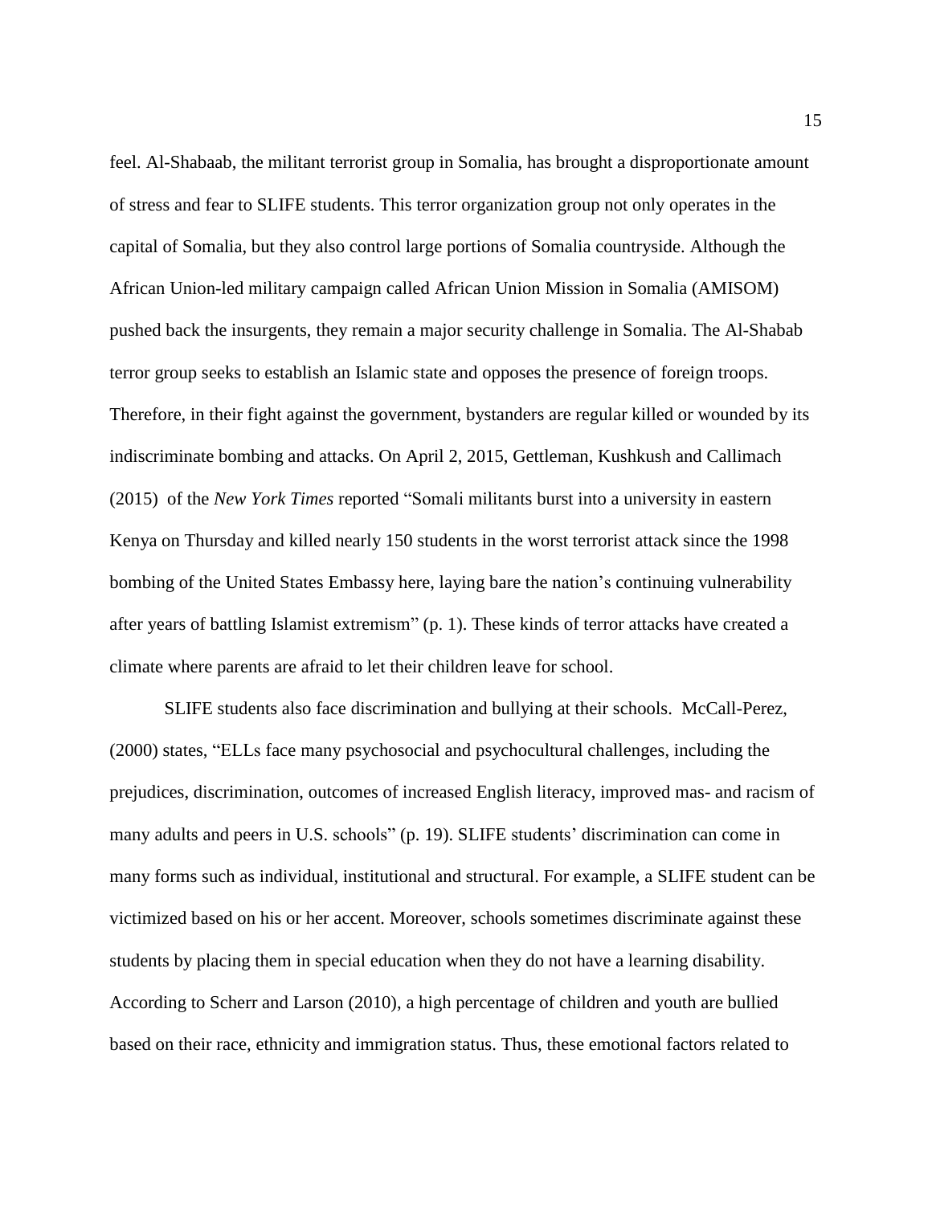feel. Al-Shabaab, the militant terrorist group in Somalia, has brought a disproportionate amount of stress and fear to SLIFE students. This terror organization group not only operates in the capital of Somalia, but they also control large portions of Somalia countryside. Although the African Union-led military campaign called African Union Mission in Somalia (AMISOM) pushed back the insurgents, they remain a major security challenge in Somalia. The Al-Shabab terror group seeks to establish an Islamic state and opposes the presence of foreign troops. Therefore, in their fight against the government, bystanders are regular killed or wounded by its indiscriminate bombing and attacks. On April 2, 2015, Gettleman, Kushkush and Callimach (2015) of the *New York Times* reported "Somali militants burst into a university in eastern Kenya on Thursday and killed nearly 150 students in the worst terrorist attack since the 1998 bombing of the United States Embassy here, laying bare the nation's continuing vulnerability after years of battling Islamist extremism" (p. 1). These kinds of terror attacks have created a climate where parents are afraid to let their children leave for school.

SLIFE students also face discrimination and bullying at their schools. McCall-Perez, (2000) states, "ELLs face many psychosocial and psychocultural challenges, including the prejudices, discrimination, outcomes of increased English literacy, improved mas- and racism of many adults and peers in U.S. schools" (p. 19). SLIFE students' discrimination can come in many forms such as individual, institutional and structural. For example, a SLIFE student can be victimized based on his or her accent. Moreover, schools sometimes discriminate against these students by placing them in special education when they do not have a learning disability. According to Scherr and Larson (2010), a high percentage of children and youth are bullied based on their race, ethnicity and immigration status. Thus, these emotional factors related to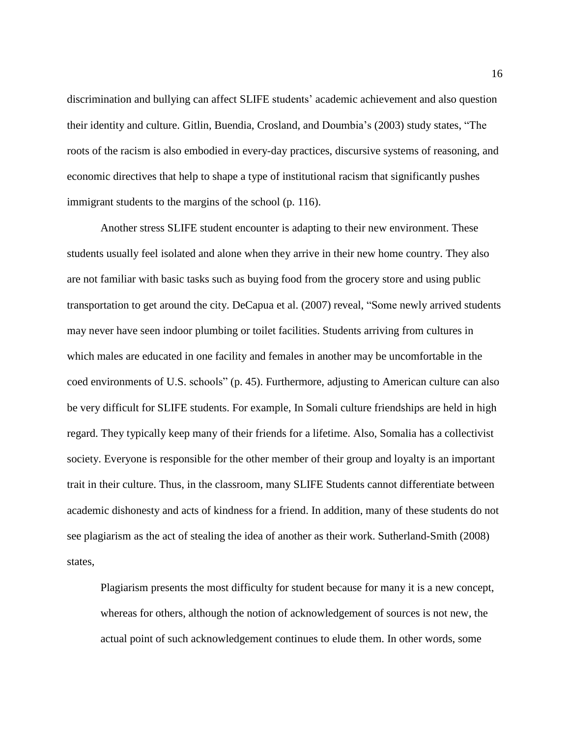discrimination and bullying can affect SLIFE students' academic achievement and also question their identity and culture. Gitlin, Buendia, Crosland, and Doumbia's (2003) study states, "The roots of the racism is also embodied in every-day practices, discursive systems of reasoning, and economic directives that help to shape a type of institutional racism that significantly pushes immigrant students to the margins of the school (p. 116).

Another stress SLIFE student encounter is adapting to their new environment. These students usually feel isolated and alone when they arrive in their new home country. They also are not familiar with basic tasks such as buying food from the grocery store and using public transportation to get around the city. DeCapua et al. (2007) reveal, "Some newly arrived students may never have seen indoor plumbing or toilet facilities. Students arriving from cultures in which males are educated in one facility and females in another may be uncomfortable in the coed environments of U.S. schools" (p. 45). Furthermore, adjusting to American culture can also be very difficult for SLIFE students. For example, In Somali culture friendships are held in high regard. They typically keep many of their friends for a lifetime. Also, Somalia has a collectivist society. Everyone is responsible for the other member of their group and loyalty is an important trait in their culture. Thus, in the classroom, many SLIFE Students cannot differentiate between academic dishonesty and acts of kindness for a friend. In addition, many of these students do not see plagiarism as the act of stealing the idea of another as their work. Sutherland-Smith (2008) states,

> Plagiarism presents the most difficulty for student because for many it is a new concept, whereas for others, although the notion of acknowledgement of sources is not new, the actual point of such acknowledgement continues to elude them. In other words, some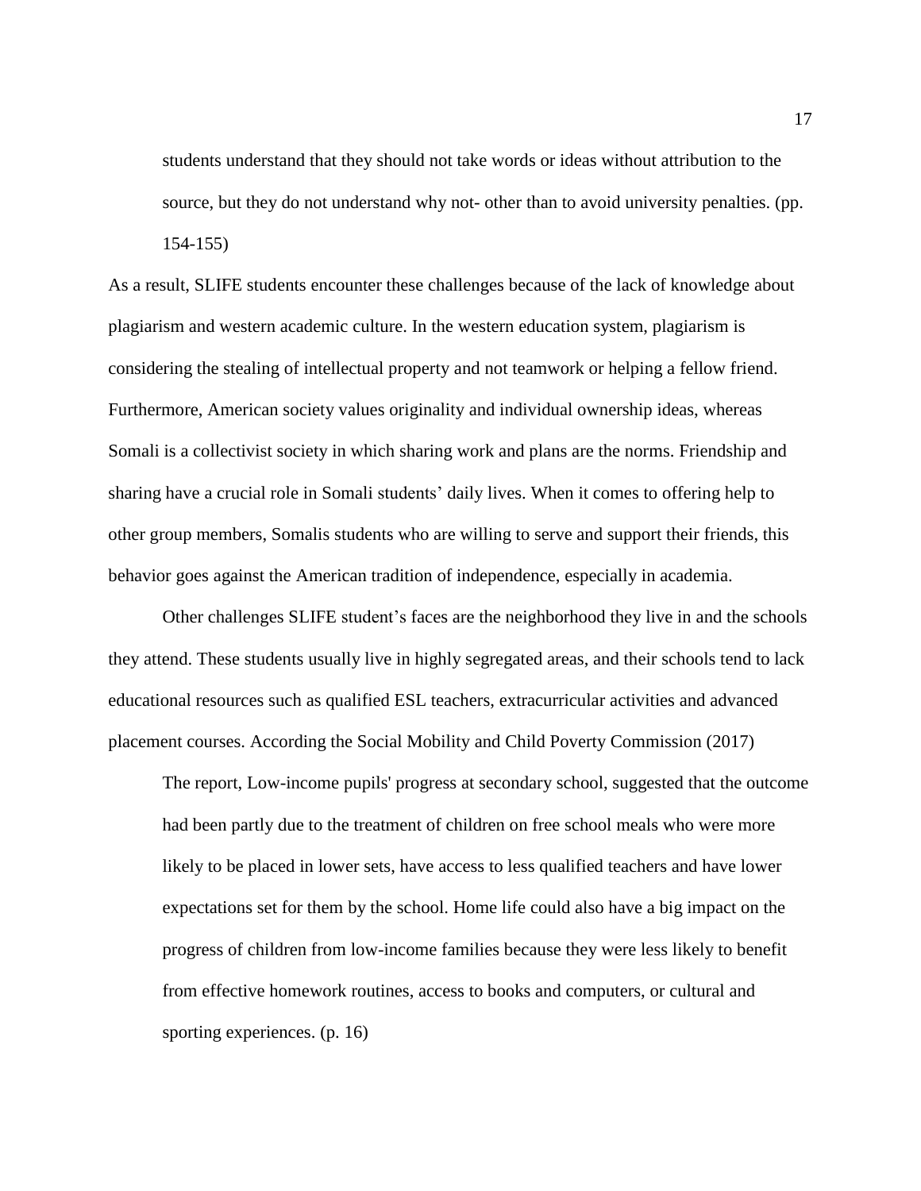> students understand that they should not take words or ideas without attribution to the source, but they do not understand why not- other than to avoid university penalties. (pp. 154-155)

As a result, SLIFE students encounter these challenges because of the lack of knowledge about plagiarism and western academic culture. In the western education system, plagiarism is considering the stealing of intellectual property and not teamwork or helping a fellow friend. Furthermore, American society values originality and individual ownership ideas, whereas Somali is a collectivist society in which sharing work and plans are the norms. Friendship and sharing have a crucial role in Somali students' daily lives. When it comes to offering help to other group members, Somalis students who are willing to serve and support their friends, this behavior goes against the American tradition of independence, especially in academia.

Other challenges SLIFE student's faces are the neighborhood they live in and the schools they attend. These students usually live in highly segregated areas, and their schools tend to lack educational resources such as qualified ESL teachers, extracurricular activities and advanced placement courses. According the Social Mobility and Child Poverty Commission (2017)

> The report, Low-income pupils' progress at secondary school, suggested that the outcome had been partly due to the treatment of children on free school meals who were more likely to be placed in lower sets, have access to less qualified teachers and have lower expectations set for them by the school. Home life could also have a big impact on the progress of children from low-income families because they were less likely to benefit from effective homework routines, access to books and computers, or cultural and sporting experiences. (p. 16)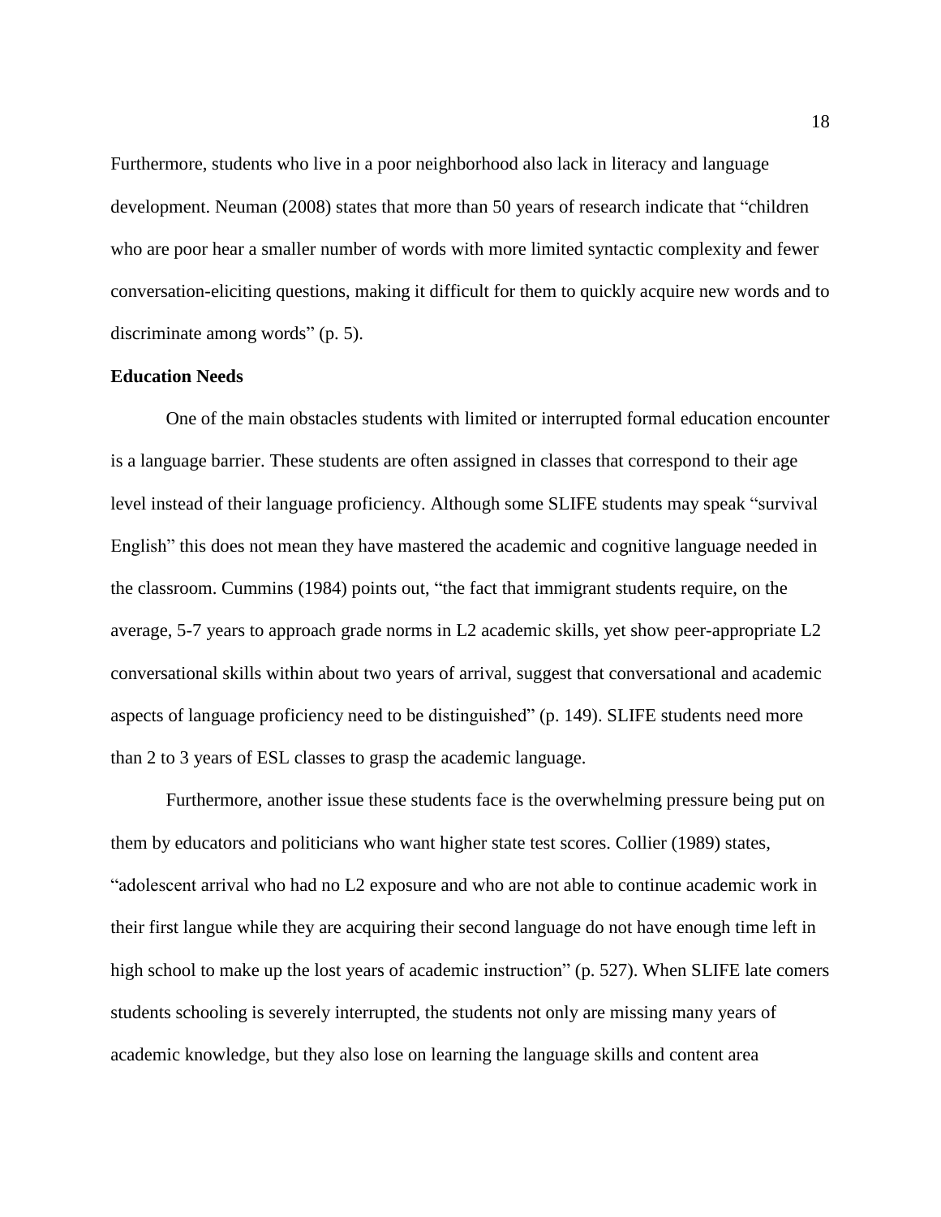Furthermore, students who live in a poor neighborhood also lack in literacy and language development. Neuman (2008) states that more than 50 years of research indicate that "children who are poor hear a smaller number of words with more limited syntactic complexity and fewer conversation-eliciting questions, making it difficult for them to quickly acquire new words and to discriminate among words" (p. 5).

**Education Needs**

One of the main obstacles students with limited or interrupted formal education encounter is a language barrier. These students are often assigned in classes that correspond to their age level instead of their language proficiency. Although some SLIFE students may speak "survival English" this does not mean they have mastered the academic and cognitive language needed in the classroom. Cummins (1984) points out, "the fact that immigrant students require, on the average, 5-7 years to approach grade norms in L2 academic skills, yet show peer-appropriate L2 conversational skills within about two years of arrival, suggest that conversational and academic aspects of language proficiency need to be distinguished" (p. 149). SLIFE students need more than 2 to 3 years of ESL classes to grasp the academic language.

Furthermore, another issue these students face is the overwhelming pressure being put on them by educators and politicians who want higher state test scores. Collier (1989) states, "adolescent arrival who had no L2 exposure and who are not able to continue academic work in their first langue while they are acquiring their second language do not have enough time left in high school to make up the lost years of academic instruction" (p. 527). When SLIFE late comers students schooling is severely interrupted, the students not only are missing many years of academic knowledge, but they also lose on learning the language skills and content area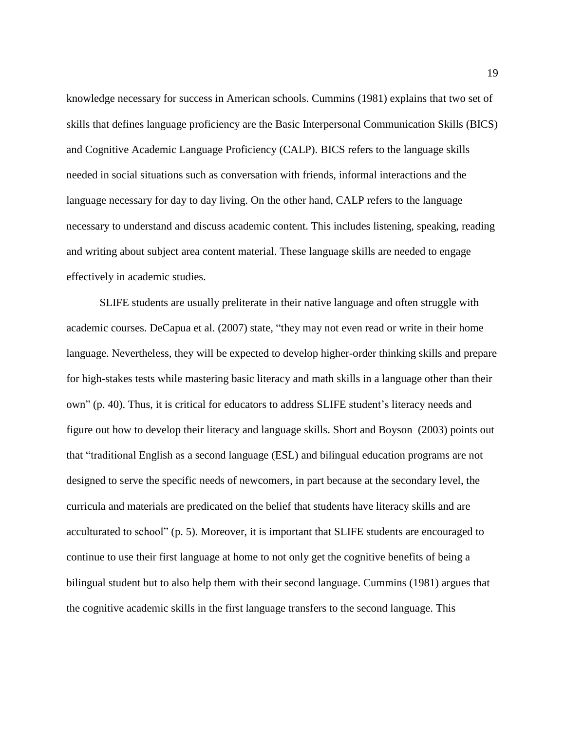knowledge necessary for success in American schools. Cummins (1981) explains that two set of skills that defines language proficiency are the Basic Interpersonal Communication Skills (BICS) and Cognitive Academic Language Proficiency (CALP). BICS refers to the language skills needed in social situations such as conversation with friends, informal interactions and the language necessary for day to day living. On the other hand, CALP refers to the language necessary to understand and discuss academic content. This includes listening, speaking, reading and writing about subject area content material. These language skills are needed to engage effectively in academic studies.

SLIFE students are usually preliterate in their native language and often struggle with academic courses. DeCapua et al. (2007) state, "they may not even read or write in their home language. Nevertheless, they will be expected to develop higher-order thinking skills and prepare for high-stakes tests while mastering basic literacy and math skills in a language other than their own" (p. 40). Thus, it is critical for educators to address SLIFE student's literacy needs and figure out how to develop their literacy and language skills. Short and Boyson (2003) points out that "traditional English as a second language (ESL) and bilingual education programs are not designed to serve the specific needs of newcomers, in part because at the secondary level, the curricula and materials are predicated on the belief that students have literacy skills and are acculturated to school" (p. 5). Moreover, it is important that SLIFE students are encouraged to continue to use their first language at home to not only get the cognitive benefits of being a bilingual student but to also help them with their second language. Cummins (1981) argues that the cognitive academic skills in the first language transfers to the second language. This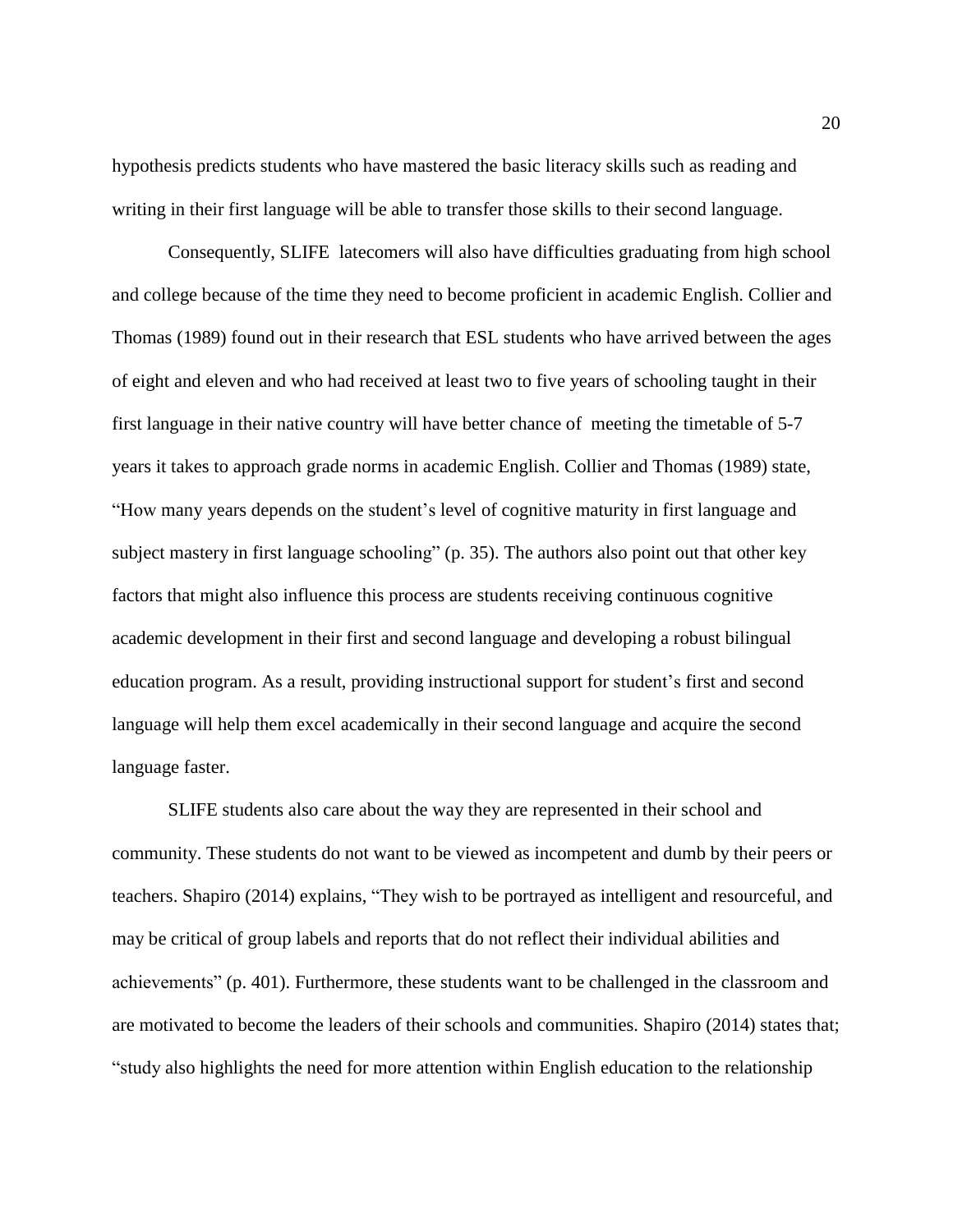hypothesis predicts students who have mastered the basic literacy skills such as reading and writing in their first language will be able to transfer those skills to their second language.

Consequently, SLIFE latecomers will also have difficulties graduating from high school and college because of the time they need to become proficient in academic English. Collier and Thomas (1989) found out in their research that ESL students who have arrived between the ages of eight and eleven and who had received at least two to five years of schooling taught in their first language in their native country will have better chance of meeting the timetable of 5-7 years it takes to approach grade norms in academic English. Collier and Thomas (1989) state, "How many years depends on the student's level of cognitive maturity in first language and subject mastery in first language schooling" (p. 35). The authors also point out that other key factors that might also influence this process are students receiving continuous cognitive academic development in their first and second language and developing a robust bilingual education program. As a result, providing instructional support for student's first and second language will help them excel academically in their second language and acquire the second language faster.

SLIFE students also care about the way they are represented in their school and community. These students do not want to be viewed as incompetent and dumb by their peers or teachers. Shapiro (2014) explains, "They wish to be portrayed as intelligent and resourceful, and may be critical of group labels and reports that do not reflect their individual abilities and achievements" (p. 401). Furthermore, these students want to be challenged in the classroom and are motivated to become the leaders of their schools and communities. Shapiro (2014) states that; "study also highlights the need for more attention within English education to the relationship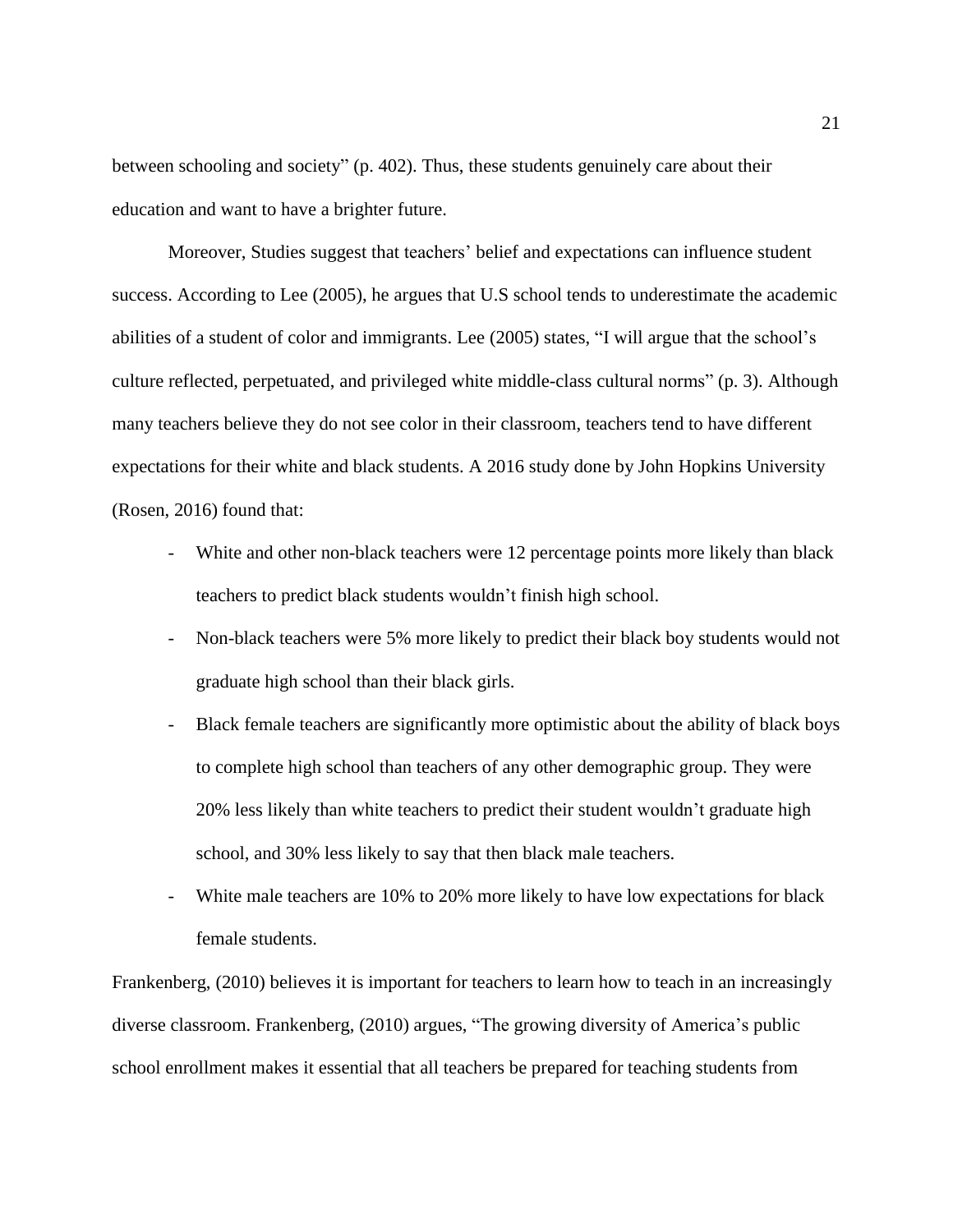between schooling and society" (p. 402). Thus, these students genuinely care about their education and want to have a brighter future.

Moreover, Studies suggest that teachers' belief and expectations can influence student success. According to Lee (2005), he argues that U.S school tends to underestimate the academic abilities of a student of color and immigrants. Lee (2005) states, "I will argue that the school's culture reflected, perpetuated, and privileged white middle-class cultural norms" (p. 3). Although many teachers believe they do not see color in their classroom, teachers tend to have different expectations for their white and black students. A 2016 study done by John Hopkins University (Rosen, 2016) found that:

- White and other non-black teachers were 12 percentage points more likely than black teachers to predict black students wouldn't finish high school.
- Non-black teachers were 5% more likely to predict their black boy students would not graduate high school than their black girls.
- Black female teachers are significantly more optimistic about the ability of black boys to complete high school than teachers of any other demographic group. They were 20% less likely than white teachers to predict their student wouldn't graduate high school, and 30% less likely to say that then black male teachers.
- White male teachers are 10% to 20% more likely to have low expectations for black female students.

Frankenberg, (2010) believes it is important for teachers to learn how to teach in an increasingly diverse classroom. Frankenberg, (2010) argues, "The growing diversity of America's public school enrollment makes it essential that all teachers be prepared for teaching students from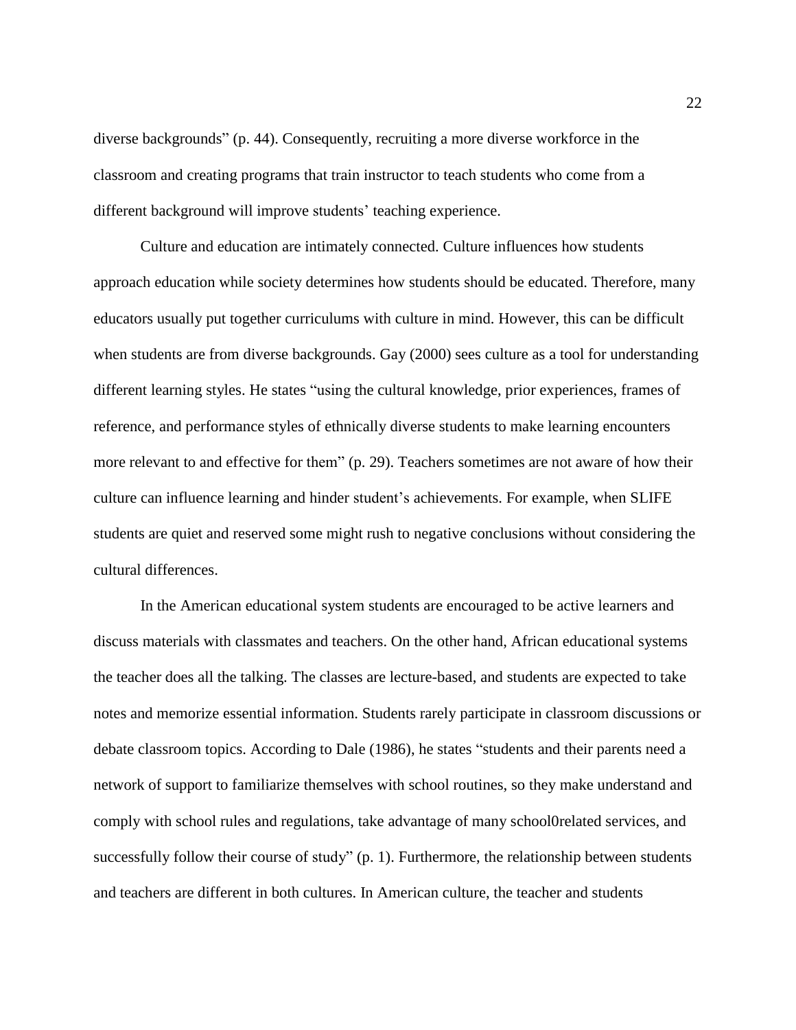diverse backgrounds" (p. 44). Consequently, recruiting a more diverse workforce in the classroom and creating programs that train instructor to teach students who come from a different background will improve students' teaching experience.

Culture and education are intimately connected. Culture influences how students approach education while society determines how students should be educated. Therefore, many educators usually put together curriculums with culture in mind. However, this can be difficult when students are from diverse backgrounds. Gay (2000) sees culture as a tool for understanding different learning styles. He states "using the cultural knowledge, prior experiences, frames of reference, and performance styles of ethnically diverse students to make learning encounters more relevant to and effective for them" (p. 29). Teachers sometimes are not aware of how their culture can influence learning and hinder student's achievements. For example, when SLIFE students are quiet and reserved some might rush to negative conclusions without considering the cultural differences.

In the American educational system students are encouraged to be active learners and discuss materials with classmates and teachers. On the other hand, African educational systems the teacher does all the talking. The classes are lecture-based, and students are expected to take notes and memorize essential information. Students rarely participate in classroom discussions or debate classroom topics. According to Dale (1986), he states "students and their parents need a network of support to familiarize themselves with school routines, so they make understand and comply with school rules and regulations, take advantage of many school0related services, and successfully follow their course of study" (p. 1). Furthermore, the relationship between students and teachers are different in both cultures. In American culture, the teacher and students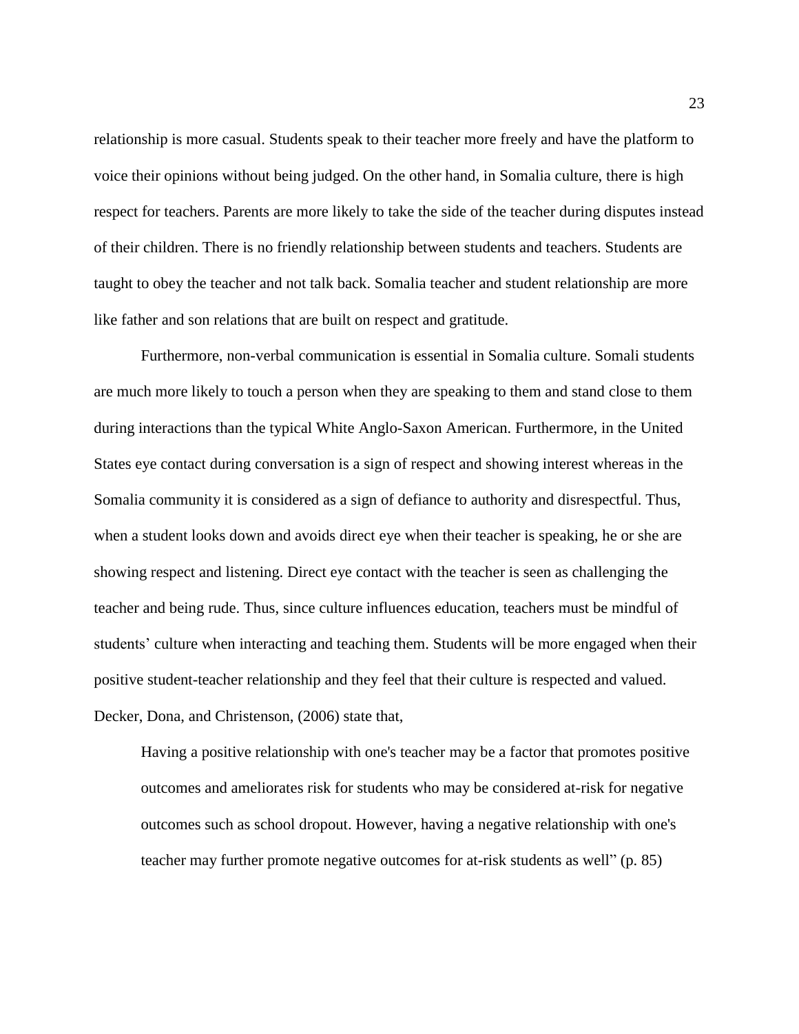relationship is more casual. Students speak to their teacher more freely and have the platform to voice their opinions without being judged. On the other hand, in Somalia culture, there is high respect for teachers. Parents are more likely to take the side of the teacher during disputes instead of their children. There is no friendly relationship between students and teachers. Students are taught to obey the teacher and not talk back. Somalia teacher and student relationship are more like father and son relations that are built on respect and gratitude.

Furthermore, non-verbal communication is essential in Somalia culture. Somali students are much more likely to touch a person when they are speaking to them and stand close to them during interactions than the typical White Anglo-Saxon American. Furthermore, in the United States eye contact during conversation is a sign of respect and showing interest whereas in the Somalia community it is considered as a sign of defiance to authority and disrespectful. Thus, when a student looks down and avoids direct eye when their teacher is speaking, he or she are showing respect and listening. Direct eye contact with the teacher is seen as challenging the teacher and being rude. Thus, since culture influences education, teachers must be mindful of students' culture when interacting and teaching them. Students will be more engaged when their positive student-teacher relationship and they feel that their culture is respected and valued. Decker, Dona, and Christenson, (2006) state that,

> Having a positive relationship with one's teacher may be a factor that promotes positive outcomes and ameliorates risk for students who may be considered at-risk for negative outcomes such as school dropout. However, having a negative relationship with one's teacher may further promote negative outcomes for at-risk students as well" (p. 85)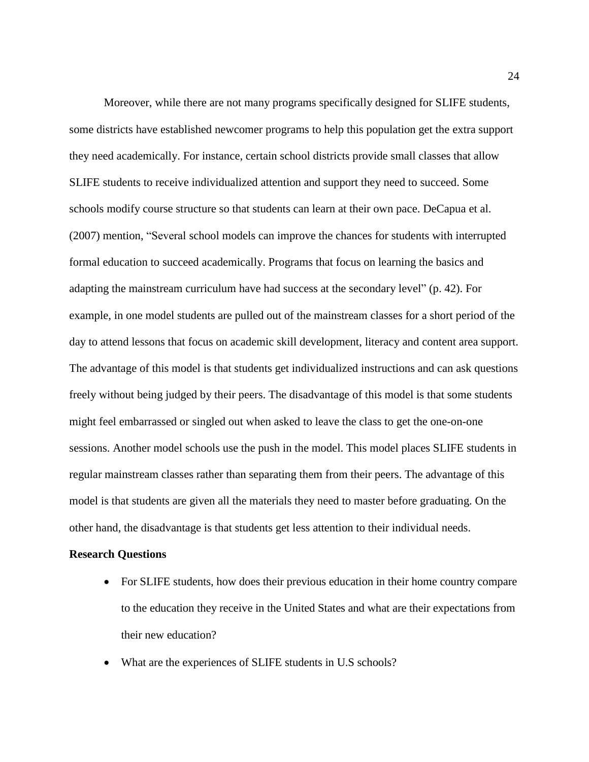Moreover, while there are not many programs specifically designed for SLIFE students, some districts have established newcomer programs to help this population get the extra support they need academically. For instance, certain school districts provide small classes that allow SLIFE students to receive individualized attention and support they need to succeed. Some schools modify course structure so that students can learn at their own pace. DeCapua et al. (2007) mention, "Several school models can improve the chances for students with interrupted formal education to succeed academically. Programs that focus on learning the basics and adapting the mainstream curriculum have had success at the secondary level" (p. 42). For example, in one model students are pulled out of the mainstream classes for a short period of the day to attend lessons that focus on academic skill development, literacy and content area support. The advantage of this model is that students get individualized instructions and can ask questions freely without being judged by their peers. The disadvantage of this model is that some students might feel embarrassed or singled out when asked to leave the class to get the one-on-one sessions. Another model schools use the push in the model. This model places SLIFE students in regular mainstream classes rather than separating them from their peers. The advantage of this model is that students are given all the materials they need to master before graduating. On the other hand, the disadvantage is that students get less attention to their individual needs.

**Research Questions**

- For SLIFE students, how does their previous education in their home country compare to the education they receive in the United States and what are their expectations from their new education?
- What are the experiences of SLIFE students in U.S schools?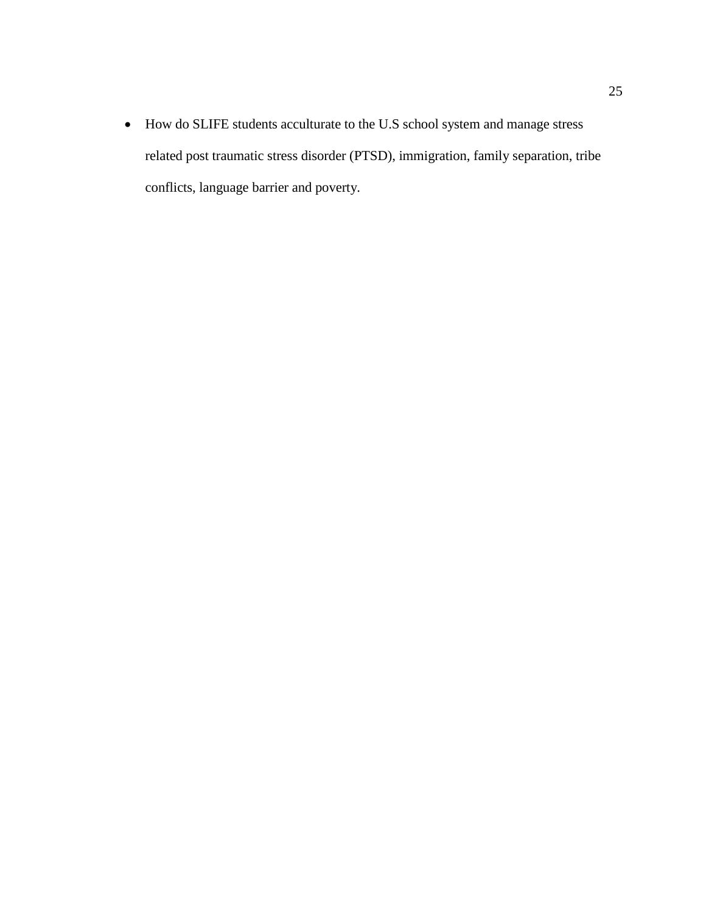- How do SLIFE students acculturate to the U.S school system and manage stress related post traumatic stress disorder (PTSD), immigration, family separation, tribe conflicts, language barrier and poverty.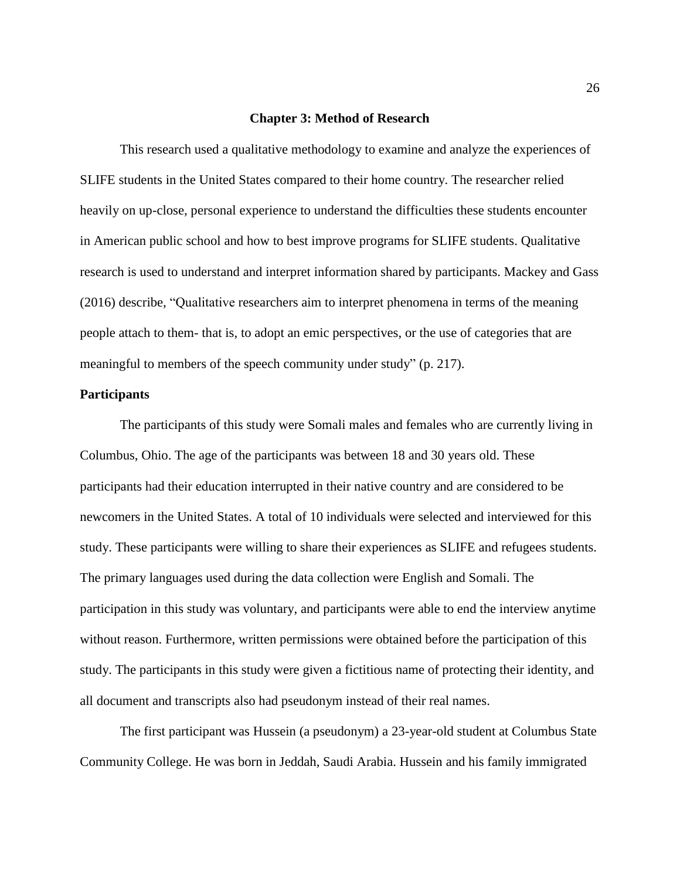# Chapter 3: Method of Research

This research used a qualitative methodology to examine and analyze the experiences of SLIFE students in the United States compared to their home country. The researcher relied heavily on up-close, personal experience to understand the difficulties these students encounter in American public school and how to best improve programs for SLIFE students. Qualitative research is used to understand and interpret information shared by participants. Mackey and Gass (2016) describe, "Qualitative researchers aim to interpret phenomena in terms of the meaning people attach to them- that is, to adopt an emic perspectives, or the use of categories that are meaningful to members of the speech community under study" (p. 217).

## Participants

The participants of this study were Somali males and females who are currently living in Columbus, Ohio. The age of the participants was between 18 and 30 years old. These participants had their education interrupted in their native country and are considered to be newcomers in the United States. A total of 10 individuals were selected and interviewed for this study. These participants were willing to share their experiences as SLIFE and refugees students. The primary languages used during the data collection were English and Somali. The participation in this study was voluntary, and participants were able to end the interview anytime without reason. Furthermore, written permissions were obtained before the participation of this study. The participants in this study were given a fictitious name of protecting their identity, and all document and transcripts also had pseudonym instead of their real names.

The first participant was Hussein (a pseudonym) a 23-year-old student at Columbus State Community College. He was born in Jeddah, Saudi Arabia. Hussein and his family immigrated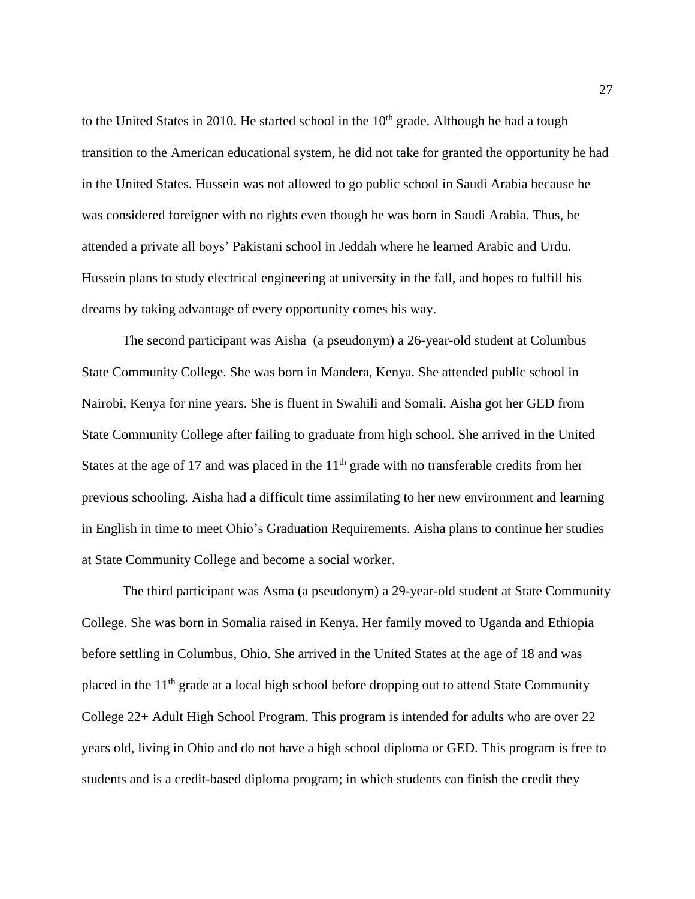to the United States in 2010. He started school in the 10th grade. Although he had a tough transition to the American educational system, he did not take for granted the opportunity he had in the United States. Hussein was not allowed to go public school in Saudi Arabia because he was considered foreigner with no rights even though he was born in Saudi Arabia. Thus, he attended a private all boys' Pakistani school in Jeddah where he learned Arabic and Urdu. Hussein plans to study electrical engineering at university in the fall, and hopes to fulfill his dreams by taking advantage of every opportunity comes his way.

The second participant was Aisha (a pseudonym) a 26-year-old student at Columbus State Community College. She was born in Mandera, Kenya. She attended public school in Nairobi, Kenya for nine years. She is fluent in Swahili and Somali. Aisha got her GED from State Community College after failing to graduate from high school. She arrived in the United States at the age of 17 and was placed in the 11th grade with no transferable credits from her previous schooling. Aisha had a difficult time assimilating to her new environment and learning in English in time to meet Ohio's Graduation Requirements. Aisha plans to continue her studies at State Community College and become a social worker.

The third participant was Asma (a pseudonym) a 29-year-old student at State Community College. She was born in Somalia raised in Kenya. Her family moved to Uganda and Ethiopia before settling in Columbus, Ohio. She arrived in the United States at the age of 18 and was placed in the 11th grade at a local high school before dropping out to attend State Community College 22+ Adult High School Program. This program is intended for adults who are over 22 years old, living in Ohio and do not have a high school diploma or GED. This program is free to students and is a credit-based diploma program; in which students can finish the credit they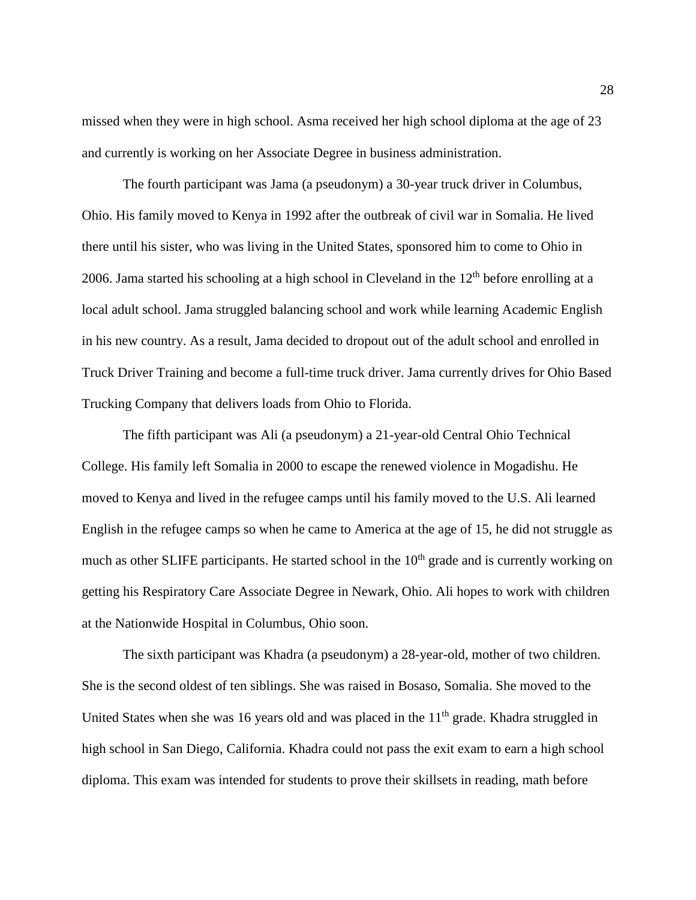missed when they were in high school. Asma received her high school diploma at the age of 23 and currently is working on her Associate Degree in business administration.

The fourth participant was Jama (a pseudonym) a 30-year truck driver in Columbus, Ohio. His family moved to Kenya in 1992 after the outbreak of civil war in Somalia. He lived there until his sister, who was living in the United States, sponsored him to come to Ohio in 2006. Jama started his schooling at a high school in Cleveland in the 12th before enrolling at a local adult school. Jama struggled balancing school and work while learning Academic English in his new country. As a result, Jama decided to dropout out of the adult school and enrolled in Truck Driver Training and become a full-time truck driver. Jama currently drives for Ohio Based Trucking Company that delivers loads from Ohio to Florida.

The fifth participant was Ali (a pseudonym) a 21-year-old Central Ohio Technical College. His family left Somalia in 2000 to escape the renewed violence in Mogadishu. He moved to Kenya and lived in the refugee camps until his family moved to the U.S. Ali learned English in the refugee camps so when he came to America at the age of 15, he did not struggle as much as other SLIFE participants. He started school in the 10th grade and is currently working on getting his Respiratory Care Associate Degree in Newark, Ohio. Ali hopes to work with children at the Nationwide Hospital in Columbus, Ohio soon.

The sixth participant was Khadra (a pseudonym) a 28-year-old, mother of two children. She is the second oldest of ten siblings. She was raised in Bosaso, Somalia. She moved to the United States when she was 16 years old and was placed in the 11th grade. Khadra struggled in high school in San Diego, California. Khadra could not pass the exit exam to earn a high school diploma. This exam was intended for students to prove their skillsets in reading, math before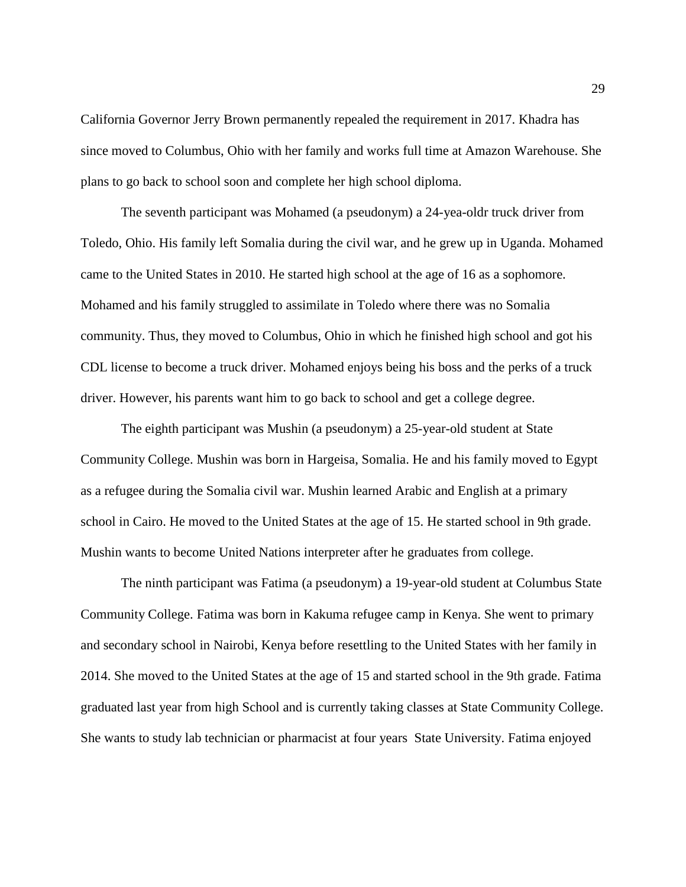California Governor Jerry Brown permanently repealed the requirement in 2017. Khadra has since moved to Columbus, Ohio with her family and works full time at Amazon Warehouse. She plans to go back to school soon and complete her high school diploma.

The seventh participant was Mohamed (a pseudonym) a 24-yea-oldr truck driver from Toledo, Ohio. His family left Somalia during the civil war, and he grew up in Uganda. Mohamed came to the United States in 2010. He started high school at the age of 16 as a sophomore. Mohamed and his family struggled to assimilate in Toledo where there was no Somalia community. Thus, they moved to Columbus, Ohio in which he finished high school and got his CDL license to become a truck driver. Mohamed enjoys being his boss and the perks of a truck driver. However, his parents want him to go back to school and get a college degree.

The eighth participant was Mushin (a pseudonym) a 25-year-old student at State Community College. Mushin was born in Hargeisa, Somalia. He and his family moved to Egypt as a refugee during the Somalia civil war. Mushin learned Arabic and English at a primary school in Cairo. He moved to the United States at the age of 15. He started school in 9th grade. Mushin wants to become United Nations interpreter after he graduates from college.

The ninth participant was Fatima (a pseudonym) a 19-year-old student at Columbus State Community College. Fatima was born in Kakuma refugee camp in Kenya. She went to primary and secondary school in Nairobi, Kenya before resettling to the United States with her family in 2014. She moved to the United States at the age of 15 and started school in the 9th grade. Fatima graduated last year from high School and is currently taking classes at State Community College. She wants to study lab technician or pharmacist at four years State University. Fatima enjoyed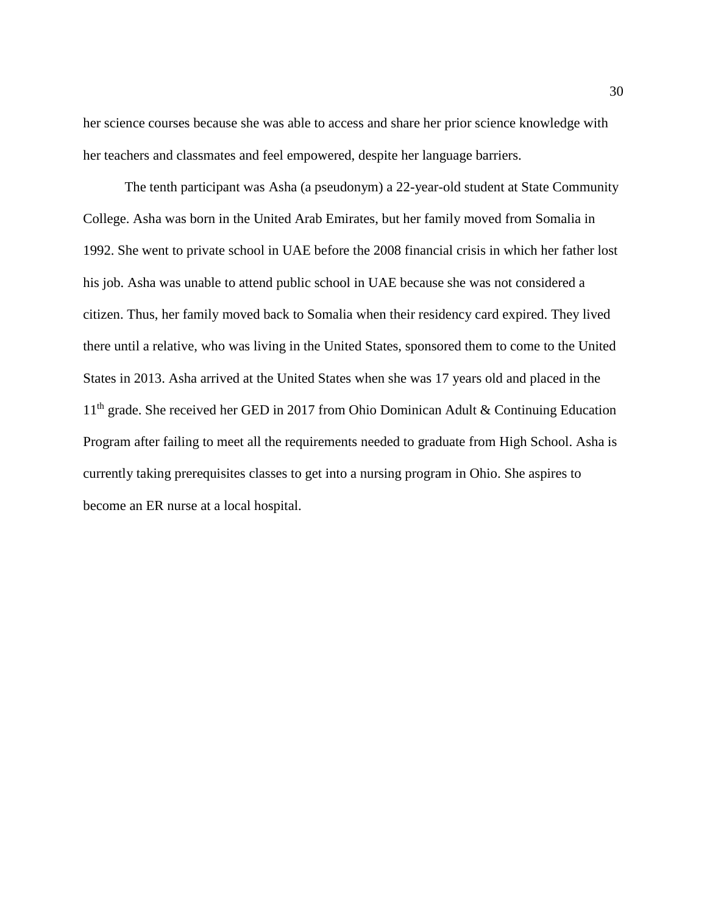her science courses because she was able to access and share her prior science knowledge with her teachers and classmates and feel empowered, despite her language barriers.

The tenth participant was Asha (a pseudonym) a 22-year-old student at State Community College. Asha was born in the United Arab Emirates, but her family moved from Somalia in 1992. She went to private school in UAE before the 2008 financial crisis in which her father lost his job. Asha was unable to attend public school in UAE because she was not considered a citizen. Thus, her family moved back to Somalia when their residency card expired. They lived there until a relative, who was living in the United States, sponsored them to come to the United States in 2013. Asha arrived at the United States when she was 17 years old and placed in the 11th grade. She received her GED in 2017 from Ohio Dominican Adult & Continuing Education Program after failing to meet all the requirements needed to graduate from High School. Asha is currently taking prerequisites classes to get into a nursing program in Ohio. She aspires to become an ER nurse at a local hospital.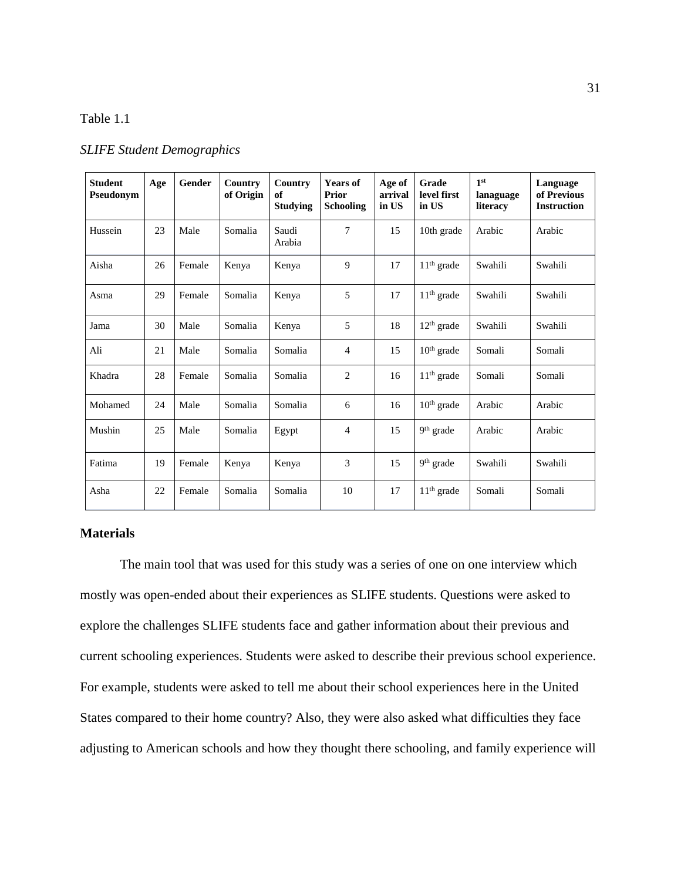Table 1.1

*SLIFE Student Demographics*

| Student Pseudonym | Age | Gender | Country of Origin | Country of Studying | Years of Prior Schooling | Age of arrival in US | Grade level first in US | 1st lanaguage literacy | Language of Previous Instruction |
|---|---|---|---|---|---|---|---|---|---|
| Hussein | 23 | Male | Somalia | Saudi Arabia | 7 | 15 | 10th grade | Arabic | Arabic |
| Aisha | 26 | Female | Kenya | Kenya | 9 | 17 | 11th grade | Swahili | Swahili |
| Asma | 29 | Female | Somalia | Kenya | 5 | 17 | 11th grade | Swahili | Swahili |
| Jama | 30 | Male | Somalia | Kenya | 5 | 18 | 12th grade | Swahili | Swahili |
| Ali | 21 | Male | Somalia | Somalia | 4 | 15 | 10th grade | Somali | Somali |
| Khadra | 28 | Female | Somalia | Somalia | 2 | 16 | 11th grade | Somali | Somali |
| Mohamed | 24 | Male | Somalia | Somalia | 6 | 16 | 10th grade | Arabic | Arabic |
| Mushin | 25 | Male | Somalia | Egypt | 4 | 15 | 9th grade | Arabic | Arabic |
| Fatima | 19 | Female | Kenya | Kenya | 3 | 15 | 9th grade | Swahili | Swahili |
| Asha | 22 | Female | Somalia | Somalia | 10 | 17 | 11th grade | Somali | Somali |

## Materials

The main tool that was used for this study was a series of one on one interview which mostly was open-ended about their experiences as SLIFE students. Questions were asked to explore the challenges SLIFE students face and gather information about their previous and current schooling experiences. Students were asked to describe their previous school experience. For example, students were asked to tell me about their school experiences here in the United States compared to their home country? Also, they were also asked what difficulties they face adjusting to American schools and how they thought there schooling, and family experience will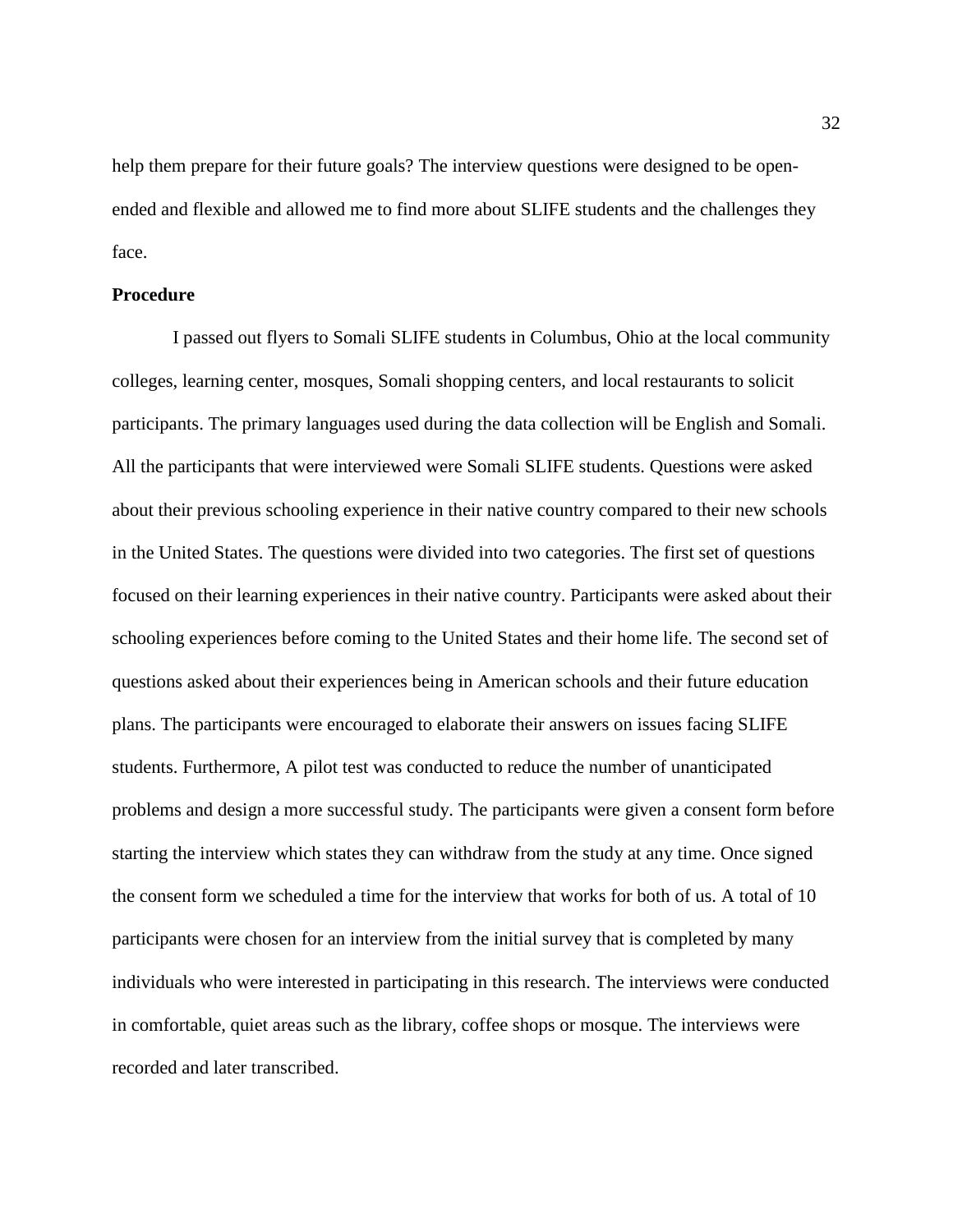help them prepare for their future goals? The interview questions were designed to be open-ended and flexible and allowed me to find more about SLIFE students and the challenges they face.

**Procedure**

I passed out flyers to Somali SLIFE students in Columbus, Ohio at the local community colleges, learning center, mosques, Somali shopping centers, and local restaurants to solicit participants. The primary languages used during the data collection will be English and Somali. All the participants that were interviewed were Somali SLIFE students. Questions were asked about their previous schooling experience in their native country compared to their new schools in the United States. The questions were divided into two categories. The first set of questions focused on their learning experiences in their native country. Participants were asked about their schooling experiences before coming to the United States and their home life. The second set of questions asked about their experiences being in American schools and their future education plans. The participants were encouraged to elaborate their answers on issues facing SLIFE students. Furthermore, A pilot test was conducted to reduce the number of unanticipated problems and design a more successful study. The participants were given a consent form before starting the interview which states they can withdraw from the study at any time. Once signed the consent form we scheduled a time for the interview that works for both of us. A total of 10 participants were chosen for an interview from the initial survey that is completed by many individuals who were interested in participating in this research. The interviews were conducted in comfortable, quiet areas such as the library, coffee shops or mosque. The interviews were recorded and later transcribed.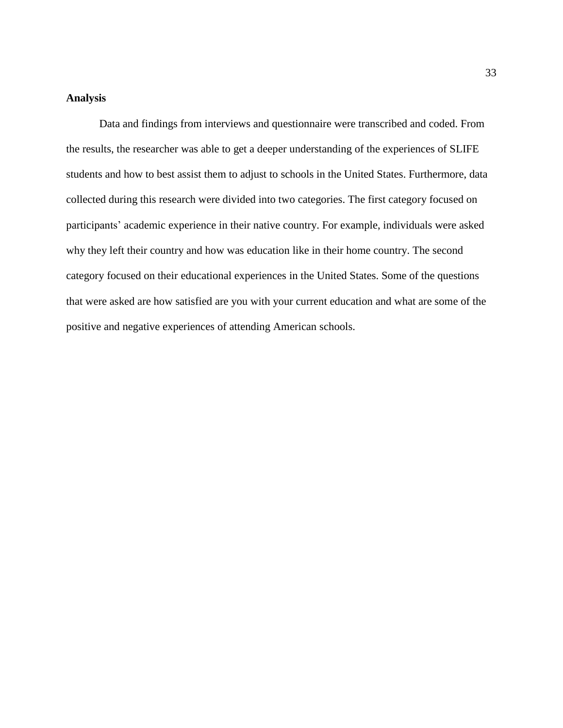## Analysis

Data and findings from interviews and questionnaire were transcribed and coded. From the results, the researcher was able to get a deeper understanding of the experiences of SLIFE students and how to best assist them to adjust to schools in the United States. Furthermore, data collected during this research were divided into two categories. The first category focused on participants' academic experience in their native country. For example, individuals were asked why they left their country and how was education like in their home country. The second category focused on their educational experiences in the United States. Some of the questions that were asked are how satisfied are you with your current education and what are some of the positive and negative experiences of attending American schools.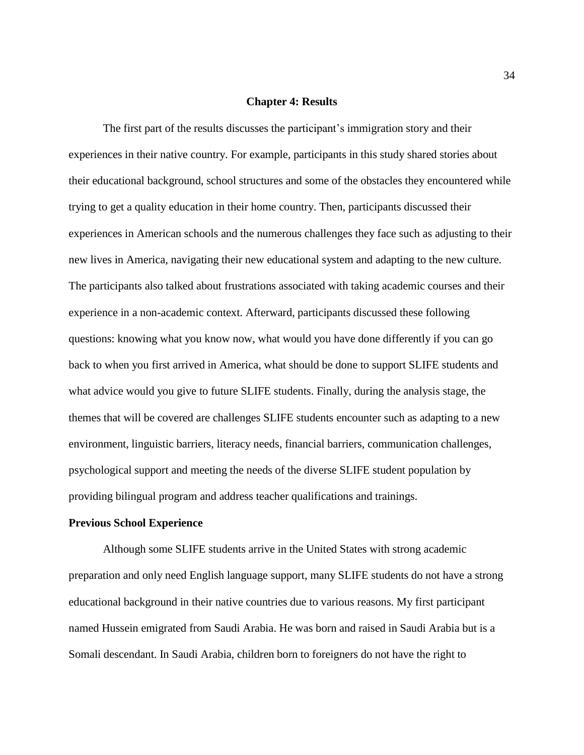# Chapter 4: Results

The first part of the results discusses the participant's immigration story and their experiences in their native country. For example, participants in this study shared stories about their educational background, school structures and some of the obstacles they encountered while trying to get a quality education in their home country. Then, participants discussed their experiences in American schools and the numerous challenges they face such as adjusting to their new lives in America, navigating their new educational system and adapting to the new culture. The participants also talked about frustrations associated with taking academic courses and their experience in a non-academic context. Afterward, participants discussed these following questions: knowing what you know now, what would you have done differently if you can go back to when you first arrived in America, what should be done to support SLIFE students and what advice would you give to future SLIFE students. Finally, during the analysis stage, the themes that will be covered are challenges SLIFE students encounter such as adapting to a new environment, linguistic barriers, literacy needs, financial barriers, communication challenges, psychological support and meeting the needs of the diverse SLIFE student population by providing bilingual program and address teacher qualifications and trainings.

## Previous School Experience

Although some SLIFE students arrive in the United States with strong academic preparation and only need English language support, many SLIFE students do not have a strong educational background in their native countries due to various reasons. My first participant named Hussein emigrated from Saudi Arabia. He was born and raised in Saudi Arabia but is a Somali descendant. In Saudi Arabia, children born to foreigners do not have the right to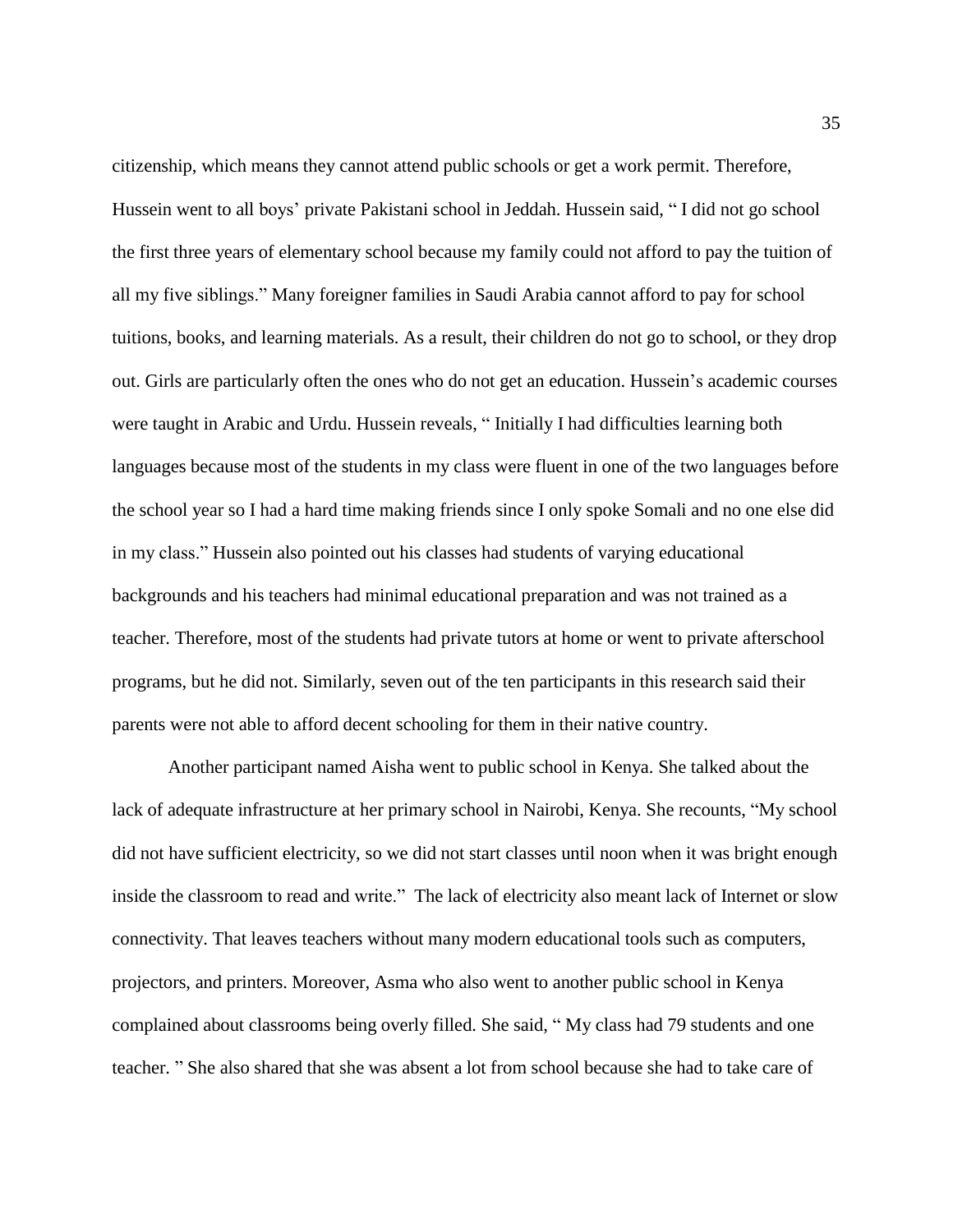citizenship, which means they cannot attend public schools or get a work permit. Therefore, Hussein went to all boys' private Pakistani school in Jeddah. Hussein said, " I did not go school the first three years of elementary school because my family could not afford to pay the tuition of all my five siblings." Many foreigner families in Saudi Arabia cannot afford to pay for school tuitions, books, and learning materials. As a result, their children do not go to school, or they drop out. Girls are particularly often the ones who do not get an education. Hussein's academic courses were taught in Arabic and Urdu. Hussein reveals, " Initially I had difficulties learning both languages because most of the students in my class were fluent in one of the two languages before the school year so I had a hard time making friends since I only spoke Somali and no one else did in my class." Hussein also pointed out his classes had students of varying educational backgrounds and his teachers had minimal educational preparation and was not trained as a teacher. Therefore, most of the students had private tutors at home or went to private afterschool programs, but he did not. Similarly, seven out of the ten participants in this research said their parents were not able to afford decent schooling for them in their native country.

Another participant named Aisha went to public school in Kenya. She talked about the lack of adequate infrastructure at her primary school in Nairobi, Kenya. She recounts, "My school did not have sufficient electricity, so we did not start classes until noon when it was bright enough inside the classroom to read and write." The lack of electricity also meant lack of Internet or slow connectivity. That leaves teachers without many modern educational tools such as computers, projectors, and printers. Moreover, Asma who also went to another public school in Kenya complained about classrooms being overly filled. She said, " My class had 79 students and one teacher. " She also shared that she was absent a lot from school because she had to take care of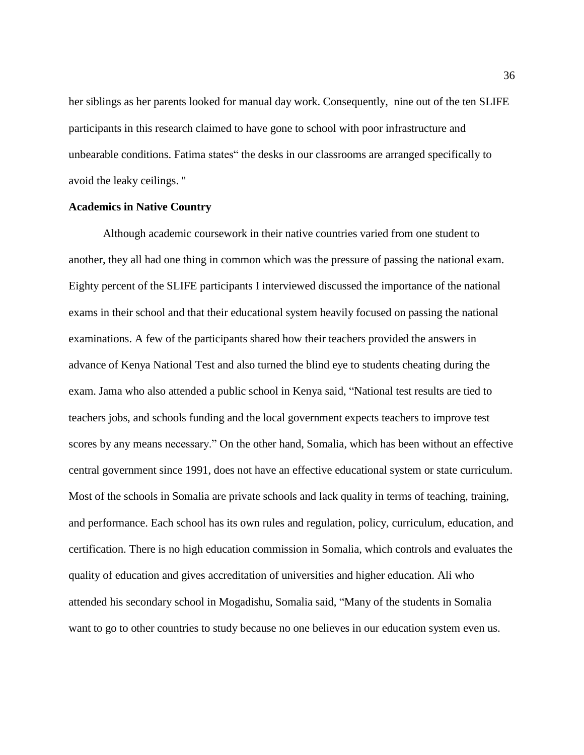her siblings as her parents looked for manual day work. Consequently, nine out of the ten SLIFE participants in this research claimed to have gone to school with poor infrastructure and unbearable conditions. Fatima states" the desks in our classrooms are arranged specifically to avoid the leaky ceilings. "

**Academics in Native Country**

Although academic coursework in their native countries varied from one student to another, they all had one thing in common which was the pressure of passing the national exam. Eighty percent of the SLIFE participants I interviewed discussed the importance of the national exams in their school and that their educational system heavily focused on passing the national examinations. A few of the participants shared how their teachers provided the answers in advance of Kenya National Test and also turned the blind eye to students cheating during the exam. Jama who also attended a public school in Kenya said, "National test results are tied to teachers jobs, and schools funding and the local government expects teachers to improve test scores by any means necessary." On the other hand, Somalia, which has been without an effective central government since 1991, does not have an effective educational system or state curriculum. Most of the schools in Somalia are private schools and lack quality in terms of teaching, training, and performance. Each school has its own rules and regulation, policy, curriculum, education, and certification. There is no high education commission in Somalia, which controls and evaluates the quality of education and gives accreditation of universities and higher education. Ali who attended his secondary school in Mogadishu, Somalia said, "Many of the students in Somalia want to go to other countries to study because no one believes in our education system even us.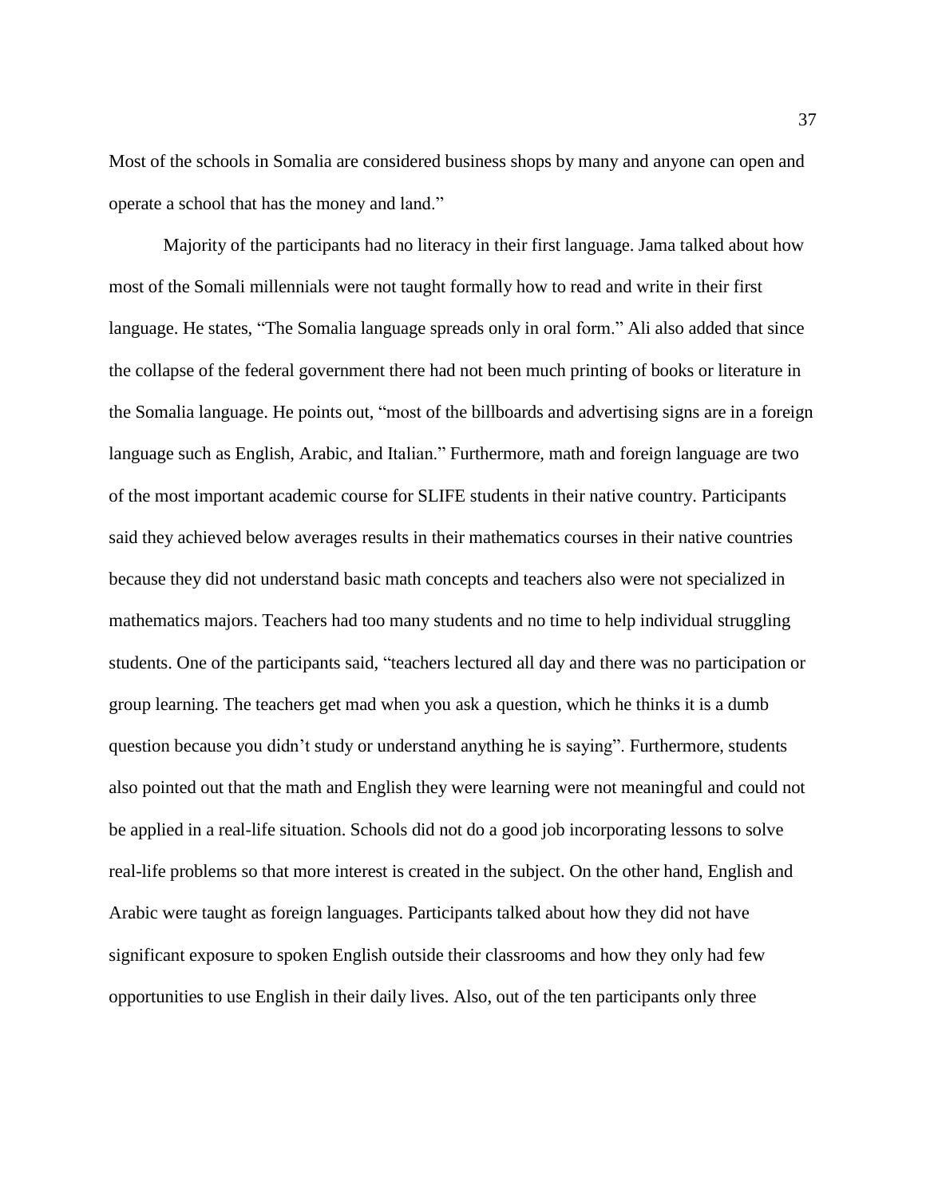Most of the schools in Somalia are considered business shops by many and anyone can open and operate a school that has the money and land."

Majority of the participants had no literacy in their first language. Jama talked about how most of the Somali millennials were not taught formally how to read and write in their first language. He states, "The Somalia language spreads only in oral form." Ali also added that since the collapse of the federal government there had not been much printing of books or literature in the Somalia language. He points out, "most of the billboards and advertising signs are in a foreign language such as English, Arabic, and Italian." Furthermore, math and foreign language are two of the most important academic course for SLIFE students in their native country. Participants said they achieved below averages results in their mathematics courses in their native countries because they did not understand basic math concepts and teachers also were not specialized in mathematics majors. Teachers had too many students and no time to help individual struggling students. One of the participants said, "teachers lectured all day and there was no participation or group learning. The teachers get mad when you ask a question, which he thinks it is a dumb question because you didn't study or understand anything he is saying". Furthermore, students also pointed out that the math and English they were learning were not meaningful and could not be applied in a real-life situation. Schools did not do a good job incorporating lessons to solve real-life problems so that more interest is created in the subject. On the other hand, English and Arabic were taught as foreign languages. Participants talked about how they did not have significant exposure to spoken English outside their classrooms and how they only had few opportunities to use English in their daily lives. Also, out of the ten participants only three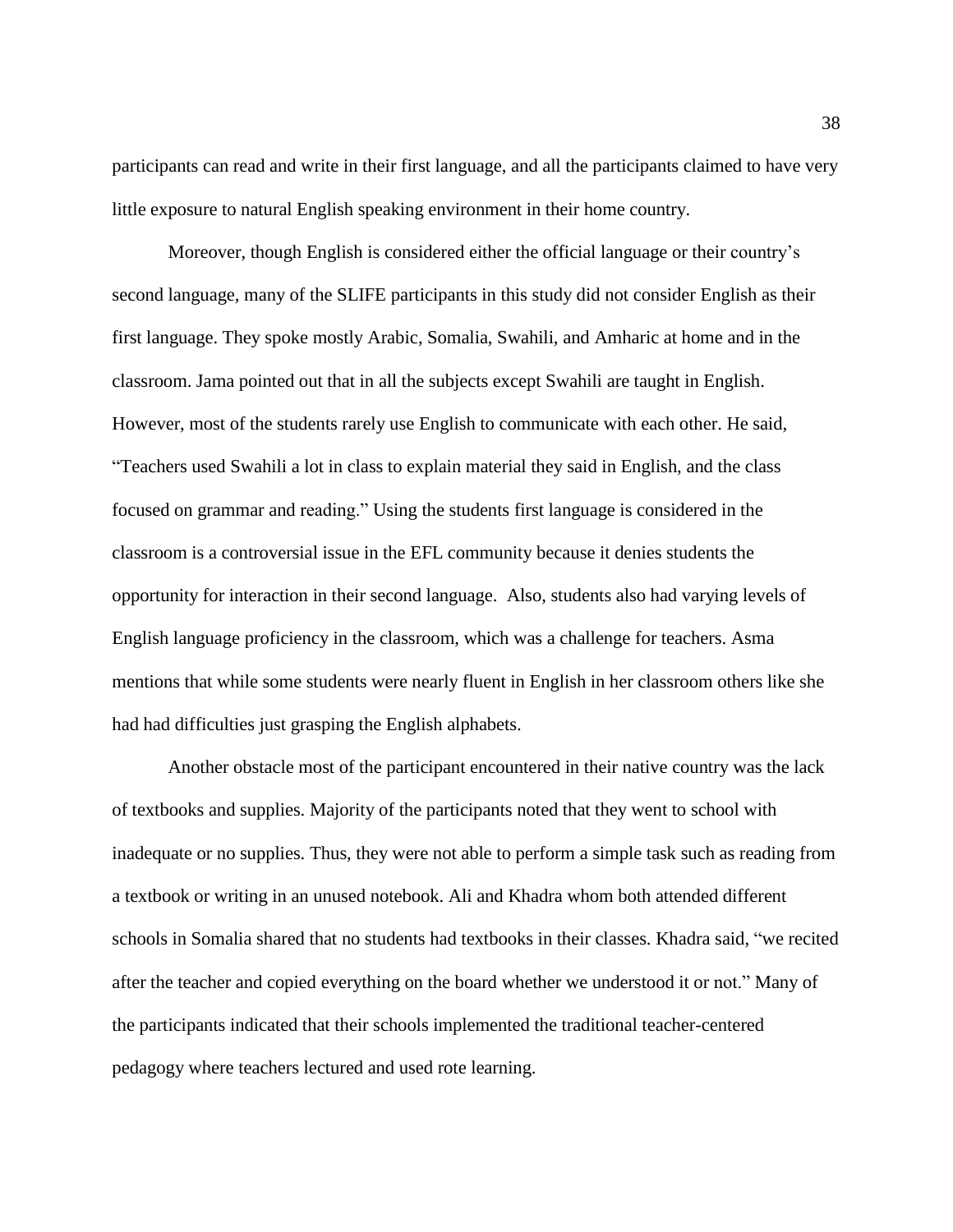participants can read and write in their first language, and all the participants claimed to have very little exposure to natural English speaking environment in their home country.

Moreover, though English is considered either the official language or their country's second language, many of the SLIFE participants in this study did not consider English as their first language. They spoke mostly Arabic, Somalia, Swahili, and Amharic at home and in the classroom. Jama pointed out that in all the subjects except Swahili are taught in English. However, most of the students rarely use English to communicate with each other. He said, "Teachers used Swahili a lot in class to explain material they said in English, and the class focused on grammar and reading." Using the students first language is considered in the classroom is a controversial issue in the EFL community because it denies students the opportunity for interaction in their second language.  Also, students also had varying levels of English language proficiency in the classroom, which was a challenge for teachers. Asma mentions that while some students were nearly fluent in English in her classroom others like she had had difficulties just grasping the English alphabets.

Another obstacle most of the participant encountered in their native country was the lack of textbooks and supplies. Majority of the participants noted that they went to school with inadequate or no supplies. Thus, they were not able to perform a simple task such as reading from a textbook or writing in an unused notebook. Ali and Khadra whom both attended different schools in Somalia shared that no students had textbooks in their classes. Khadra said, "we recited after the teacher and copied everything on the board whether we understood it or not." Many of the participants indicated that their schools implemented the traditional teacher-centered pedagogy where teachers lectured and used rote learning.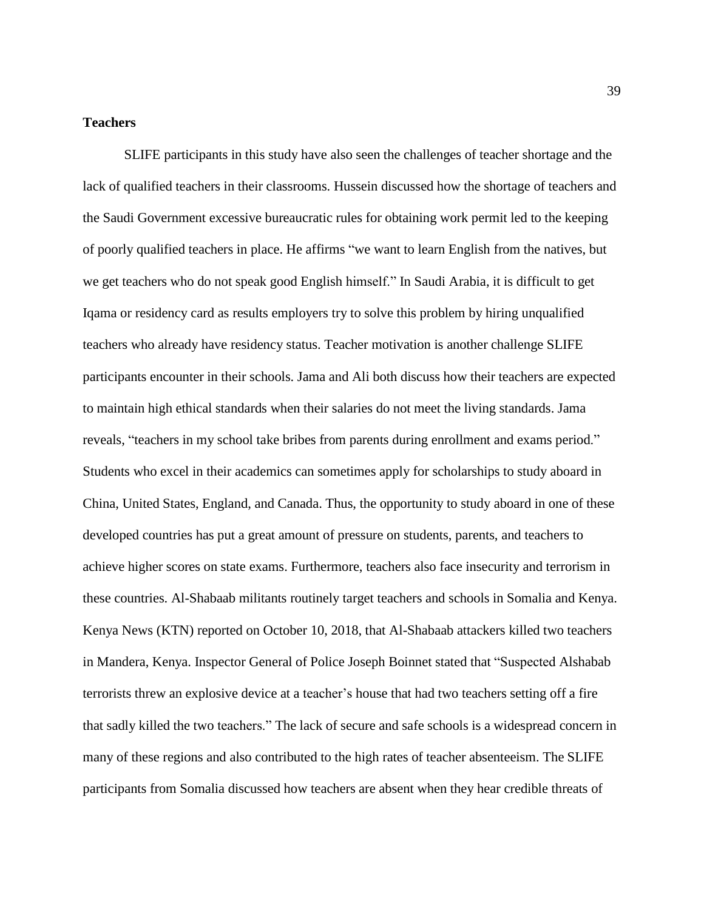**Teachers**

SLIFE participants in this study have also seen the challenges of teacher shortage and the lack of qualified teachers in their classrooms. Hussein discussed how the shortage of teachers and the Saudi Government excessive bureaucratic rules for obtaining work permit led to the keeping of poorly qualified teachers in place. He affirms "we want to learn English from the natives, but we get teachers who do not speak good English himself." In Saudi Arabia, it is difficult to get Iqama or residency card as results employers try to solve this problem by hiring unqualified teachers who already have residency status. Teacher motivation is another challenge SLIFE participants encounter in their schools. Jama and Ali both discuss how their teachers are expected to maintain high ethical standards when their salaries do not meet the living standards. Jama reveals, "teachers in my school take bribes from parents during enrollment and exams period." Students who excel in their academics can sometimes apply for scholarships to study aboard in China, United States, England, and Canada. Thus, the opportunity to study aboard in one of these developed countries has put a great amount of pressure on students, parents, and teachers to achieve higher scores on state exams. Furthermore, teachers also face insecurity and terrorism in these countries. Al-Shabaab militants routinely target teachers and schools in Somalia and Kenya. Kenya News (KTN) reported on October 10, 2018, that Al-Shabaab attackers killed two teachers in Mandera, Kenya. Inspector General of Police Joseph Boinnet stated that "Suspected Alshabab terrorists threw an explosive device at a teacher's house that had two teachers setting off a fire that sadly killed the two teachers." The lack of secure and safe schools is a widespread concern in many of these regions and also contributed to the high rates of teacher absenteeism. The SLIFE participants from Somalia discussed how teachers are absent when they hear credible threats of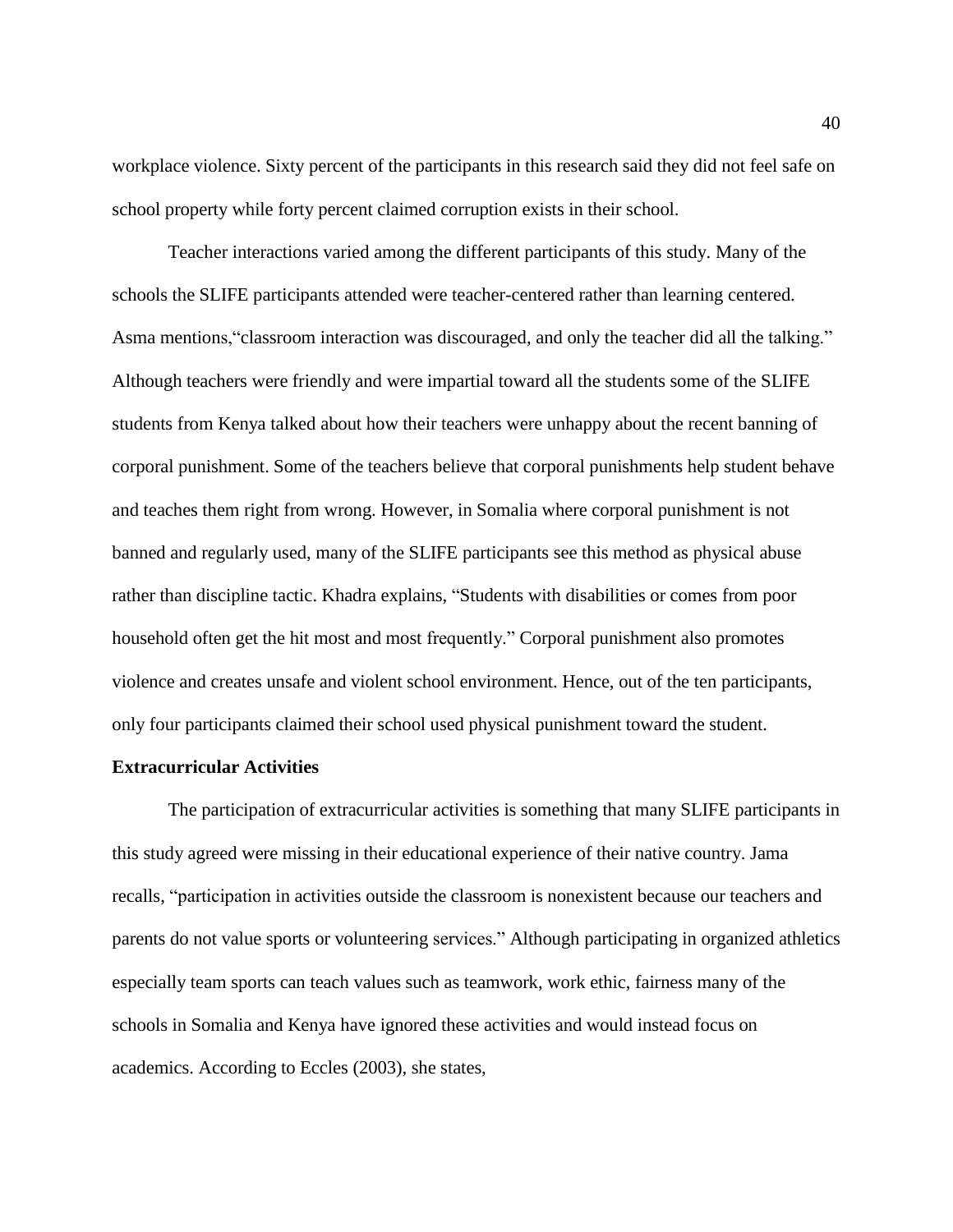workplace violence. Sixty percent of the participants in this research said they did not feel safe on school property while forty percent claimed corruption exists in their school.

Teacher interactions varied among the different participants of this study. Many of the schools the SLIFE participants attended were teacher-centered rather than learning centered. Asma mentions,"classroom interaction was discouraged, and only the teacher did all the talking." Although teachers were friendly and were impartial toward all the students some of the SLIFE students from Kenya talked about how their teachers were unhappy about the recent banning of corporal punishment. Some of the teachers believe that corporal punishments help student behave and teaches them right from wrong. However, in Somalia where corporal punishment is not banned and regularly used, many of the SLIFE participants see this method as physical abuse rather than discipline tactic. Khadra explains, "Students with disabilities or comes from poor household often get the hit most and most frequently." Corporal punishment also promotes violence and creates unsafe and violent school environment. Hence, out of the ten participants, only four participants claimed their school used physical punishment toward the student.

**Extracurricular Activities**

The participation of extracurricular activities is something that many SLIFE participants in this study agreed were missing in their educational experience of their native country. Jama recalls, "participation in activities outside the classroom is nonexistent because our teachers and parents do not value sports or volunteering services." Although participating in organized athletics especially team sports can teach values such as teamwork, work ethic, fairness many of the schools in Somalia and Kenya have ignored these activities and would instead focus on academics. According to Eccles (2003), she states,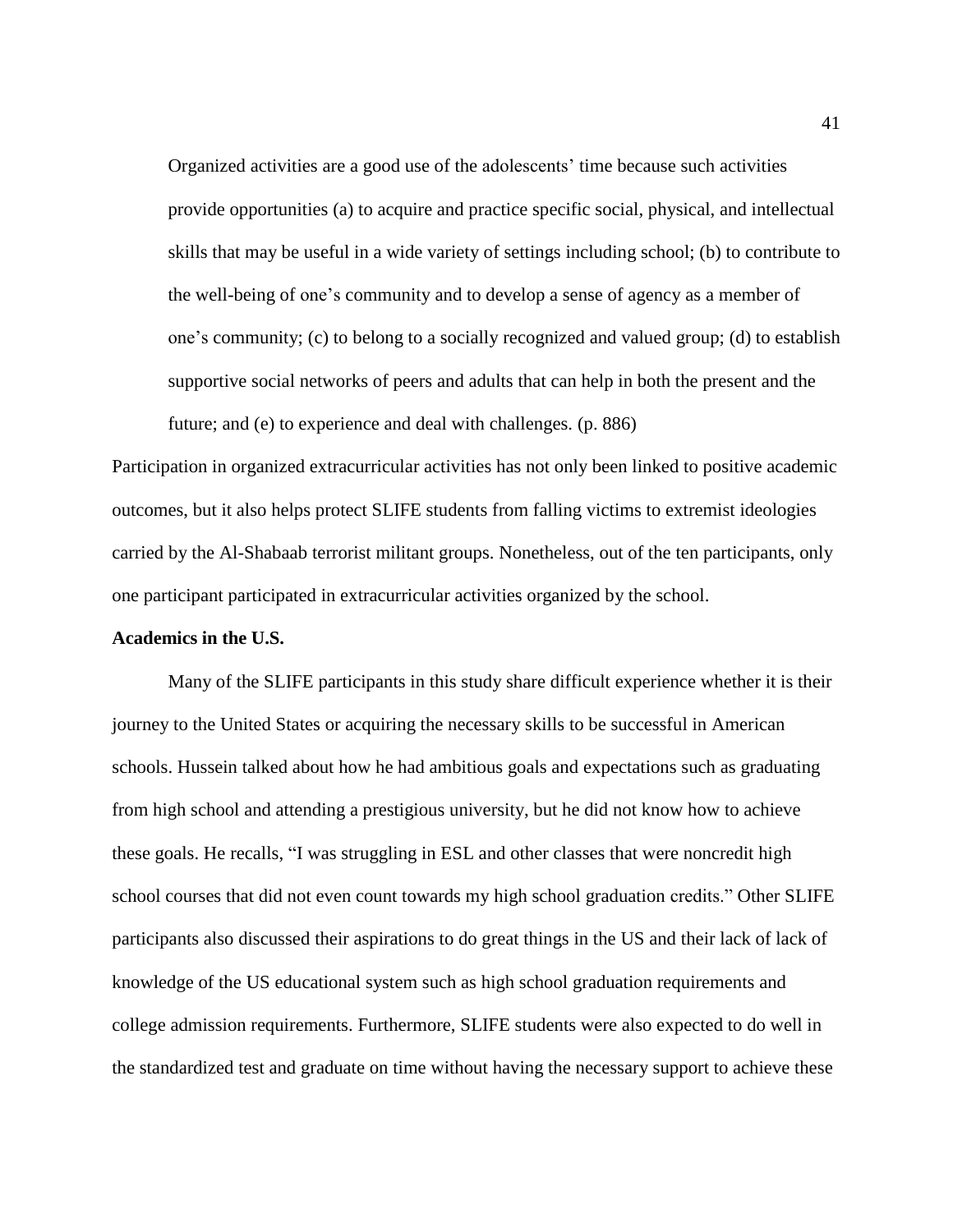> Organized activities are a good use of the adolescents' time because such activities provide opportunities (a) to acquire and practice specific social, physical, and intellectual skills that may be useful in a wide variety of settings including school; (b) to contribute to the well-being of one's community and to develop a sense of agency as a member of one's community; (c) to belong to a socially recognized and valued group; (d) to establish supportive social networks of peers and adults that can help in both the present and the future; and (e) to experience and deal with challenges. (p. 886)

Participation in organized extracurricular activities has not only been linked to positive academic outcomes, but it also helps protect SLIFE students from falling victims to extremist ideologies carried by the Al-Shabaab terrorist militant groups. Nonetheless, out of the ten participants, only one participant participated in extracurricular activities organized by the school.

**Academics in the U.S.**

Many of the SLIFE participants in this study share difficult experience whether it is their journey to the United States or acquiring the necessary skills to be successful in American schools. Hussein talked about how he had ambitious goals and expectations such as graduating from high school and attending a prestigious university, but he did not know how to achieve these goals. He recalls, "I was struggling in ESL and other classes that were noncredit high school courses that did not even count towards my high school graduation credits." Other SLIFE participants also discussed their aspirations to do great things in the US and their lack of lack of knowledge of the US educational system such as high school graduation requirements and college admission requirements. Furthermore, SLIFE students were also expected to do well in the standardized test and graduate on time without having the necessary support to achieve these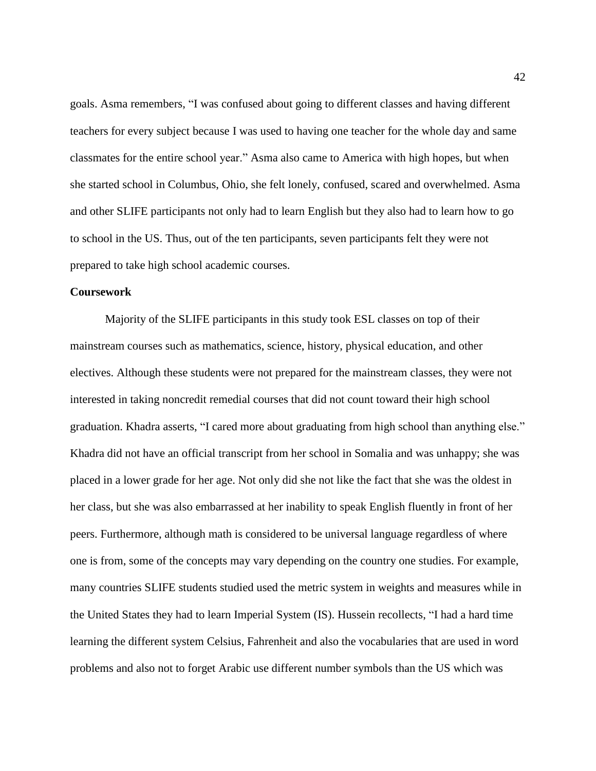goals. Asma remembers, "I was confused about going to different classes and having different teachers for every subject because I was used to having one teacher for the whole day and same classmates for the entire school year." Asma also came to America with high hopes, but when she started school in Columbus, Ohio, she felt lonely, confused, scared and overwhelmed. Asma and other SLIFE participants not only had to learn English but they also had to learn how to go to school in the US. Thus, out of the ten participants, seven participants felt they were not prepared to take high school academic courses.

**Coursework**

Majority of the SLIFE participants in this study took ESL classes on top of their mainstream courses such as mathematics, science, history, physical education, and other electives. Although these students were not prepared for the mainstream classes, they were not interested in taking noncredit remedial courses that did not count toward their high school graduation. Khadra asserts, "I cared more about graduating from high school than anything else." Khadra did not have an official transcript from her school in Somalia and was unhappy; she was placed in a lower grade for her age. Not only did she not like the fact that she was the oldest in her class, but she was also embarrassed at her inability to speak English fluently in front of her peers. Furthermore, although math is considered to be universal language regardless of where one is from, some of the concepts may vary depending on the country one studies. For example, many countries SLIFE students studied used the metric system in weights and measures while in the United States they had to learn Imperial System (IS). Hussein recollects, "I had a hard time learning the different system Celsius, Fahrenheit and also the vocabularies that are used in word problems and also not to forget Arabic use different number symbols than the US which was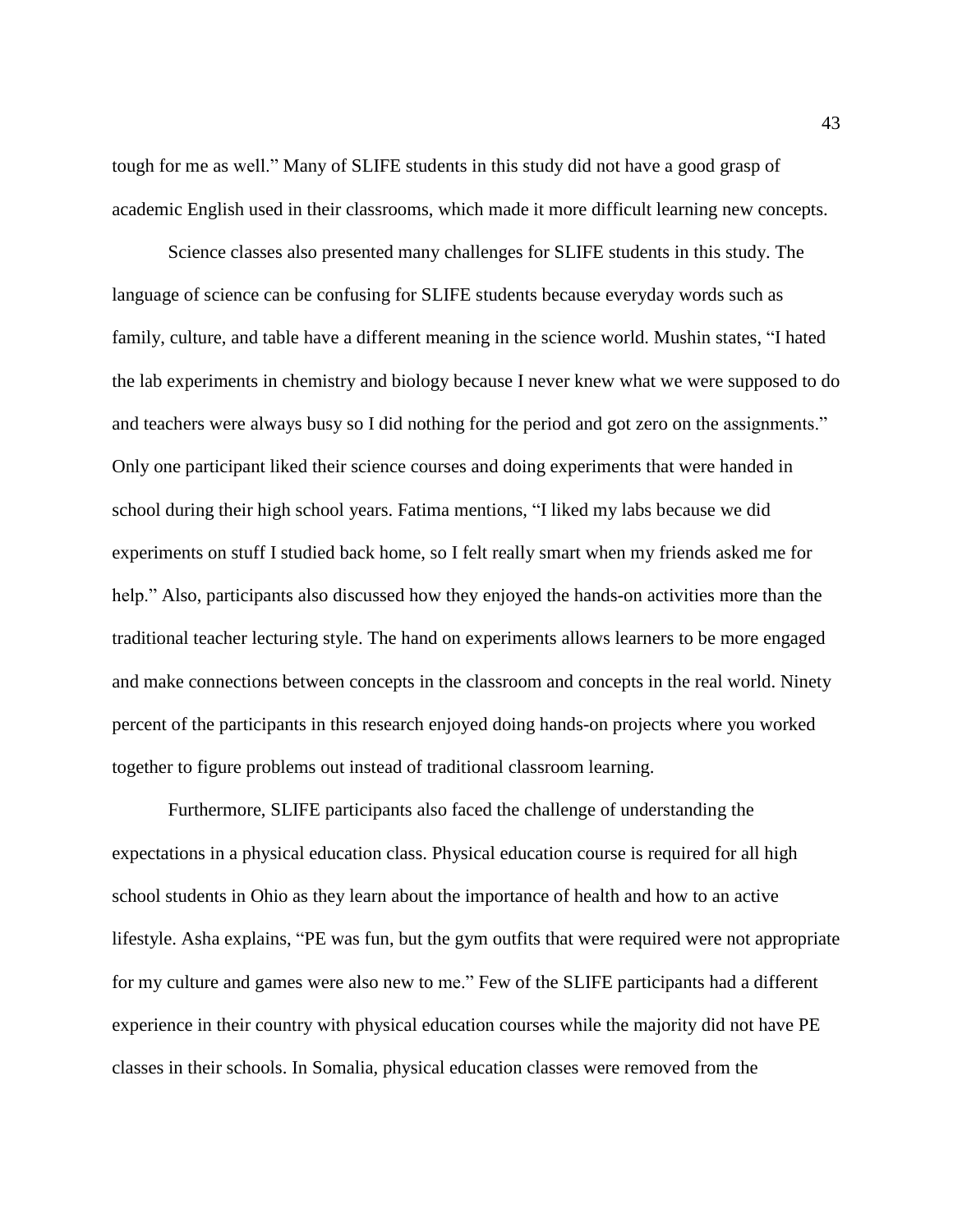tough for me as well." Many of SLIFE students in this study did not have a good grasp of academic English used in their classrooms, which made it more difficult learning new concepts.

Science classes also presented many challenges for SLIFE students in this study. The language of science can be confusing for SLIFE students because everyday words such as family, culture, and table have a different meaning in the science world. Mushin states, "I hated the lab experiments in chemistry and biology because I never knew what we were supposed to do and teachers were always busy so I did nothing for the period and got zero on the assignments." Only one participant liked their science courses and doing experiments that were handed in school during their high school years. Fatima mentions, "I liked my labs because we did experiments on stuff I studied back home, so I felt really smart when my friends asked me for help." Also, participants also discussed how they enjoyed the hands-on activities more than the traditional teacher lecturing style. The hand on experiments allows learners to be more engaged and make connections between concepts in the classroom and concepts in the real world. Ninety percent of the participants in this research enjoyed doing hands-on projects where you worked together to figure problems out instead of traditional classroom learning.

Furthermore, SLIFE participants also faced the challenge of understanding the expectations in a physical education class. Physical education course is required for all high school students in Ohio as they learn about the importance of health and how to an active lifestyle. Asha explains, "PE was fun, but the gym outfits that were required were not appropriate for my culture and games were also new to me." Few of the SLIFE participants had a different experience in their country with physical education courses while the majority did not have PE classes in their schools. In Somalia, physical education classes were removed from the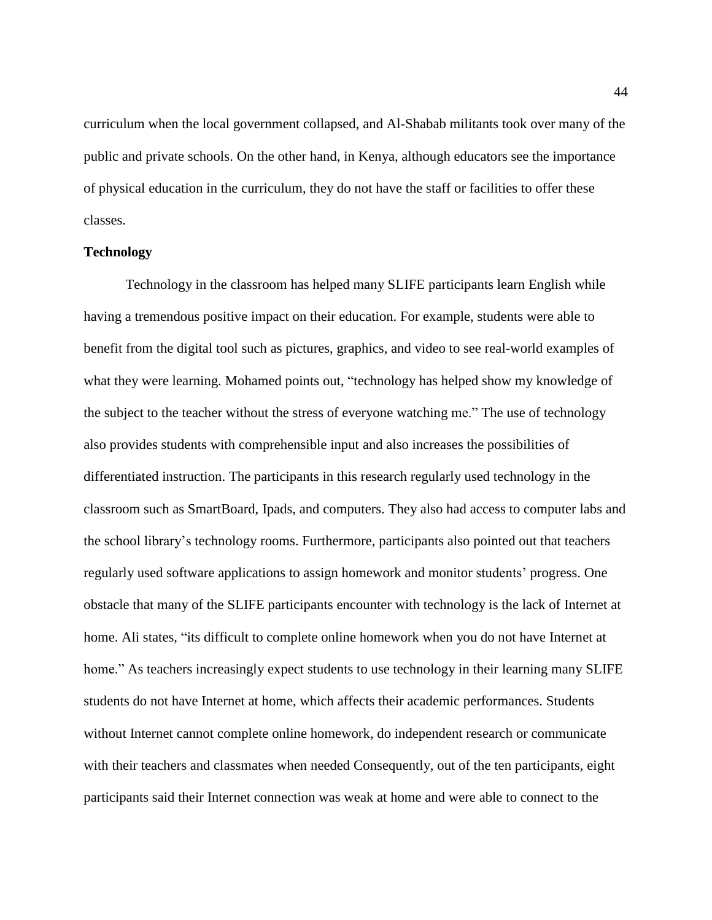curriculum when the local government collapsed, and Al-Shabab militants took over many of the public and private schools. On the other hand, in Kenya, although educators see the importance of physical education in the curriculum, they do not have the staff or facilities to offer these classes.

**Technology**

Technology in the classroom has helped many SLIFE participants learn English while having a tremendous positive impact on their education. For example, students were able to benefit from the digital tool such as pictures, graphics, and video to see real-world examples of what they were learning. Mohamed points out, "technology has helped show my knowledge of the subject to the teacher without the stress of everyone watching me." The use of technology also provides students with comprehensible input and also increases the possibilities of differentiated instruction. The participants in this research regularly used technology in the classroom such as SmartBoard, Ipads, and computers. They also had access to computer labs and the school library's technology rooms. Furthermore, participants also pointed out that teachers regularly used software applications to assign homework and monitor students' progress. One obstacle that many of the SLIFE participants encounter with technology is the lack of Internet at home. Ali states, "its difficult to complete online homework when you do not have Internet at home." As teachers increasingly expect students to use technology in their learning many SLIFE students do not have Internet at home, which affects their academic performances. Students without Internet cannot complete online homework, do independent research or communicate with their teachers and classmates when needed Consequently, out of the ten participants, eight participants said their Internet connection was weak at home and were able to connect to the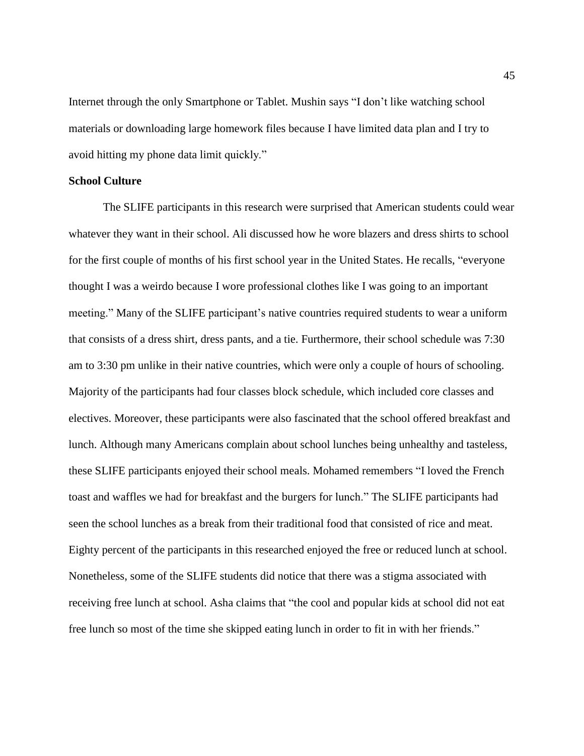Internet through the only Smartphone or Tablet. Mushin says "I don't like watching school materials or downloading large homework files because I have limited data plan and I try to avoid hitting my phone data limit quickly."

**School Culture**

The SLIFE participants in this research were surprised that American students could wear whatever they want in their school. Ali discussed how he wore blazers and dress shirts to school for the first couple of months of his first school year in the United States. He recalls, "everyone thought I was a weirdo because I wore professional clothes like I was going to an important meeting." Many of the SLIFE participant's native countries required students to wear a uniform that consists of a dress shirt, dress pants, and a tie. Furthermore, their school schedule was 7:30 am to 3:30 pm unlike in their native countries, which were only a couple of hours of schooling. Majority of the participants had four classes block schedule, which included core classes and electives. Moreover, these participants were also fascinated that the school offered breakfast and lunch. Although many Americans complain about school lunches being unhealthy and tasteless, these SLIFE participants enjoyed their school meals. Mohamed remembers "I loved the French toast and waffles we had for breakfast and the burgers for lunch." The SLIFE participants had seen the school lunches as a break from their traditional food that consisted of rice and meat. Eighty percent of the participants in this researched enjoyed the free or reduced lunch at school. Nonetheless, some of the SLIFE students did notice that there was a stigma associated with receiving free lunch at school. Asha claims that "the cool and popular kids at school did not eat free lunch so most of the time she skipped eating lunch in order to fit in with her friends."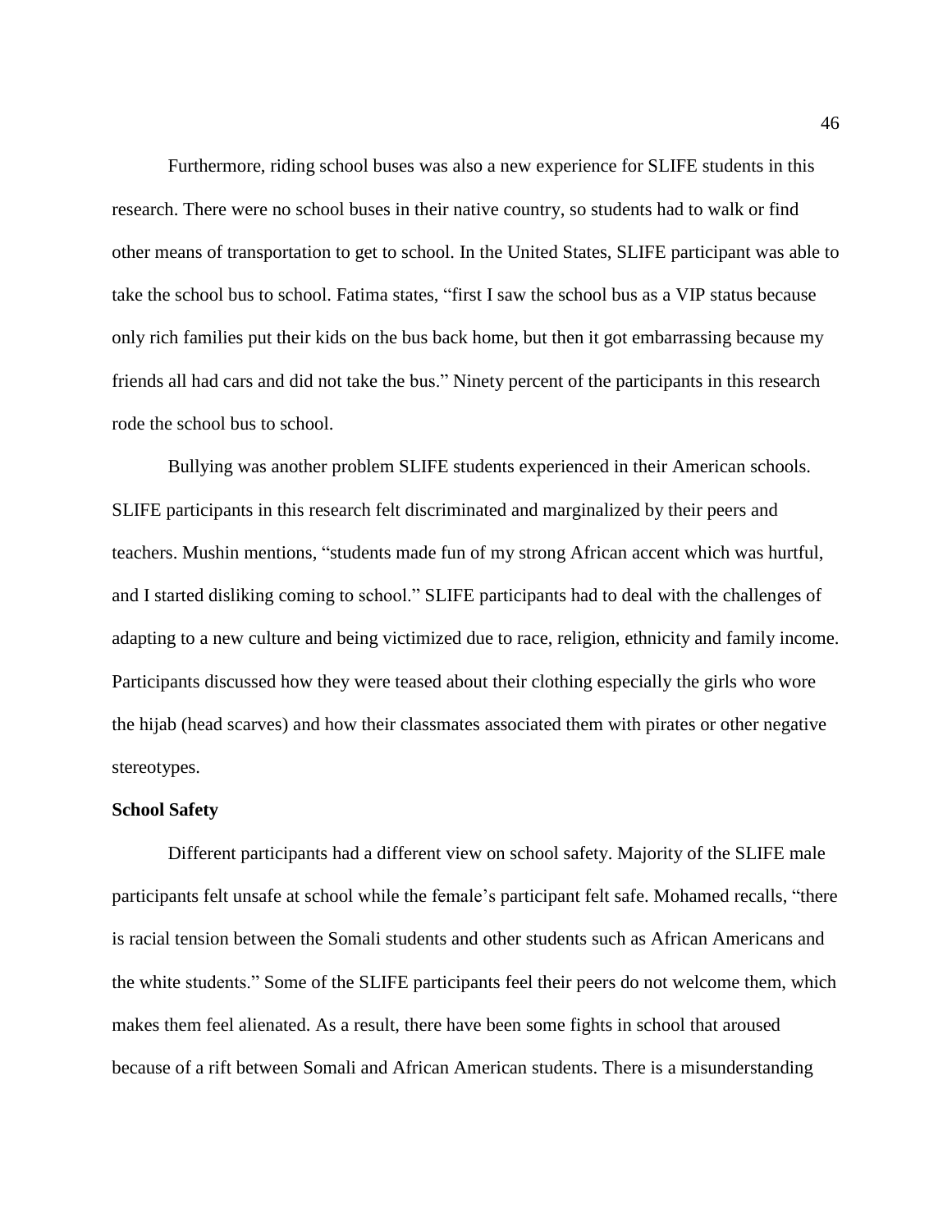Furthermore, riding school buses was also a new experience for SLIFE students in this research. There were no school buses in their native country, so students had to walk or find other means of transportation to get to school. In the United States, SLIFE participant was able to take the school bus to school. Fatima states, “first I saw the school bus as a VIP status because only rich families put their kids on the bus back home, but then it got embarrassing because my friends all had cars and did not take the bus.” Ninety percent of the participants in this research rode the school bus to school.

Bullying was another problem SLIFE students experienced in their American schools. SLIFE participants in this research felt discriminated and marginalized by their peers and teachers. Mushin mentions, “students made fun of my strong African accent which was hurtful, and I started disliking coming to school.” SLIFE participants had to deal with the challenges of adapting to a new culture and being victimized due to race, religion, ethnicity and family income. Participants discussed how they were teased about their clothing especially the girls who wore the hijab (head scarves) and how their classmates associated them with pirates or other negative stereotypes.

**School Safety**

Different participants had a different view on school safety. Majority of the SLIFE male participants felt unsafe at school while the female’s participant felt safe. Mohamed recalls, “there is racial tension between the Somali students and other students such as African Americans and the white students.” Some of the SLIFE participants feel their peers do not welcome them, which makes them feel alienated. As a result, there have been some fights in school that aroused because of a rift between Somali and African American students. There is a misunderstanding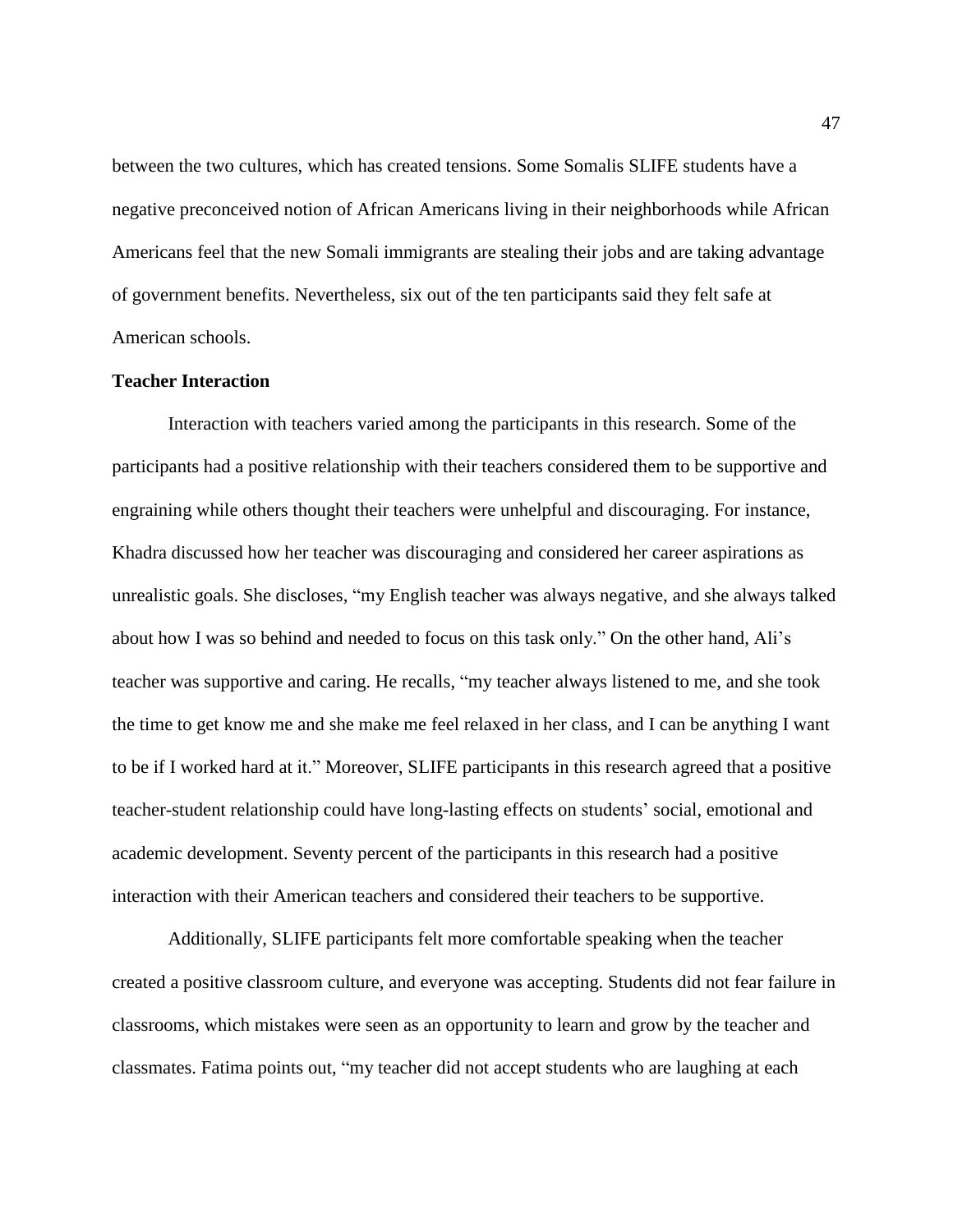between the two cultures, which has created tensions. Some Somalis SLIFE students have a negative preconceived notion of African Americans living in their neighborhoods while African Americans feel that the new Somali immigrants are stealing their jobs and are taking advantage of government benefits. Nevertheless, six out of the ten participants said they felt safe at American schools.

**Teacher Interaction**

Interaction with teachers varied among the participants in this research. Some of the participants had a positive relationship with their teachers considered them to be supportive and engraining while others thought their teachers were unhelpful and discouraging. For instance, Khadra discussed how her teacher was discouraging and considered her career aspirations as unrealistic goals. She discloses, "my English teacher was always negative, and she always talked about how I was so behind and needed to focus on this task only." On the other hand, Ali's teacher was supportive and caring. He recalls, "my teacher always listened to me, and she took the time to get know me and she make me feel relaxed in her class, and I can be anything I want to be if I worked hard at it." Moreover, SLIFE participants in this research agreed that a positive teacher-student relationship could have long-lasting effects on students' social, emotional and academic development. Seventy percent of the participants in this research had a positive interaction with their American teachers and considered their teachers to be supportive.

Additionally, SLIFE participants felt more comfortable speaking when the teacher created a positive classroom culture, and everyone was accepting. Students did not fear failure in classrooms, which mistakes were seen as an opportunity to learn and grow by the teacher and classmates. Fatima points out, "my teacher did not accept students who are laughing at each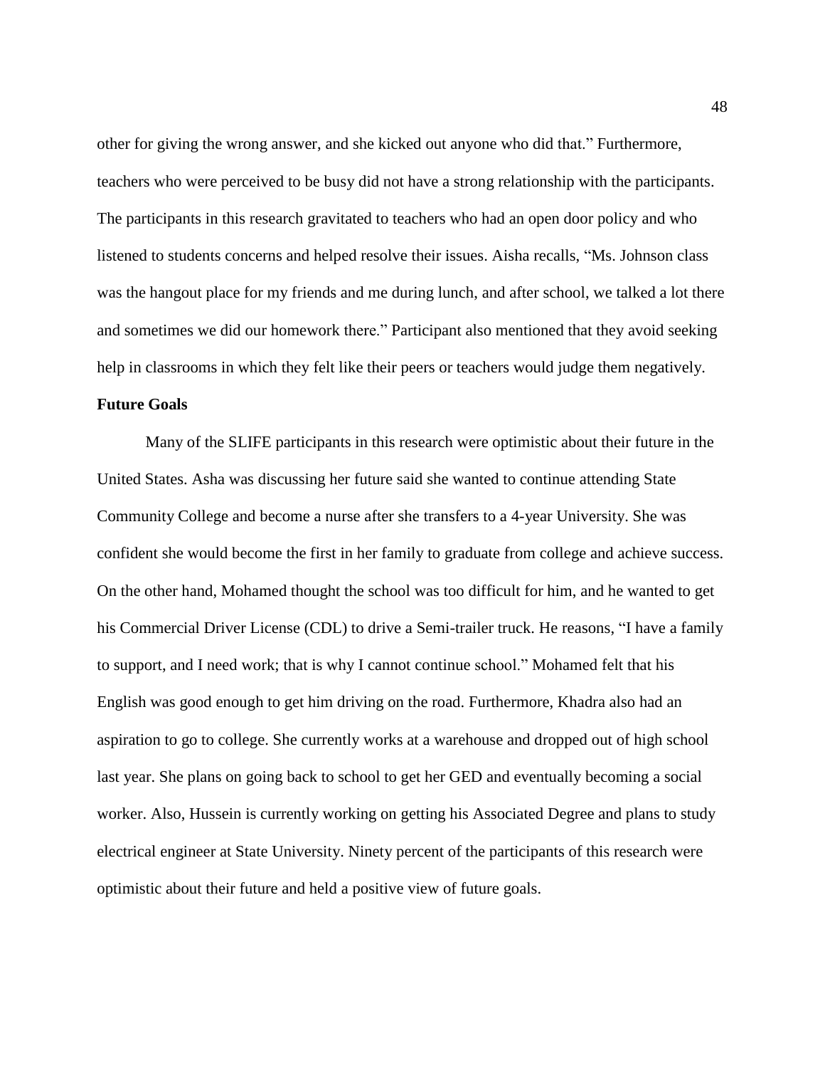other for giving the wrong answer, and she kicked out anyone who did that." Furthermore, teachers who were perceived to be busy did not have a strong relationship with the participants. The participants in this research gravitated to teachers who had an open door policy and who listened to students concerns and helped resolve their issues. Aisha recalls, "Ms. Johnson class was the hangout place for my friends and me during lunch, and after school, we talked a lot there and sometimes we did our homework there." Participant also mentioned that they avoid seeking help in classrooms in which they felt like their peers or teachers would judge them negatively.

**Future Goals**

Many of the SLIFE participants in this research were optimistic about their future in the United States. Asha was discussing her future said she wanted to continue attending State Community College and become a nurse after she transfers to a 4-year University. She was confident she would become the first in her family to graduate from college and achieve success. On the other hand, Mohamed thought the school was too difficult for him, and he wanted to get his Commercial Driver License (CDL) to drive a Semi-trailer truck. He reasons, "I have a family to support, and I need work; that is why I cannot continue school." Mohamed felt that his English was good enough to get him driving on the road. Furthermore, Khadra also had an aspiration to go to college. She currently works at a warehouse and dropped out of high school last year. She plans on going back to school to get her GED and eventually becoming a social worker. Also, Hussein is currently working on getting his Associated Degree and plans to study electrical engineer at State University. Ninety percent of the participants of this research were optimistic about their future and held a positive view of future goals.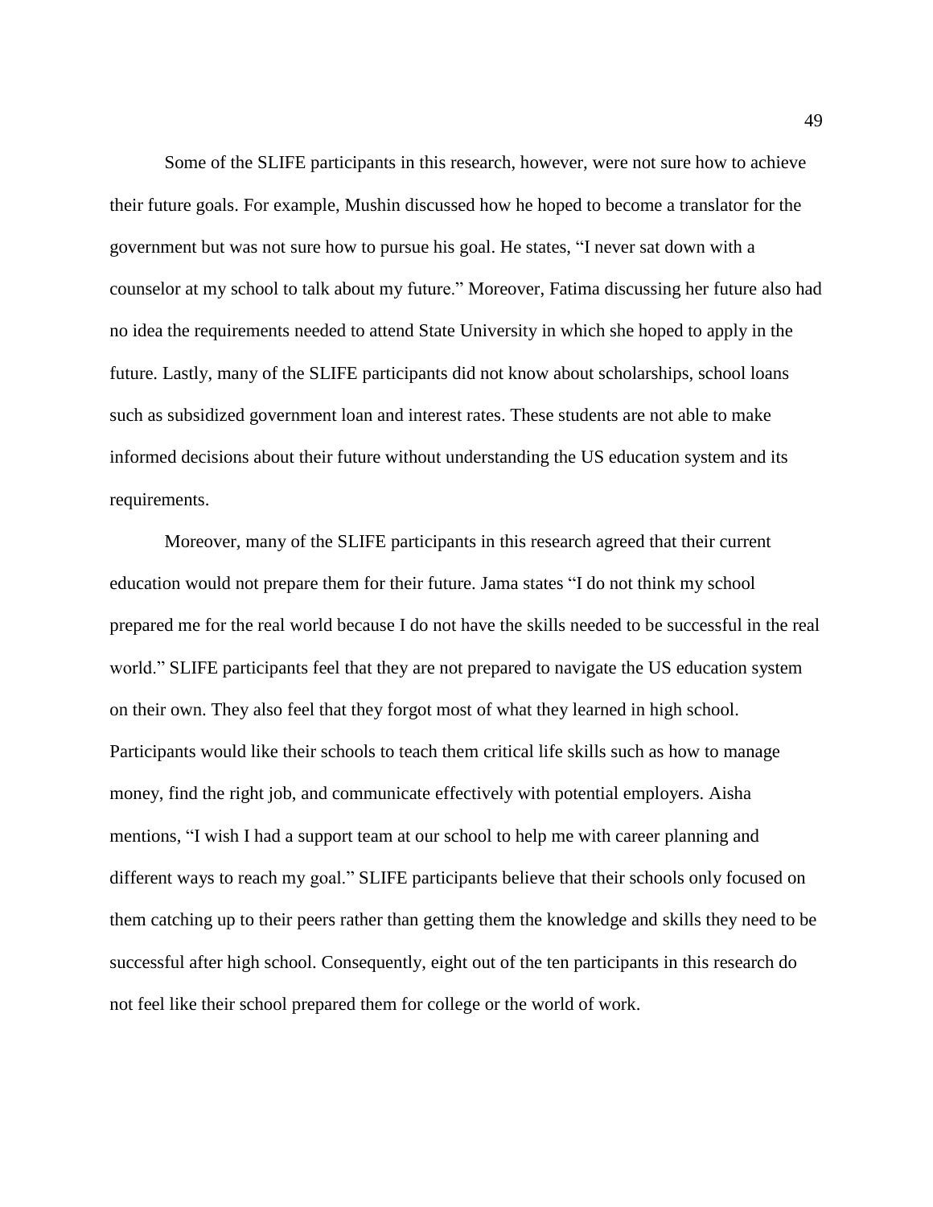Some of the SLIFE participants in this research, however, were not sure how to achieve their future goals. For example, Mushin discussed how he hoped to become a translator for the government but was not sure how to pursue his goal. He states, "I never sat down with a counselor at my school to talk about my future." Moreover, Fatima discussing her future also had no idea the requirements needed to attend State University in which she hoped to apply in the future. Lastly, many of the SLIFE participants did not know about scholarships, school loans such as subsidized government loan and interest rates. These students are not able to make informed decisions about their future without understanding the US education system and its requirements.

Moreover, many of the SLIFE participants in this research agreed that their current education would not prepare them for their future. Jama states "I do not think my school prepared me for the real world because I do not have the skills needed to be successful in the real world." SLIFE participants feel that they are not prepared to navigate the US education system on their own. They also feel that they forgot most of what they learned in high school. Participants would like their schools to teach them critical life skills such as how to manage money, find the right job, and communicate effectively with potential employers. Aisha mentions, "I wish I had a support team at our school to help me with career planning and different ways to reach my goal." SLIFE participants believe that their schools only focused on them catching up to their peers rather than getting them the knowledge and skills they need to be successful after high school. Consequently, eight out of the ten participants in this research do not feel like their school prepared them for college or the world of work.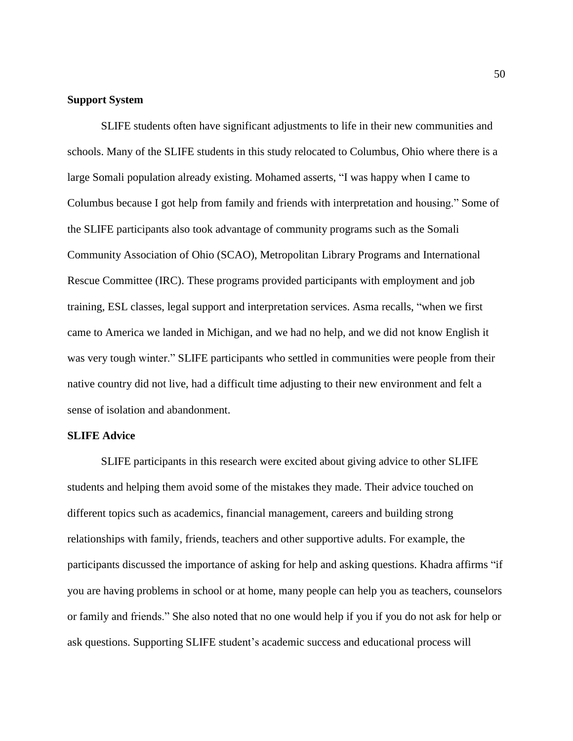**Support System**

SLIFE students often have significant adjustments to life in their new communities and schools. Many of the SLIFE students in this study relocated to Columbus, Ohio where there is a large Somali population already existing. Mohamed asserts, "I was happy when I came to Columbus because I got help from family and friends with interpretation and housing." Some of the SLIFE participants also took advantage of community programs such as the Somali Community Association of Ohio (SCAO), Metropolitan Library Programs and International Rescue Committee (IRC). These programs provided participants with employment and job training, ESL classes, legal support and interpretation services. Asma recalls, "when we first came to America we landed in Michigan, and we had no help, and we did not know English it was very tough winter." SLIFE participants who settled in communities were people from their native country did not live, had a difficult time adjusting to their new environment and felt a sense of isolation and abandonment.

**SLIFE Advice**

SLIFE participants in this research were excited about giving advice to other SLIFE students and helping them avoid some of the mistakes they made. Their advice touched on different topics such as academics, financial management, careers and building strong relationships with family, friends, teachers and other supportive adults. For example, the participants discussed the importance of asking for help and asking questions. Khadra affirms "if you are having problems in school or at home, many people can help you as teachers, counselors or family and friends." She also noted that no one would help if you if you do not ask for help or ask questions. Supporting SLIFE student's academic success and educational process will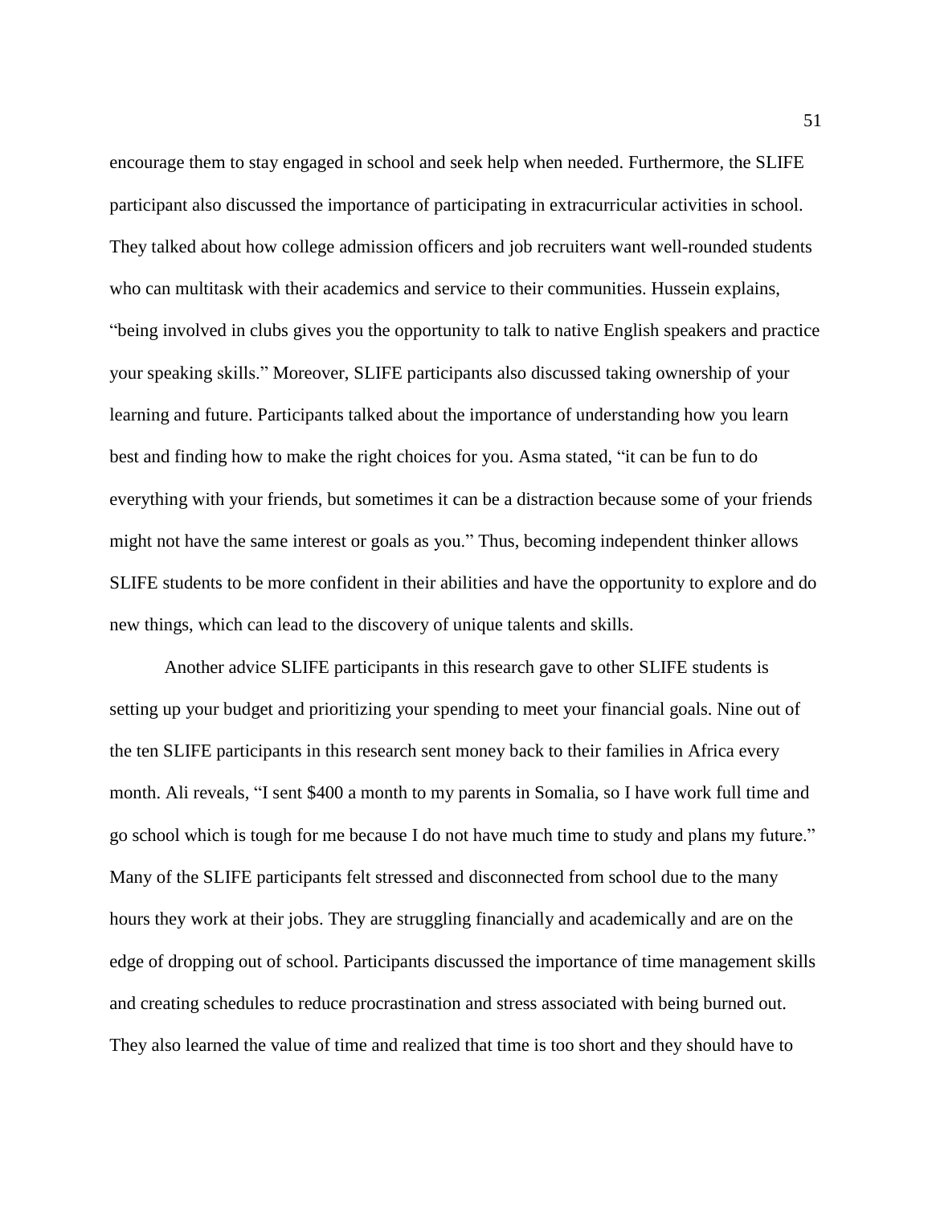encourage them to stay engaged in school and seek help when needed. Furthermore, the SLIFE participant also discussed the importance of participating in extracurricular activities in school. They talked about how college admission officers and job recruiters want well-rounded students who can multitask with their academics and service to their communities. Hussein explains, "being involved in clubs gives you the opportunity to talk to native English speakers and practice your speaking skills." Moreover, SLIFE participants also discussed taking ownership of your learning and future. Participants talked about the importance of understanding how you learn best and finding how to make the right choices for you. Asma stated, "it can be fun to do everything with your friends, but sometimes it can be a distraction because some of your friends might not have the same interest or goals as you." Thus, becoming independent thinker allows SLIFE students to be more confident in their abilities and have the opportunity to explore and do new things, which can lead to the discovery of unique talents and skills.

Another advice SLIFE participants in this research gave to other SLIFE students is setting up your budget and prioritizing your spending to meet your financial goals. Nine out of the ten SLIFE participants in this research sent money back to their families in Africa every month. Ali reveals, "I sent $400 a month to my parents in Somalia, so I have work full time and go school which is tough for me because I do not have much time to study and plans my future." Many of the SLIFE participants felt stressed and disconnected from school due to the many hours they work at their jobs. They are struggling financially and academically and are on the edge of dropping out of school. Participants discussed the importance of time management skills and creating schedules to reduce procrastination and stress associated with being burned out. They also learned the value of time and realized that time is too short and they should have to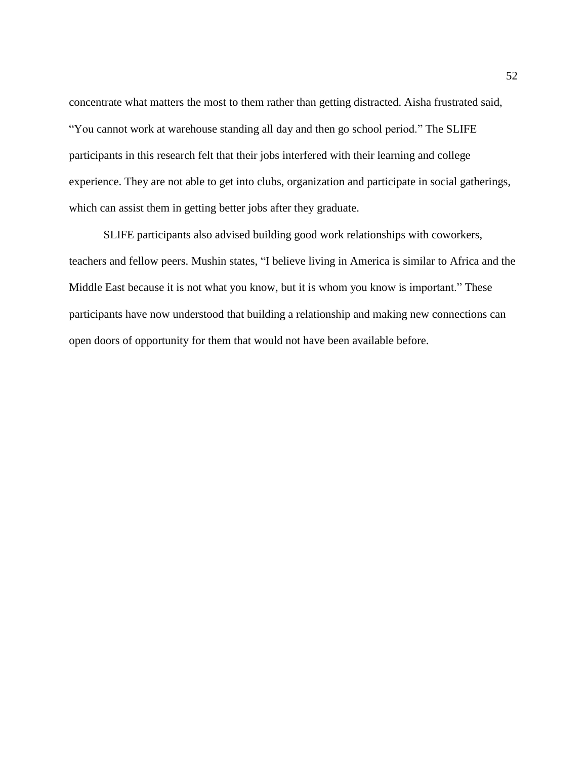concentrate what matters the most to them rather than getting distracted. Aisha frustrated said, "You cannot work at warehouse standing all day and then go school period." The SLIFE participants in this research felt that their jobs interfered with their learning and college experience. They are not able to get into clubs, organization and participate in social gatherings, which can assist them in getting better jobs after they graduate.

SLIFE participants also advised building good work relationships with coworkers, teachers and fellow peers. Mushin states, "I believe living in America is similar to Africa and the Middle East because it is not what you know, but it is whom you know is important." These participants have now understood that building a relationship and making new connections can open doors of opportunity for them that would not have been available before.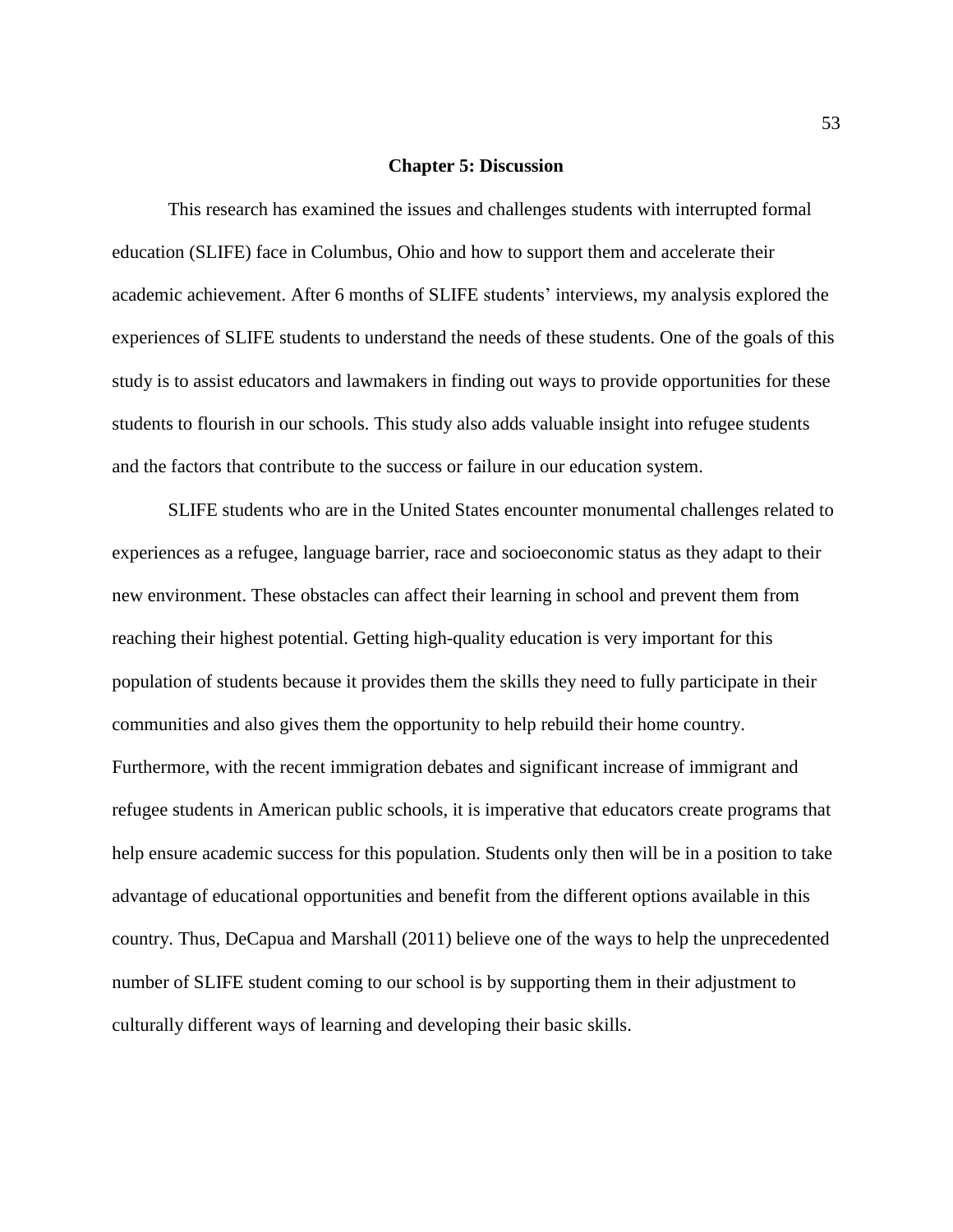# Chapter 5: Discussion

This research has examined the issues and challenges students with interrupted formal education (SLIFE) face in Columbus, Ohio and how to support them and accelerate their academic achievement. After 6 months of SLIFE students' interviews, my analysis explored the experiences of SLIFE students to understand the needs of these students. One of the goals of this study is to assist educators and lawmakers in finding out ways to provide opportunities for these students to flourish in our schools. This study also adds valuable insight into refugee students and the factors that contribute to the success or failure in our education system.

SLIFE students who are in the United States encounter monumental challenges related to experiences as a refugee, language barrier, race and socioeconomic status as they adapt to their new environment. These obstacles can affect their learning in school and prevent them from reaching their highest potential. Getting high-quality education is very important for this population of students because it provides them the skills they need to fully participate in their communities and also gives them the opportunity to help rebuild their home country. Furthermore, with the recent immigration debates and significant increase of immigrant and refugee students in American public schools, it is imperative that educators create programs that help ensure academic success for this population. Students only then will be in a position to take advantage of educational opportunities and benefit from the different options available in this country. Thus, DeCapua and Marshall (2011) believe one of the ways to help the unprecedented number of SLIFE student coming to our school is by supporting them in their adjustment to culturally different ways of learning and developing their basic skills.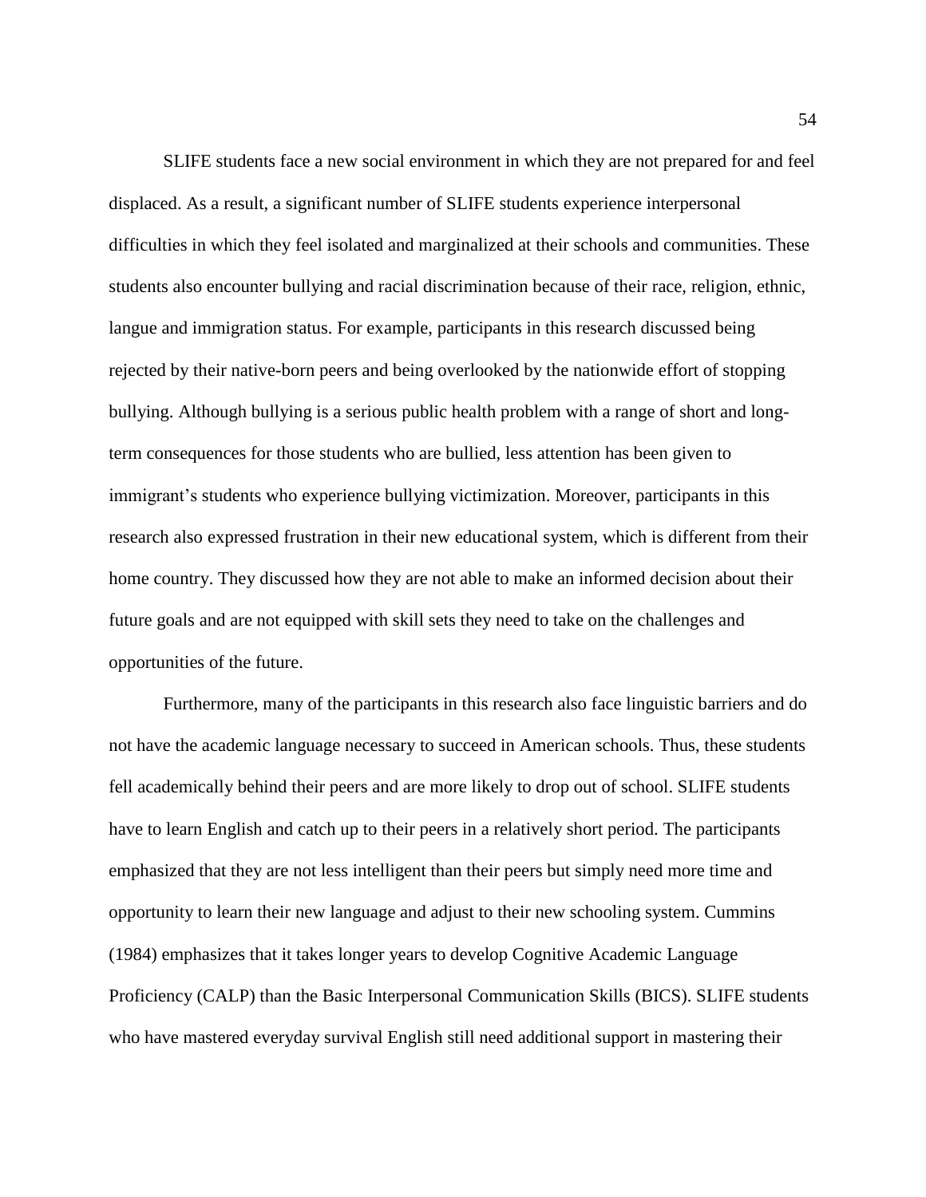SLIFE students face a new social environment in which they are not prepared for and feel displaced. As a result, a significant number of SLIFE students experience interpersonal difficulties in which they feel isolated and marginalized at their schools and communities. These students also encounter bullying and racial discrimination because of their race, religion, ethnic, langue and immigration status. For example, participants in this research discussed being rejected by their native-born peers and being overlooked by the nationwide effort of stopping bullying. Although bullying is a serious public health problem with a range of short and long-term consequences for those students who are bullied, less attention has been given to immigrant's students who experience bullying victimization. Moreover, participants in this research also expressed frustration in their new educational system, which is different from their home country. They discussed how they are not able to make an informed decision about their future goals and are not equipped with skill sets they need to take on the challenges and opportunities of the future.

Furthermore, many of the participants in this research also face linguistic barriers and do not have the academic language necessary to succeed in American schools. Thus, these students fell academically behind their peers and are more likely to drop out of school. SLIFE students have to learn English and catch up to their peers in a relatively short period. The participants emphasized that they are not less intelligent than their peers but simply need more time and opportunity to learn their new language and adjust to their new schooling system. Cummins (1984) emphasizes that it takes longer years to develop Cognitive Academic Language Proficiency (CALP) than the Basic Interpersonal Communication Skills (BICS). SLIFE students who have mastered everyday survival English still need additional support in mastering their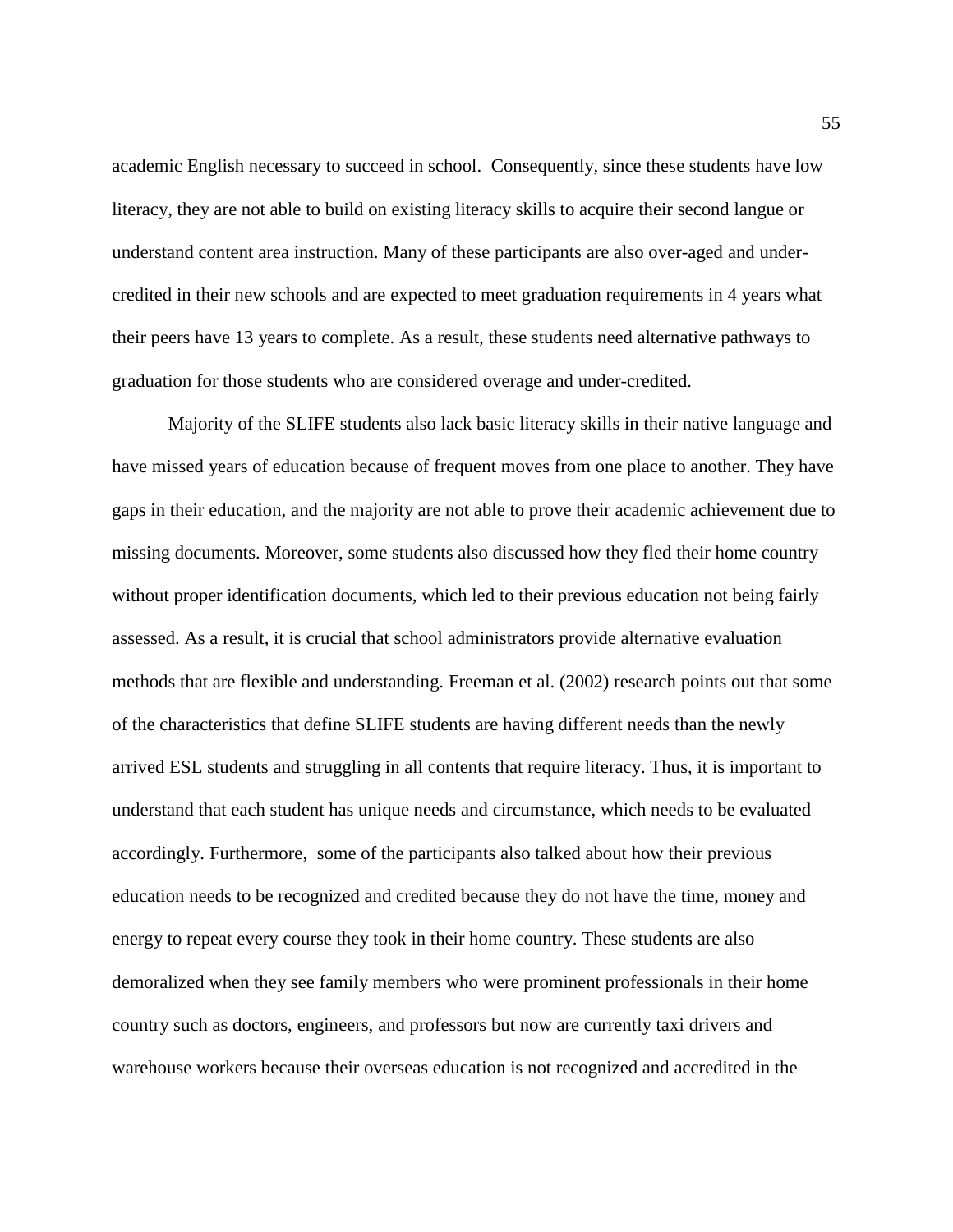academic English necessary to succeed in school. Consequently, since these students have low literacy, they are not able to build on existing literacy skills to acquire their second langue or understand content area instruction. Many of these participants are also over-aged and under-credited in their new schools and are expected to meet graduation requirements in 4 years what their peers have 13 years to complete. As a result, these students need alternative pathways to graduation for those students who are considered overage and under-credited.

Majority of the SLIFE students also lack basic literacy skills in their native language and have missed years of education because of frequent moves from one place to another. They have gaps in their education, and the majority are not able to prove their academic achievement due to missing documents. Moreover, some students also discussed how they fled their home country without proper identification documents, which led to their previous education not being fairly assessed. As a result, it is crucial that school administrators provide alternative evaluation methods that are flexible and understanding. Freeman et al. (2002) research points out that some of the characteristics that define SLIFE students are having different needs than the newly arrived ESL students and struggling in all contents that require literacy. Thus, it is important to understand that each student has unique needs and circumstance, which needs to be evaluated accordingly. Furthermore, some of the participants also talked about how their previous education needs to be recognized and credited because they do not have the time, money and energy to repeat every course they took in their home country. These students are also demoralized when they see family members who were prominent professionals in their home country such as doctors, engineers, and professors but now are currently taxi drivers and warehouse workers because their overseas education is not recognized and accredited in the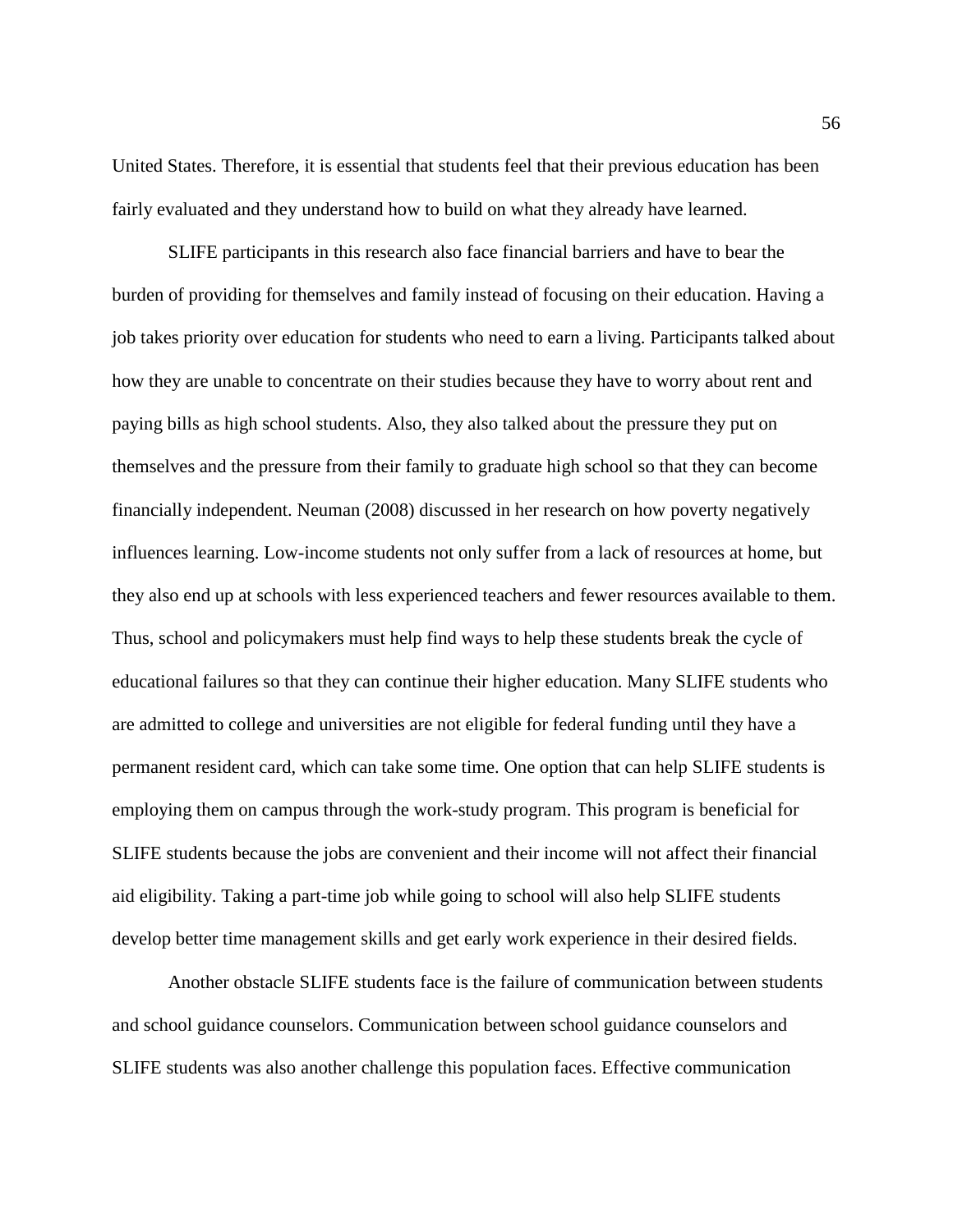United States. Therefore, it is essential that students feel that their previous education has been fairly evaluated and they understand how to build on what they already have learned.

SLIFE participants in this research also face financial barriers and have to bear the burden of providing for themselves and family instead of focusing on their education. Having a job takes priority over education for students who need to earn a living. Participants talked about how they are unable to concentrate on their studies because they have to worry about rent and paying bills as high school students. Also, they also talked about the pressure they put on themselves and the pressure from their family to graduate high school so that they can become financially independent. Neuman (2008) discussed in her research on how poverty negatively influences learning. Low-income students not only suffer from a lack of resources at home, but they also end up at schools with less experienced teachers and fewer resources available to them. Thus, school and policymakers must help find ways to help these students break the cycle of educational failures so that they can continue their higher education. Many SLIFE students who are admitted to college and universities are not eligible for federal funding until they have a permanent resident card, which can take some time. One option that can help SLIFE students is employing them on campus through the work-study program. This program is beneficial for SLIFE students because the jobs are convenient and their income will not affect their financial aid eligibility. Taking a part-time job while going to school will also help SLIFE students develop better time management skills and get early work experience in their desired fields.

Another obstacle SLIFE students face is the failure of communication between students and school guidance counselors. Communication between school guidance counselors and SLIFE students was also another challenge this population faces. Effective communication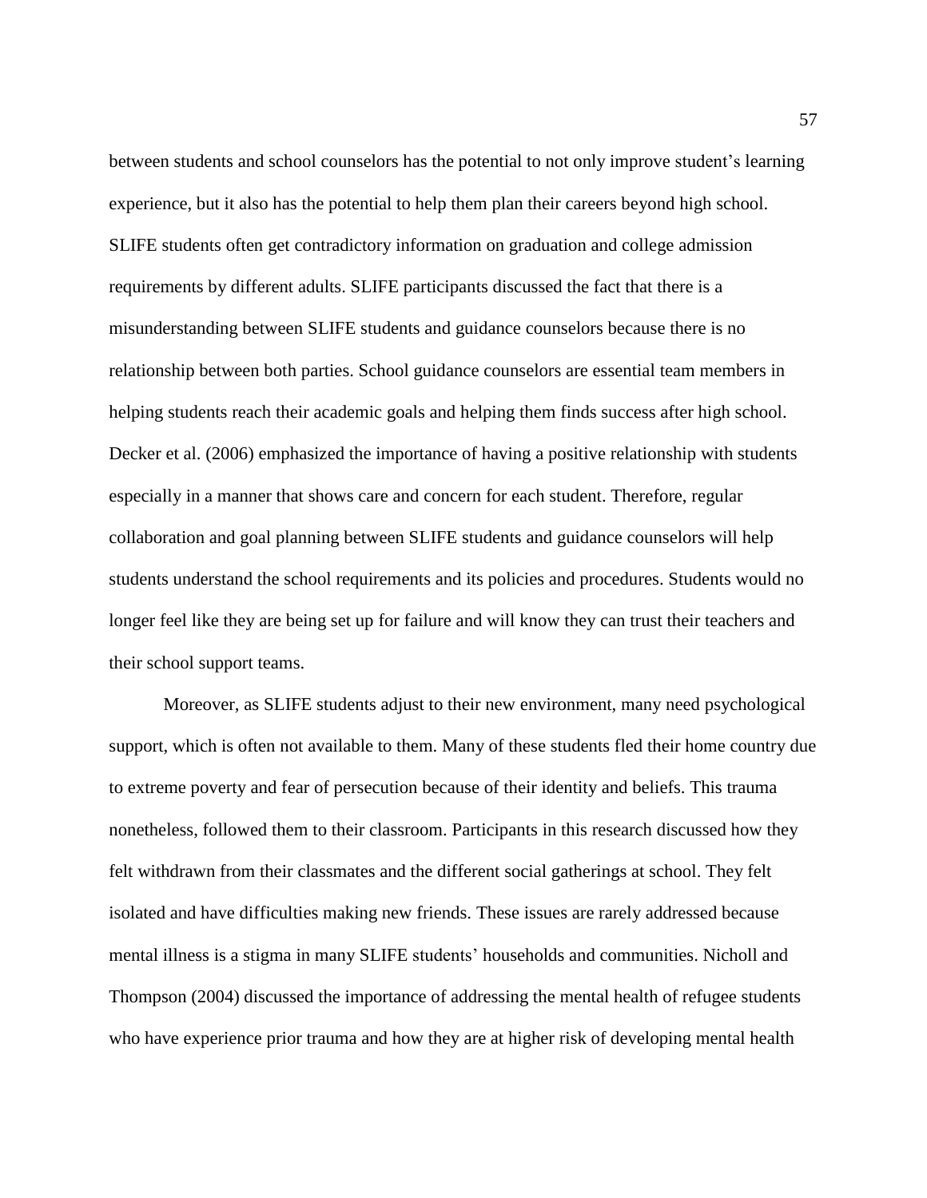between students and school counselors has the potential to not only improve student's learning experience, but it also has the potential to help them plan their careers beyond high school. SLIFE students often get contradictory information on graduation and college admission requirements by different adults. SLIFE participants discussed the fact that there is a misunderstanding between SLIFE students and guidance counselors because there is no relationship between both parties. School guidance counselors are essential team members in helping students reach their academic goals and helping them finds success after high school. Decker et al. (2006) emphasized the importance of having a positive relationship with students especially in a manner that shows care and concern for each student. Therefore, regular collaboration and goal planning between SLIFE students and guidance counselors will help students understand the school requirements and its policies and procedures. Students would no longer feel like they are being set up for failure and will know they can trust their teachers and their school support teams.

Moreover, as SLIFE students adjust to their new environment, many need psychological support, which is often not available to them. Many of these students fled their home country due to extreme poverty and fear of persecution because of their identity and beliefs. This trauma nonetheless, followed them to their classroom. Participants in this research discussed how they felt withdrawn from their classmates and the different social gatherings at school. They felt isolated and have difficulties making new friends. These issues are rarely addressed because mental illness is a stigma in many SLIFE students' households and communities. Nicholl and Thompson (2004) discussed the importance of addressing the mental health of refugee students who have experience prior trauma and how they are at higher risk of developing mental health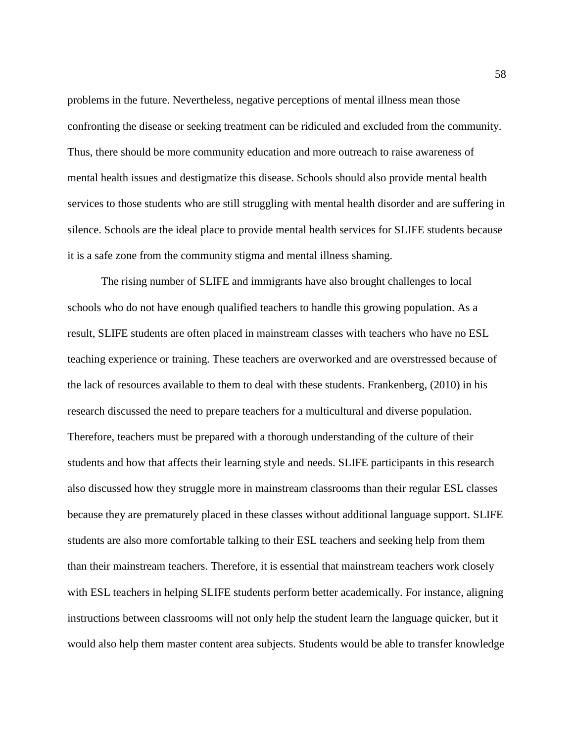problems in the future. Nevertheless, negative perceptions of mental illness mean those confronting the disease or seeking treatment can be ridiculed and excluded from the community. Thus, there should be more community education and more outreach to raise awareness of mental health issues and destigmatize this disease. Schools should also provide mental health services to those students who are still struggling with mental health disorder and are suffering in silence. Schools are the ideal place to provide mental health services for SLIFE students because it is a safe zone from the community stigma and mental illness shaming.

The rising number of SLIFE and immigrants have also brought challenges to local schools who do not have enough qualified teachers to handle this growing population. As a result, SLIFE students are often placed in mainstream classes with teachers who have no ESL teaching experience or training. These teachers are overworked and are overstressed because of the lack of resources available to them to deal with these students. Frankenberg, (2010) in his research discussed the need to prepare teachers for a multicultural and diverse population. Therefore, teachers must be prepared with a thorough understanding of the culture of their students and how that affects their learning style and needs. SLIFE participants in this research also discussed how they struggle more in mainstream classrooms than their regular ESL classes because they are prematurely placed in these classes without additional language support. SLIFE students are also more comfortable talking to their ESL teachers and seeking help from them than their mainstream teachers. Therefore, it is essential that mainstream teachers work closely with ESL teachers in helping SLIFE students perform better academically. For instance, aligning instructions between classrooms will not only help the student learn the language quicker, but it would also help them master content area subjects. Students would be able to transfer knowledge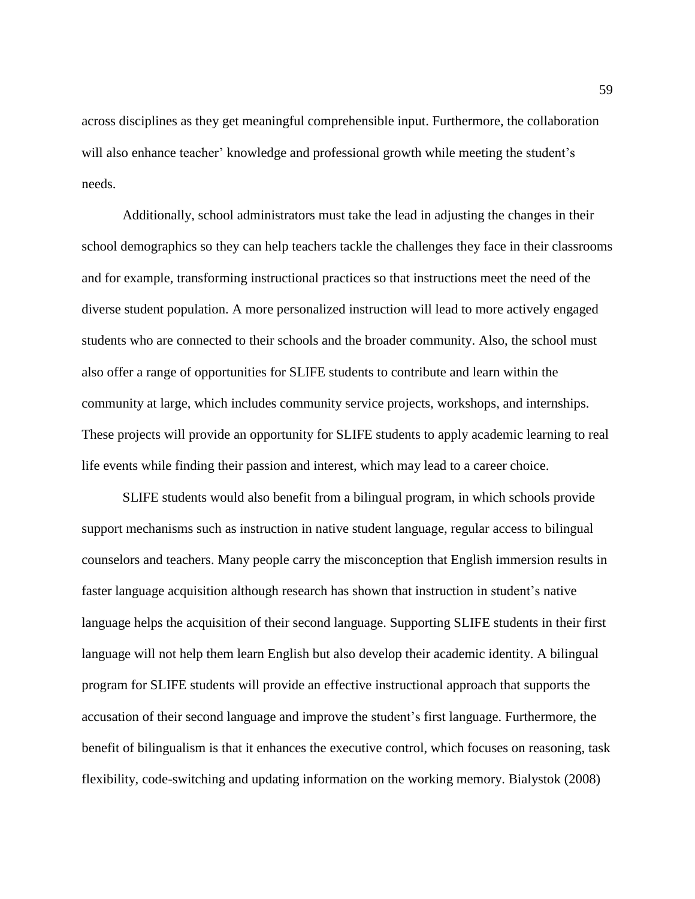across disciplines as they get meaningful comprehensible input. Furthermore, the collaboration will also enhance teacher' knowledge and professional growth while meeting the student's needs.

Additionally, school administrators must take the lead in adjusting the changes in their school demographics so they can help teachers tackle the challenges they face in their classrooms and for example, transforming instructional practices so that instructions meet the need of the diverse student population. A more personalized instruction will lead to more actively engaged students who are connected to their schools and the broader community. Also, the school must also offer a range of opportunities for SLIFE students to contribute and learn within the community at large, which includes community service projects, workshops, and internships. These projects will provide an opportunity for SLIFE students to apply academic learning to real life events while finding their passion and interest, which may lead to a career choice.

SLIFE students would also benefit from a bilingual program, in which schools provide support mechanisms such as instruction in native student language, regular access to bilingual counselors and teachers. Many people carry the misconception that English immersion results in faster language acquisition although research has shown that instruction in student's native language helps the acquisition of their second language. Supporting SLIFE students in their first language will not help them learn English but also develop their academic identity. A bilingual program for SLIFE students will provide an effective instructional approach that supports the accusation of their second language and improve the student's first language. Furthermore, the benefit of bilingualism is that it enhances the executive control, which focuses on reasoning, task flexibility, code-switching and updating information on the working memory. Bialystok (2008)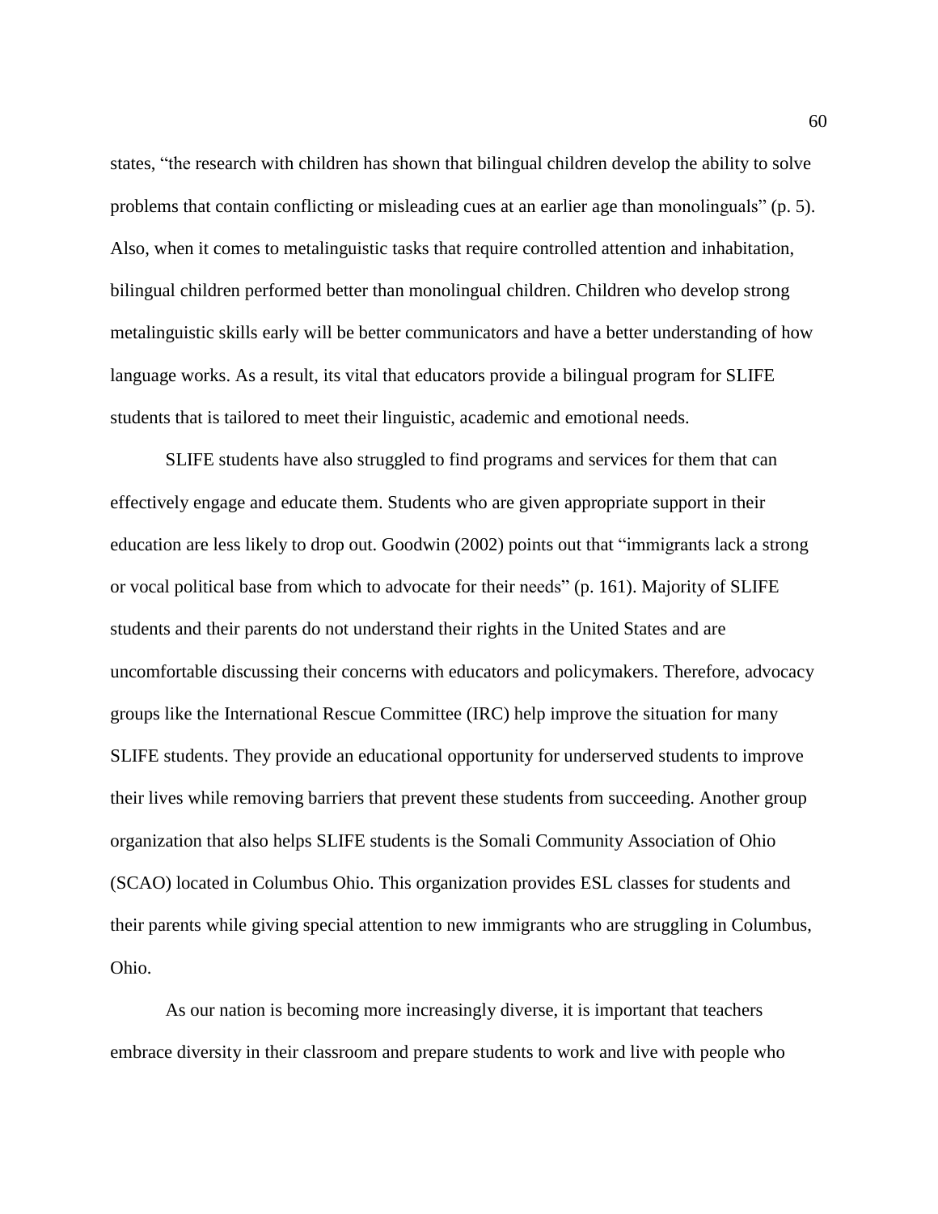states, "the research with children has shown that bilingual children develop the ability to solve problems that contain conflicting or misleading cues at an earlier age than monolinguals" (p. 5). Also, when it comes to metalinguistic tasks that require controlled attention and inhabitation, bilingual children performed better than monolingual children. Children who develop strong metalinguistic skills early will be better communicators and have a better understanding of how language works. As a result, its vital that educators provide a bilingual program for SLIFE students that is tailored to meet their linguistic, academic and emotional needs.

SLIFE students have also struggled to find programs and services for them that can effectively engage and educate them. Students who are given appropriate support in their education are less likely to drop out. Goodwin (2002) points out that "immigrants lack a strong or vocal political base from which to advocate for their needs" (p. 161). Majority of SLIFE students and their parents do not understand their rights in the United States and are uncomfortable discussing their concerns with educators and policymakers. Therefore, advocacy groups like the International Rescue Committee (IRC) help improve the situation for many SLIFE students. They provide an educational opportunity for underserved students to improve their lives while removing barriers that prevent these students from succeeding. Another group organization that also helps SLIFE students is the Somali Community Association of Ohio (SCAO) located in Columbus Ohio. This organization provides ESL classes for students and their parents while giving special attention to new immigrants who are struggling in Columbus, Ohio.

As our nation is becoming more increasingly diverse, it is important that teachers embrace diversity in their classroom and prepare students to work and live with people who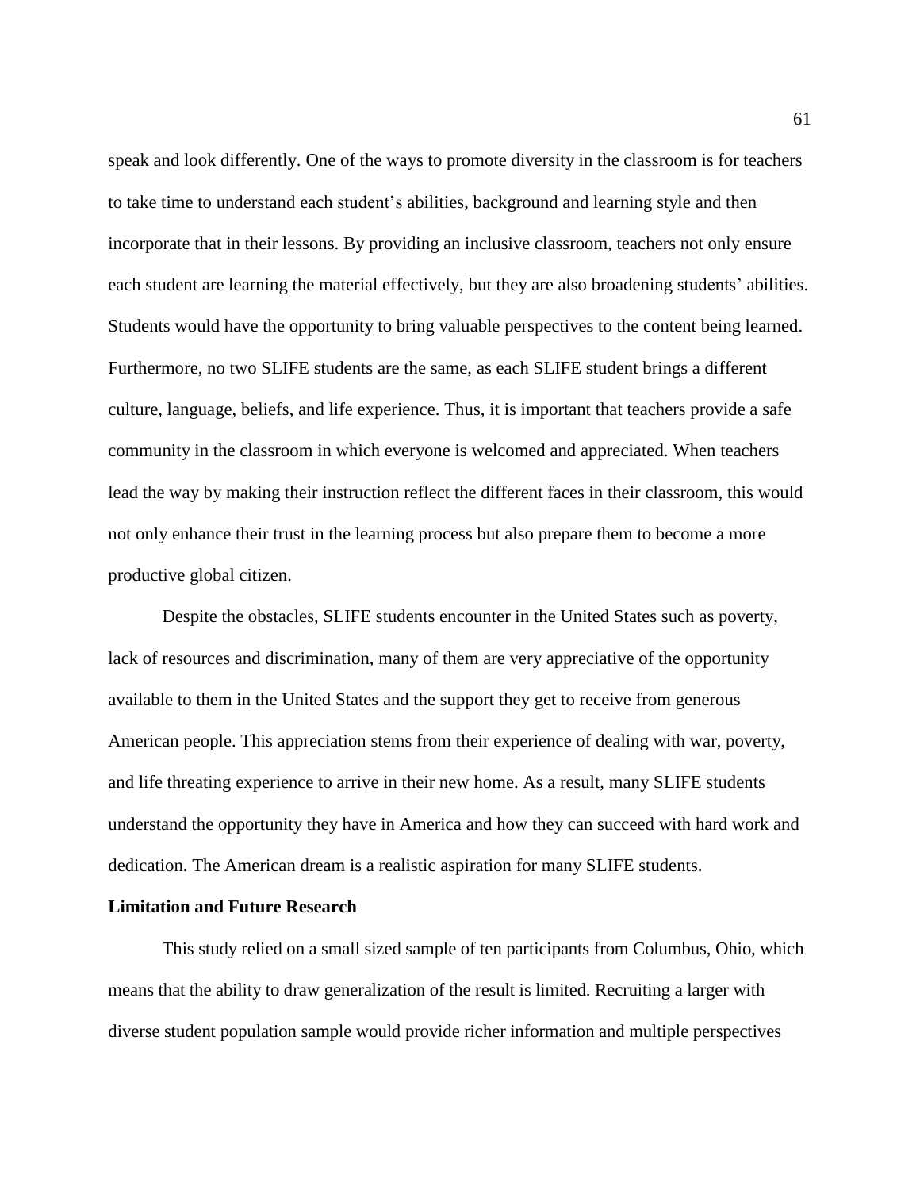speak and look differently. One of the ways to promote diversity in the classroom is for teachers to take time to understand each student's abilities, background and learning style and then incorporate that in their lessons. By providing an inclusive classroom, teachers not only ensure each student are learning the material effectively, but they are also broadening students' abilities. Students would have the opportunity to bring valuable perspectives to the content being learned. Furthermore, no two SLIFE students are the same, as each SLIFE student brings a different culture, language, beliefs, and life experience. Thus, it is important that teachers provide a safe community in the classroom in which everyone is welcomed and appreciated. When teachers lead the way by making their instruction reflect the different faces in their classroom, this would not only enhance their trust in the learning process but also prepare them to become a more productive global citizen.

Despite the obstacles, SLIFE students encounter in the United States such as poverty, lack of resources and discrimination, many of them are very appreciative of the opportunity available to them in the United States and the support they get to receive from generous American people. This appreciation stems from their experience of dealing with war, poverty, and life threating experience to arrive in their new home. As a result, many SLIFE students understand the opportunity they have in America and how they can succeed with hard work and dedication. The American dream is a realistic aspiration for many SLIFE students.

**Limitation and Future Research**

This study relied on a small sized sample of ten participants from Columbus, Ohio, which means that the ability to draw generalization of the result is limited. Recruiting a larger with diverse student population sample would provide richer information and multiple perspectives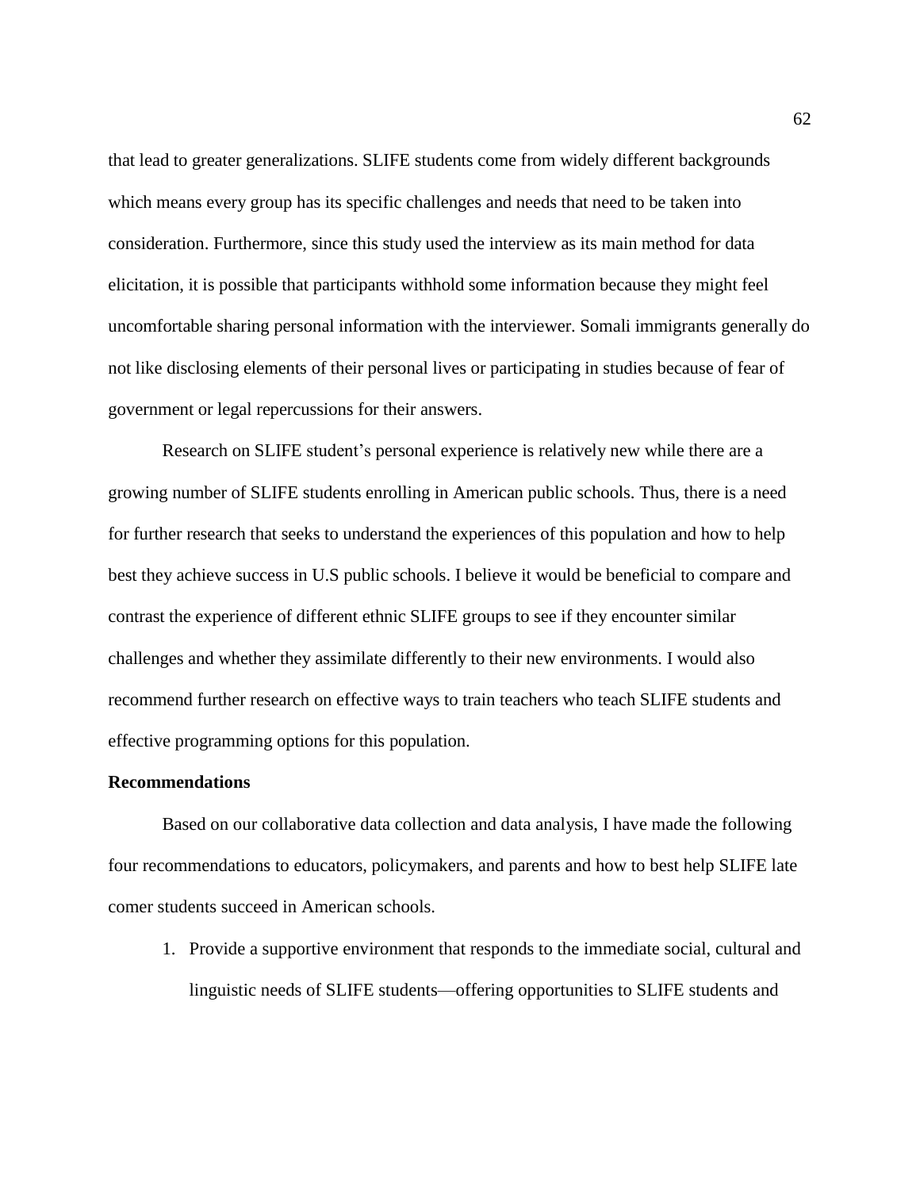that lead to greater generalizations. SLIFE students come from widely different backgrounds which means every group has its specific challenges and needs that need to be taken into consideration. Furthermore, since this study used the interview as its main method for data elicitation, it is possible that participants withhold some information because they might feel uncomfortable sharing personal information with the interviewer. Somali immigrants generally do not like disclosing elements of their personal lives or participating in studies because of fear of government or legal repercussions for their answers.

Research on SLIFE student's personal experience is relatively new while there are a growing number of SLIFE students enrolling in American public schools. Thus, there is a need for further research that seeks to understand the experiences of this population and how to help best they achieve success in U.S public schools. I believe it would be beneficial to compare and contrast the experience of different ethnic SLIFE groups to see if they encounter similar challenges and whether they assimilate differently to their new environments. I would also recommend further research on effective ways to train teachers who teach SLIFE students and effective programming options for this population.

**Recommendations**

Based on our collaborative data collection and data analysis, I have made the following four recommendations to educators, policymakers, and parents and how to best help SLIFE late comer students succeed in American schools.

1. Provide a supportive environment that responds to the immediate social, cultural and linguistic needs of SLIFE students—offering opportunities to SLIFE students and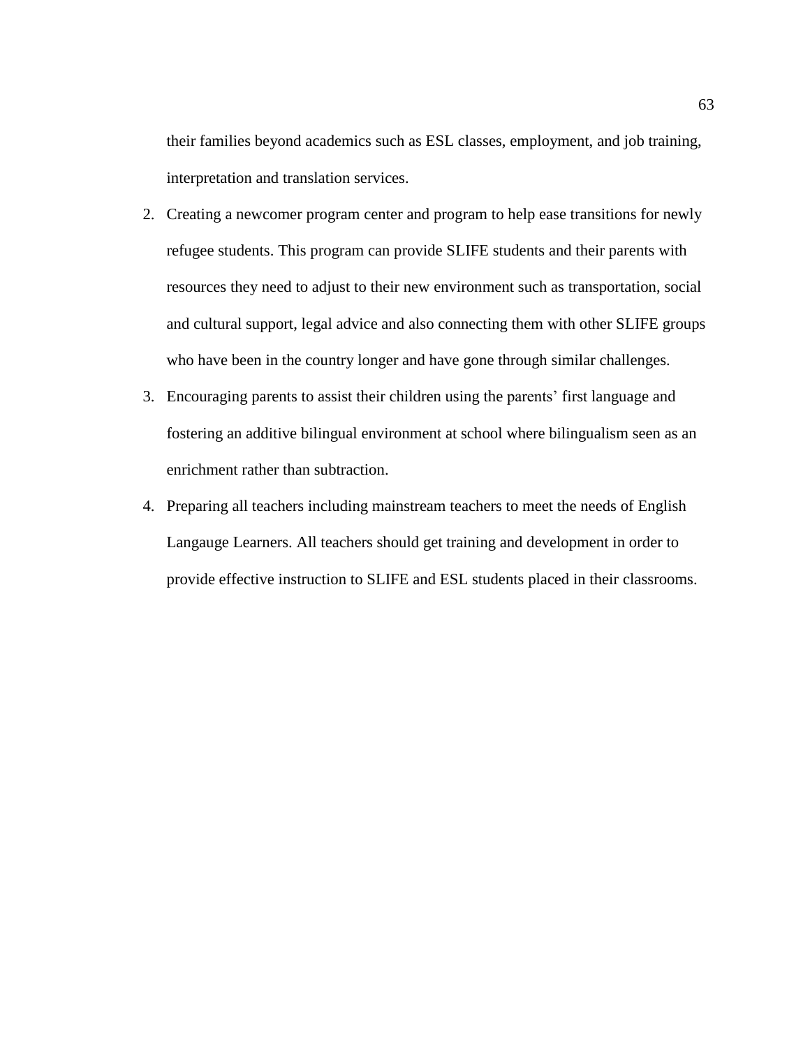their families beyond academics such as ESL classes, employment, and job training, interpretation and translation services.

2. Creating a newcomer program center and program to help ease transitions for newly refugee students. This program can provide SLIFE students and their parents with resources they need to adjust to their new environment such as transportation, social and cultural support, legal advice and also connecting them with other SLIFE groups who have been in the country longer and have gone through similar challenges.
3. Encouraging parents to assist their children using the parents' first language and fostering an additive bilingual environment at school where bilingualism seen as an enrichment rather than subtraction.
4. Preparing all teachers including mainstream teachers to meet the needs of English Langauge Learners. All teachers should get training and development in order to provide effective instruction to SLIFE and ESL students placed in their classrooms.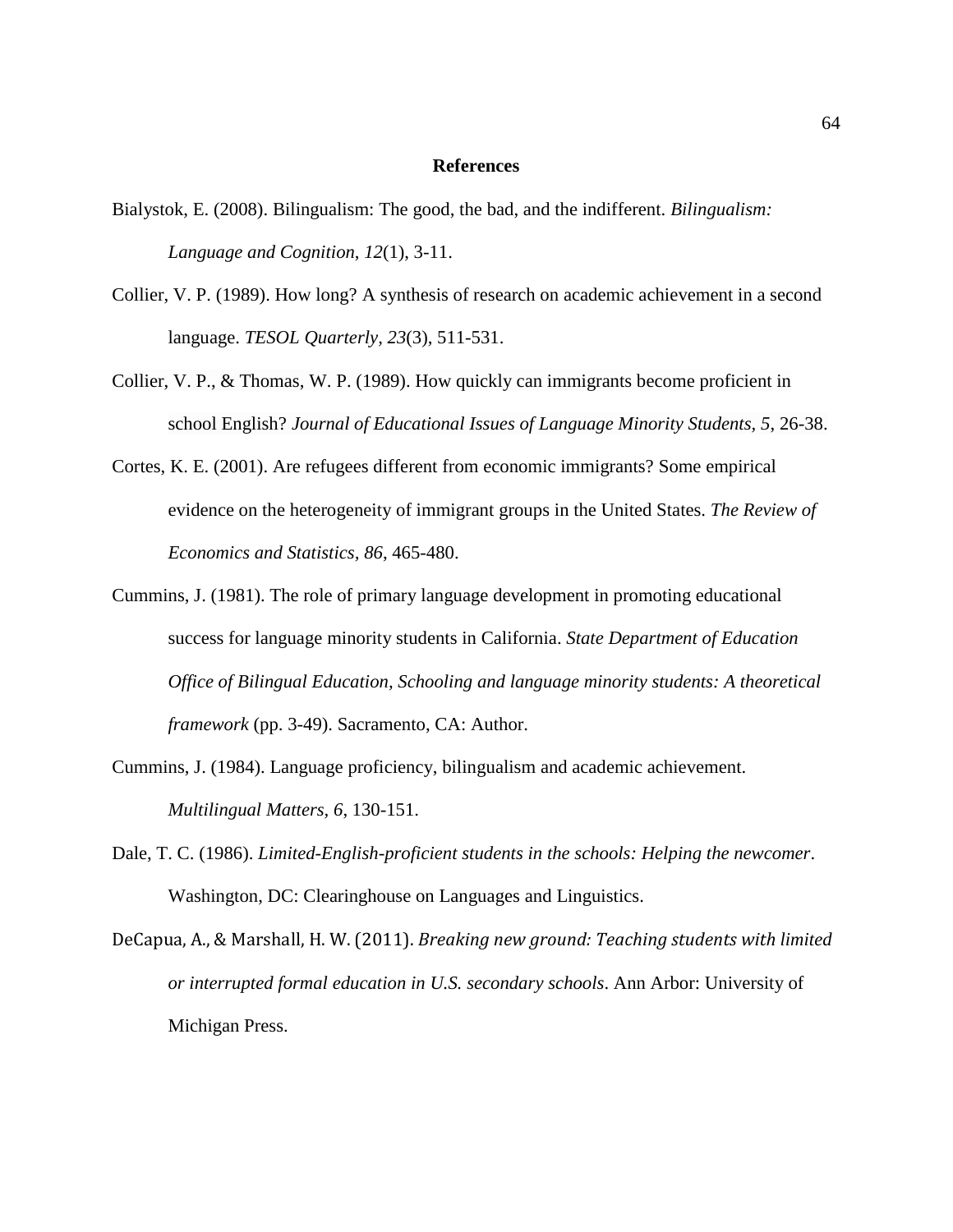# References

Bialystok, E. (2008). Bilingualism: The good, the bad, and the indifferent. *Bilingualism: Language and Cognition*, *12*(1), 3-11.

Collier, V. P. (1989). How long? A synthesis of research on academic achievement in a second language. *TESOL Quarterly, 23*(3), 511-531.

Collier, V. P., & Thomas, W. P. (1989). How quickly can immigrants become proficient in school English? *Journal of Educational Issues of Language Minority Students, 5*, 26-38.

Cortes, K. E. (2001). Are refugees different from economic immigrants? Some empirical evidence on the heterogeneity of immigrant groups in the United States. *The Review of Economics and Statistics, 86*, 465-480.

Cummins, J. (1981). The role of primary language development in promoting educational success for language minority students in California. *State Department of Education Office of Bilingual Education, Schooling and language minority students: A theoretical framework* (pp. 3-49). Sacramento, CA: Author.

Cummins, J. (1984). Language proficiency, bilingualism and academic achievement. *Multilingual Matters*, *6*, 130-151.

Dale, T. C. (1986). *Limited-English-proficient students in the schools: Helping the newcomer*. Washington, DC: Clearinghouse on Languages and Linguistics.

DeCapua, A., & Marshall, H. W. (2011). *Breaking new ground: Teaching students with limited or interrupted formal education in U.S. secondary schools*. Ann Arbor: University of Michigan Press.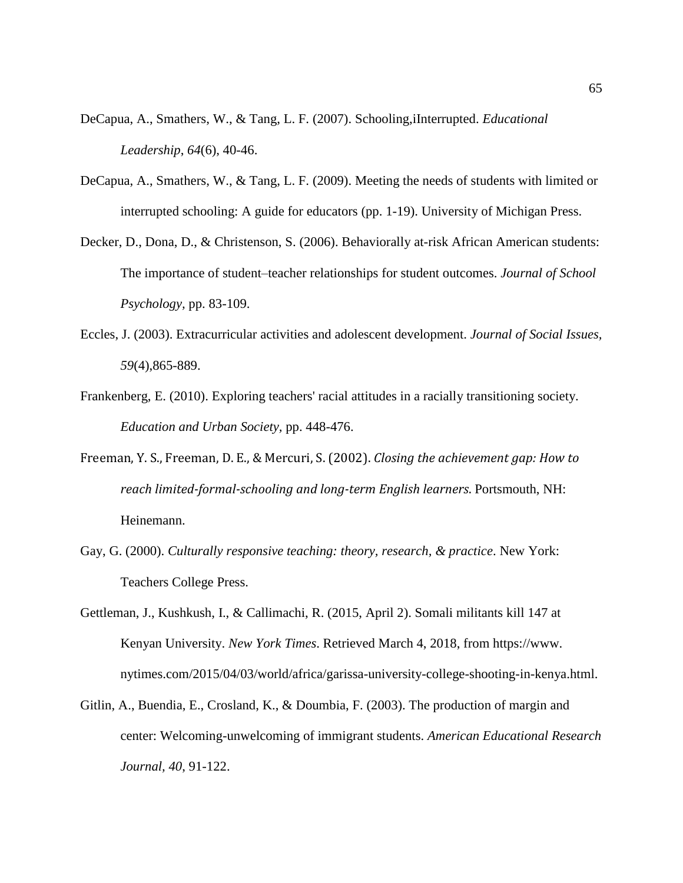DeCapua, A., Smathers, W., & Tang, L. F. (2007). Schooling,iInterrupted. *Educational Leadership*, *64*(6), 40-46.

DeCapua, A., Smathers, W., & Tang, L. F. (2009). Meeting the needs of students with limited or interrupted schooling: A guide for educators (pp. 1-19). University of Michigan Press.

Decker, D., Dona, D., & Christenson, S. (2006). Behaviorally at-risk African American students: The importance of student–teacher relationships for student outcomes. *Journal of School Psychology*, pp. 83-109.

Eccles, J. (2003). Extracurricular activities and adolescent development. *Journal of Social Issues*, *59*(4),865-889.

Frankenberg, E. (2010). Exploring teachers' racial attitudes in a racially transitioning society. *Education and Urban Society*, pp. 448-476.

Freeman, Y. S., Freeman, D. E., & Mercuri, S. (2002). *Closing the achievement gap: How to reach limited-formal-schooling and long-term English learners*. Portsmouth, NH: Heinemann.

Gay, G. (2000). *Culturally responsive teaching: theory, research, & practice*. New York: Teachers College Press.

Gettleman, J., Kushkush, I., & Callimachi, R. (2015, April 2). Somali militants kill 147 at Kenyan University. *New York Times*. Retrieved March 4, 2018, from https://www. nytimes.com/2015/04/03/world/africa/garissa-university-college-shooting-in-kenya.html.

Gitlin, A., Buendia, E., Crosland, K., & Doumbia, F. (2003). The production of margin and center: Welcoming-unwelcoming of immigrant students. *American Educational Research Journal*, *40*, 91-122.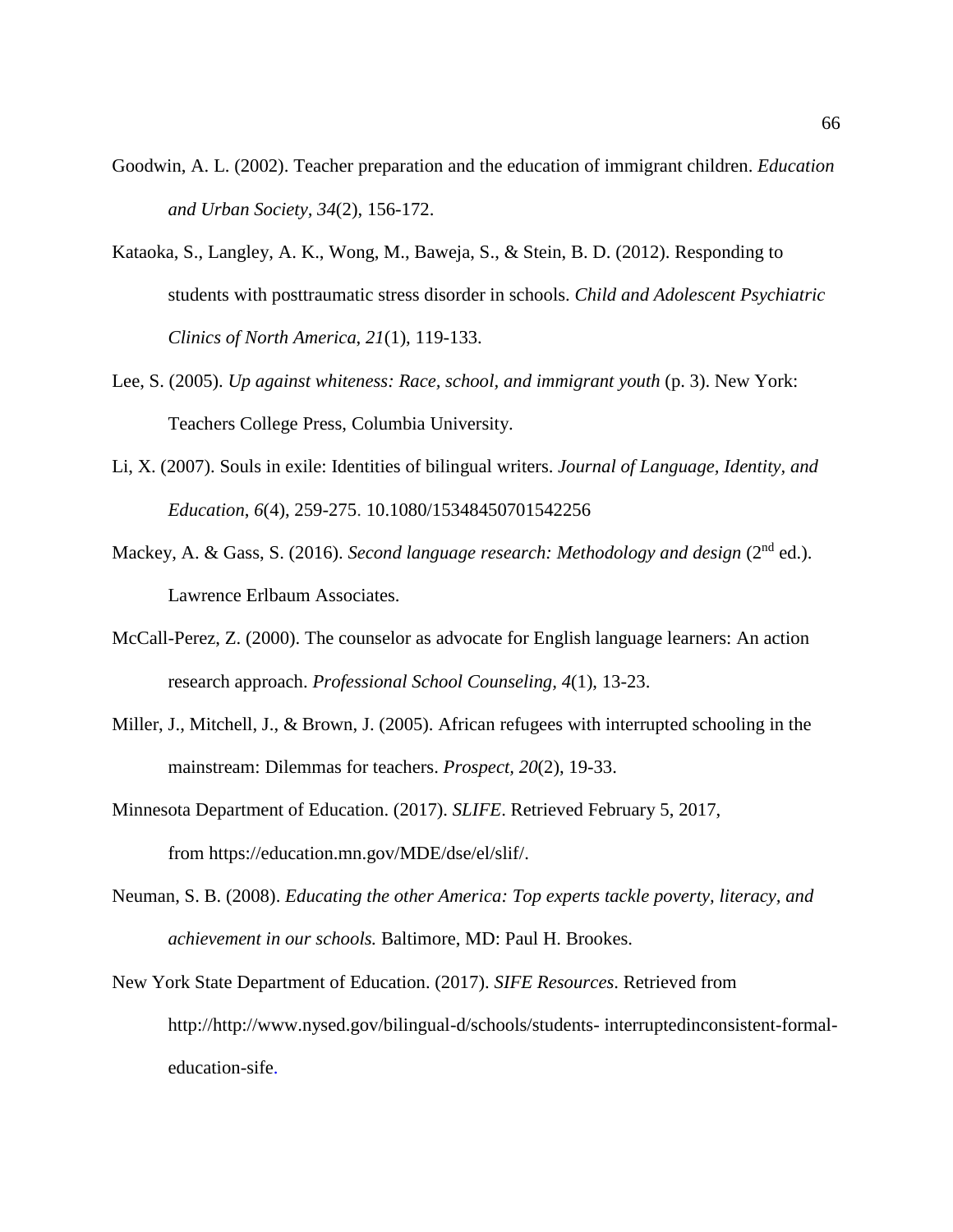Goodwin, A. L. (2002). Teacher preparation and the education of immigrant children. *Education and Urban Society*, *34*(2), 156-172.

Kataoka, S., Langley, A. K., Wong, M., Baweja, S., & Stein, B. D. (2012). Responding to students with posttraumatic stress disorder in schools. *Child and Adolescent Psychiatric Clinics of North America*, *21*(1), 119-133.

Lee, S. (2005). *Up against whiteness: Race, school, and immigrant youth* (p. 3). New York: Teachers College Press, Columbia University.

Li, X. (2007). Souls in exile: Identities of bilingual writers. *Journal of Language, Identity, and Education*, *6*(4), 259-275. 10.1080/15348450701542256

Mackey, A. & Gass, S. (2016). *Second language research: Methodology and design* (2nd ed.). Lawrence Erlbaum Associates.

McCall-Perez, Z. (2000). The counselor as advocate for English language learners: An action research approach. *Professional School Counseling, 4*(1), 13-23.

Miller, J., Mitchell, J., & Brown, J. (2005). African refugees with interrupted schooling in the mainstream: Dilemmas for teachers. *Prospect, 20*(2), 19-33.

Minnesota Department of Education. (2017). *SLIFE*. Retrieved February 5, 2017, from https://education.mn.gov/MDE/dse/el/slif/.

Neuman, S. B. (2008). *Educating the other America: Top experts tackle poverty, literacy, and achievement in our schools.* Baltimore, MD: Paul H. Brookes.

New York State Department of Education. (2017). *SIFE Resources*. Retrieved from http://http://www.nysed.gov/bilingual-d/schools/students- interruptedinconsistent-formal-education-sife.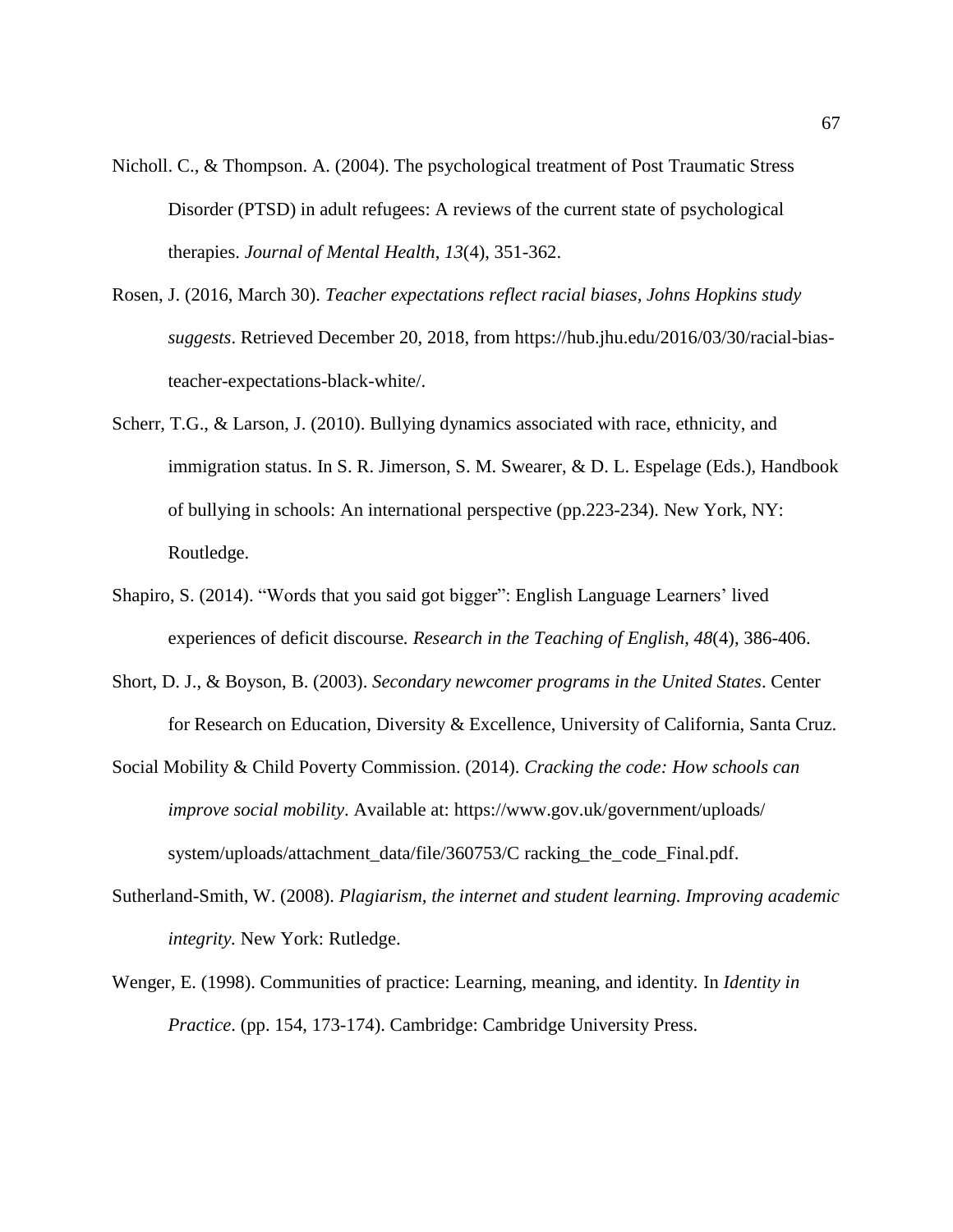Nicholl. C., & Thompson. A. (2004). The psychological treatment of Post Traumatic Stress Disorder (PTSD) in adult refugees: A reviews of the current state of psychological therapies. *Journal of Mental Health*, *13*(4), 351-362.

Rosen, J. (2016, March 30). *Teacher expectations reflect racial biases, Johns Hopkins study suggests*. Retrieved December 20, 2018, from https://hub.jhu.edu/2016/03/30/racial-bias-teacher-expectations-black-white/.

Scherr, T.G., & Larson, J. (2010). Bullying dynamics associated with race, ethnicity, and immigration status. In S. R. Jimerson, S. M. Swearer, & D. L. Espelage (Eds.), Handbook of bullying in schools: An international perspective (pp.223-234). New York, NY: Routledge.

Shapiro, S. (2014). "Words that you said got bigger": English Language Learners' lived experiences of deficit discourse*. Research in the Teaching of English*, *48*(4), 386-406.

Short, D. J., & Boyson, B. (2003). *Secondary newcomer programs in the United States*. Center for Research on Education, Diversity & Excellence, University of California, Santa Cruz.

Social Mobility & Child Poverty Commission. (2014). *Cracking the code: How schools can improve social mobility*. Available at: https://www.gov.uk/government/uploads/system/uploads/attachment_data/file/360753/C racking_the_code_Final.pdf.

Sutherland-Smith, W. (2008). *Plagiarism, the internet and student learning. Improving academic integrity*. New York: Rutledge.

Wenger, E. (1998). Communities of practice: Learning, meaning, and identity*.* In *Identity in Practice*. (pp. 154, 173-174). Cambridge: Cambridge University Press.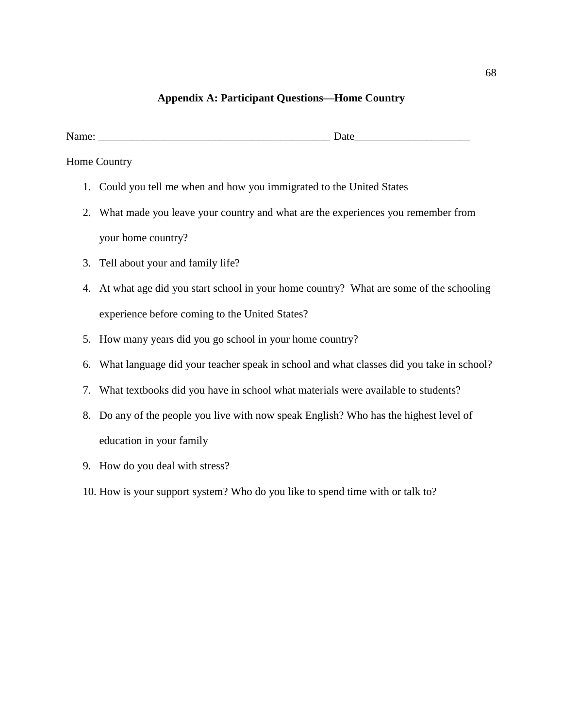## Appendix A: Participant Questions—Home Country

Name: ________________________________________ Date____________________

Home Country

1. Could you tell me when and how you immigrated to the United States
2. What made you leave your country and what are the experiences you remember from your home country?
3. Tell about your and family life?
4. At what age did you start school in your home country? What are some of the schooling experience before coming to the United States?
5. How many years did you go school in your home country?
6. What language did your teacher speak in school and what classes did you take in school?
7. What textbooks did you have in school what materials were available to students?
8. Do any of the people you live with now speak English? Who has the highest level of education in your family
9. How do you deal with stress?
10. How is your support system? Who do you like to spend time with or talk to?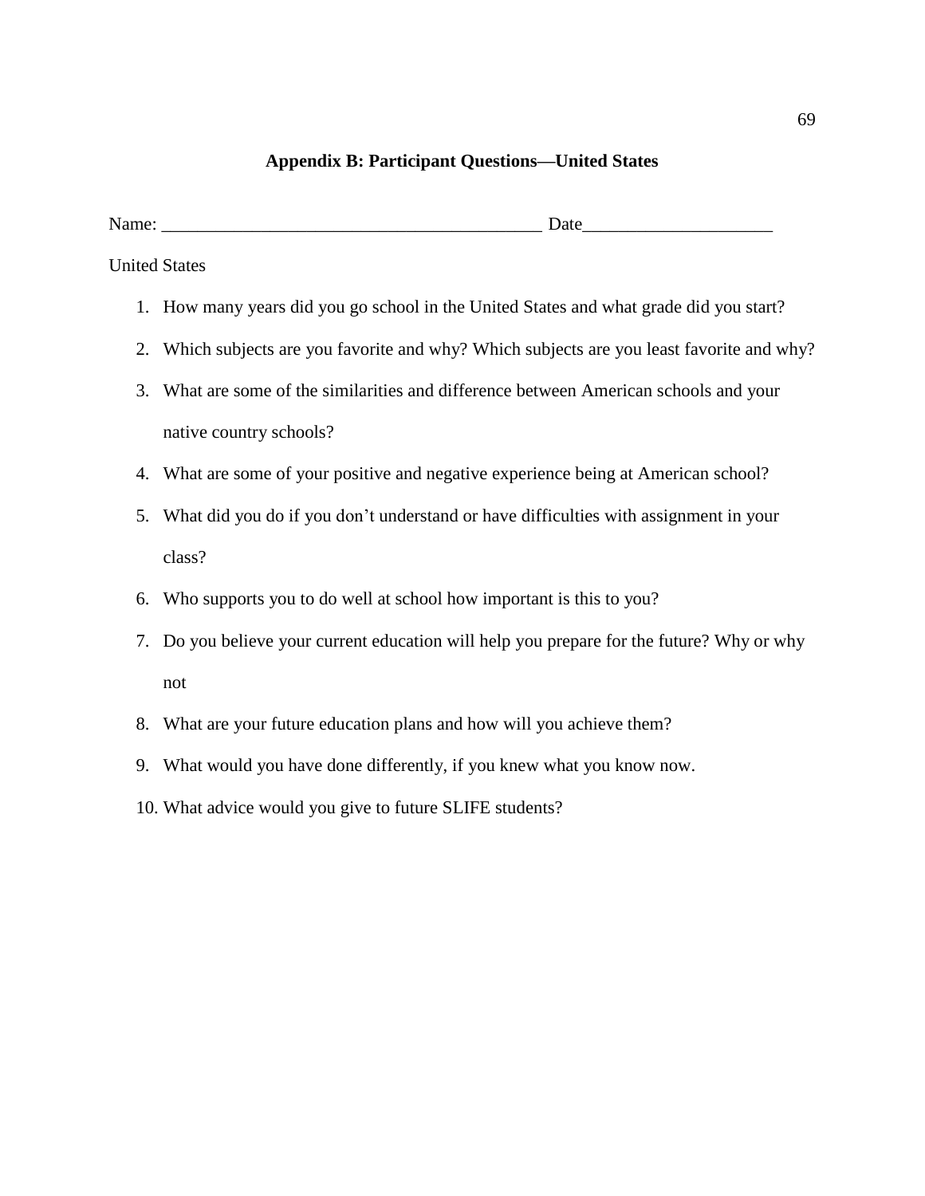# Appendix B: Participant Questions—United States

Name: ________________________________________ Date____________________

United States

1. How many years did you go school in the United States and what grade did you start?
2. Which subjects are you favorite and why? Which subjects are you least favorite and why?
3. What are some of the similarities and difference between American schools and your native country schools?
4. What are some of your positive and negative experience being at American school?
5. What did you do if you don't understand or have difficulties with assignment in your class?
6. Who supports you to do well at school how important is this to you?
7. Do you believe your current education will help you prepare for the future? Why or why not
8. What are your future education plans and how will you achieve them?
9. What would you have done differently, if you knew what you know now.
10. What advice would you give to future SLIFE students?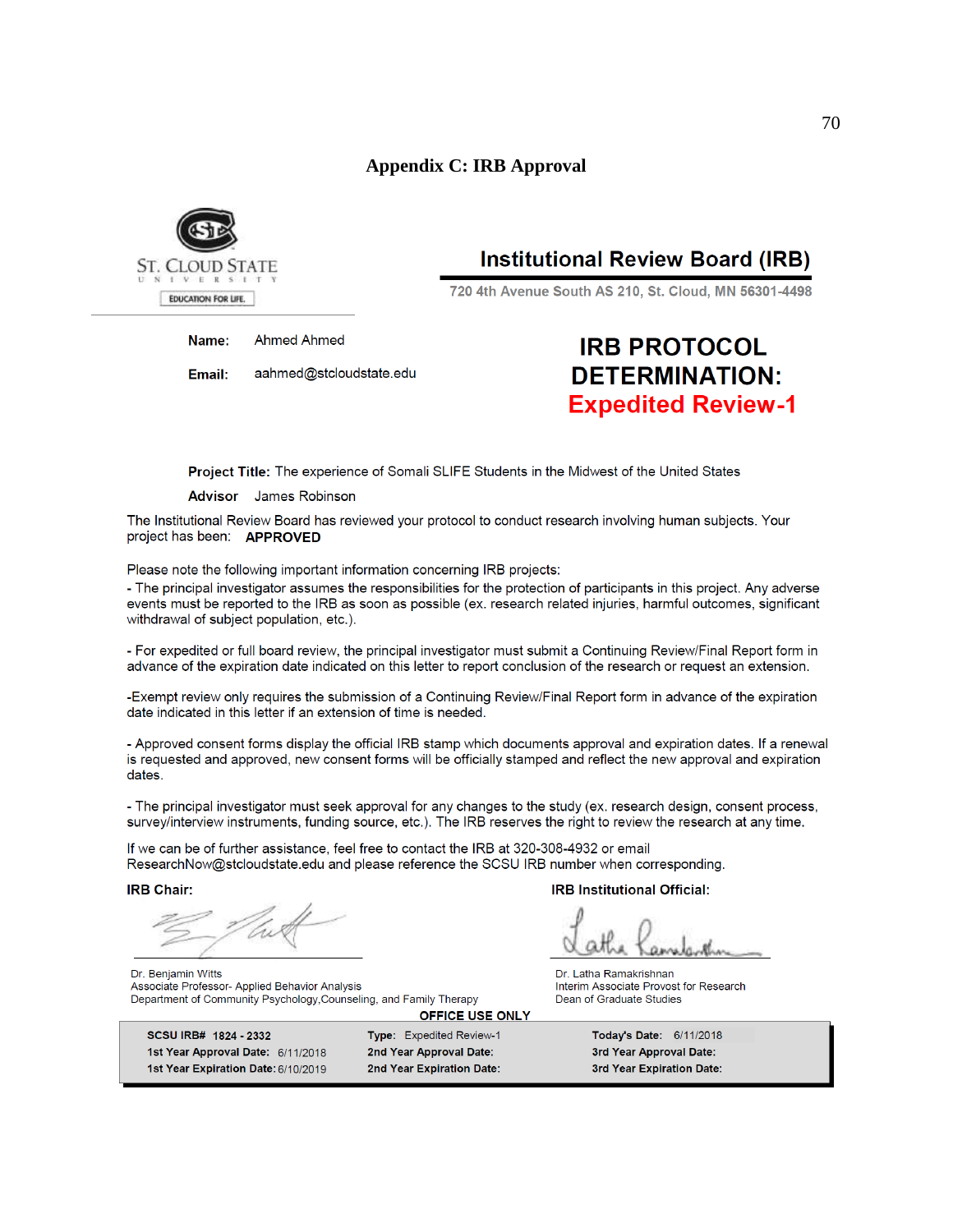# Appendix C: IRB Approval

ST. CLOUD STATE UNIVERSITY

EDUCATION FOR LIFE.

## Institutional Review Board (IRB)

720 4th Avenue South AS 210, St. Cloud, MN 56301-4498

**Name:** Ahmed Ahmed

**Email:** aahmed@stcloudstate.edu

## IRB PROTOCOL DETERMINATION:

## Expedited Review-1

**Project Title:** The experience of Somali SLIFE Students in the Midwest of the United States

**Advisor** James Robinson

The Institutional Review Board has reviewed your protocol to conduct research involving human subjects. Your project has been: **APPROVED**

Please note the following important information concerning IRB projects:

- The principal investigator assumes the responsibilities for the protection of participants in this project. Any adverse events must be reported to the IRB as soon as possible (ex. research related injuries, harmful outcomes, significant withdrawal of subject population, etc.).

- For expedited or full board review, the principal investigator must submit a Continuing Review/Final Report form in advance of the expiration date indicated on this letter to report conclusion of the research or request an extension.

-Exempt review only requires the submission of a Continuing Review/Final Report form in advance of the expiration date indicated in this letter if an extension of time is needed.

- Approved consent forms display the official IRB stamp which documents approval and expiration dates. If a renewal is requested and approved, new consent forms will be officially stamped and reflect the new approval and expiration dates.

- The principal investigator must seek approval for any changes to the study (ex. research design, consent process, survey/interview instruments, funding source, etc.). The IRB reserves the right to review the research at any time.

If we can be of further assistance, feel free to contact the IRB at 320-308-4932 or email ResearchNow@stcloudstate.edu and please reference the SCSU IRB number when corresponding.

**IRB Chair:**

Dr. Benjamin Witts
Associate Professor- Applied Behavior Analysis
Department of Community Psychology,Counseling, and Family Therapy

**IRB Institutional Official:**

Dr. Latha Ramakrishnan
Interim Associate Provost for Research
Dean of Graduate Studies

**OFFICE USE ONLY**

| | | |
|---|---|---|
| **SCSU IRB#** 1824 - 2332 | **Type:** Expedited Review-1 | **Today's Date:** 6/11/2018 |
| **1st Year Approval Date:** 6/11/2018 | **2nd Year Approval Date:** | **3rd Year Approval Date:** |
| **1st Year Expiration Date:** 6/10/2019 | **2nd Year Expiration Date:** | **3rd Year Expiration Date:** |